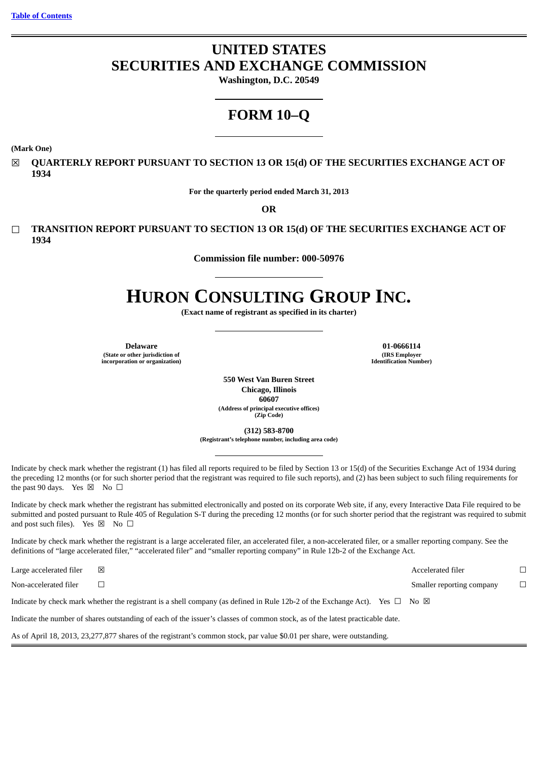# UNITED STATES
# SECURITIES AND EXCHANGE COMMISSION

**Washington, D.C. 20549**

# FORM 10–Q

**(Mark One)**

☒ **QUARTERLY REPORT PURSUANT TO SECTION 13 OR 15(d) OF THE SECURITIES EXCHANGE ACT OF 1934**

**For the quarterly period ended March 31, 2013**

**OR**

☐ **TRANSITION REPORT PURSUANT TO SECTION 13 OR 15(d) OF THE SECURITIES EXCHANGE ACT OF 1934**

**Commission file number: 000-50976**

# HURON CONSULTING GROUP INC.

**(Exact name of registrant as specified in its charter)**

| **Delaware** | **01-0666114** |
|---|---|
| **(State or other jurisdiction of incorporation or organization)** | **(IRS Employer Identification Number)** |

**550 West Van Buren Street**
**Chicago, Illinois**
**60607**
**(Address of principal executive offices)**
**(Zip Code)**

**(312) 583-8700**
**(Registrant's telephone number, including area code)**

Indicate by check mark whether the registrant (1) has filed all reports required to be filed by Section 13 or 15(d) of the Securities Exchange Act of 1934 during the preceding 12 months (or for such shorter period that the registrant was required to file such reports), and (2) has been subject to such filing requirements for the past 90 days. Yes ☒ No ☐

Indicate by check mark whether the registrant has submitted electronically and posted on its corporate Web site, if any, every Interactive Data File required to be submitted and posted pursuant to Rule 405 of Regulation S-T during the preceding 12 months (or for such shorter period that the registrant was required to submit and post such files). Yes ☒ No ☐

Indicate by check mark whether the registrant is a large accelerated filer, an accelerated filer, a non-accelerated filer, or a smaller reporting company. See the definitions of "large accelerated filer," "accelerated filer" and "smaller reporting company" in Rule 12b-2 of the Exchange Act.

| | | | |
|---|---|---|---|
| Large accelerated filer | ☒ | Accelerated filer | ☐ |
| Non-accelerated filer | ☐ | Smaller reporting company | ☐ |

Indicate by check mark whether the registrant is a shell company (as defined in Rule 12b-2 of the Exchange Act). Yes ☐ No ☒

Indicate the number of shares outstanding of each of the issuer's classes of common stock, as of the latest practicable date.

As of April 18, 2013, 23,277,877 shares of the registrant's common stock, par value $0.01 per share, were outstanding.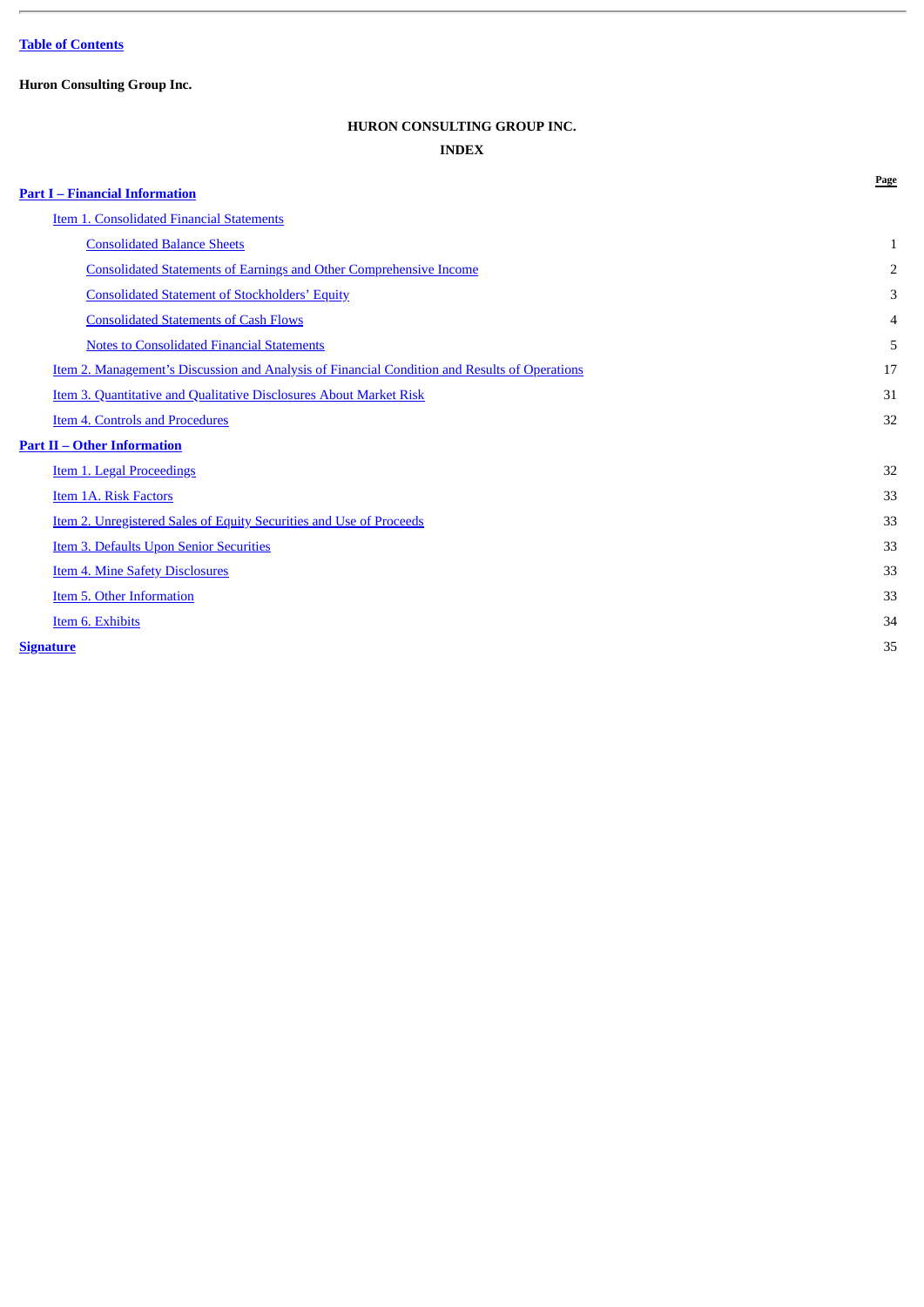Table of Contents

**Huron Consulting Group Inc.**

# HURON CONSULTING GROUP INC.

## INDEX

| | Page |
|---|---|
| **Part I – Financial Information** | |
| Item 1. Consolidated Financial Statements | |
| Consolidated Balance Sheets | 1 |
| Consolidated Statements of Earnings and Other Comprehensive Income | 2 |
| Consolidated Statement of Stockholders' Equity | 3 |
| Consolidated Statements of Cash Flows | 4 |
| Notes to Consolidated Financial Statements | 5 |
| Item 2. Management's Discussion and Analysis of Financial Condition and Results of Operations | 17 |
| Item 3. Quantitative and Qualitative Disclosures About Market Risk | 31 |
| Item 4. Controls and Procedures | 32 |
| **Part II – Other Information** | |
| Item 1. Legal Proceedings | 32 |
| Item 1A. Risk Factors | 33 |
| Item 2. Unregistered Sales of Equity Securities and Use of Proceeds | 33 |
| Item 3. Defaults Upon Senior Securities | 33 |
| Item 4. Mine Safety Disclosures | 33 |
| Item 5. Other Information | 33 |
| Item 6. Exhibits | 34 |
| **Signature** | 35 |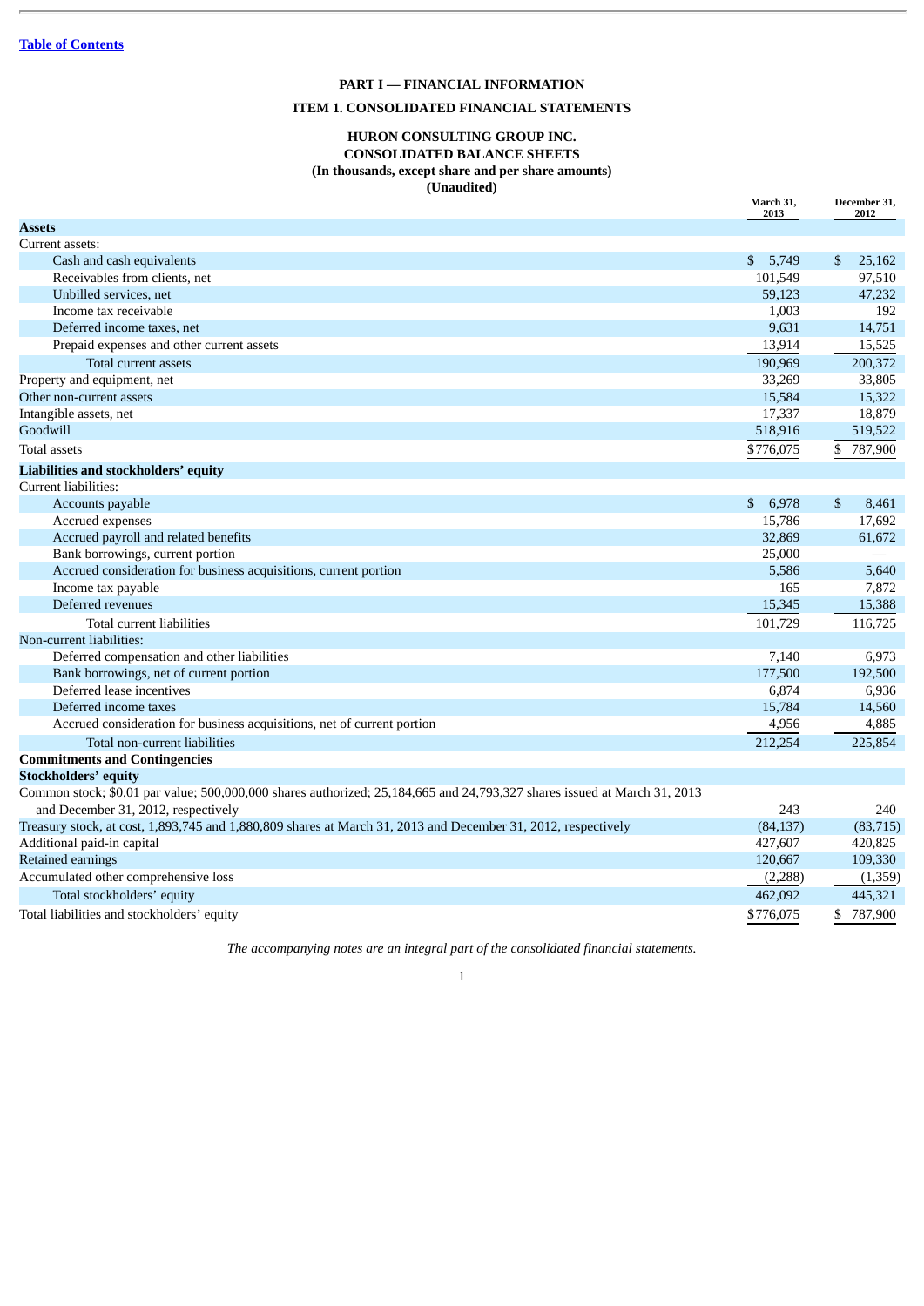[Table of Contents](#)

# PART I — FINANCIAL INFORMATION

## ITEM 1. CONSOLIDATED FINANCIAL STATEMENTS

### HURON CONSULTING GROUP INC.
### CONSOLIDATED BALANCE SHEETS
### (In thousands, except share and per share amounts)
### (Unaudited)

| | March 31, 2013 | December 31, 2012 |
|---|---|---|
| **Assets** | | |
| Current assets: | | |
| Cash and cash equivalents | $ 5,749 | $ 25,162 |
| Receivables from clients, net | 101,549 | 97,510 |
| Unbilled services, net | 59,123 | 47,232 |
| Income tax receivable | 1,003 | 192 |
| Deferred income taxes, net | 9,631 | 14,751 |
| Prepaid expenses and other current assets | 13,914 | 15,525 |
| Total current assets | 190,969 | 200,372 |
| Property and equipment, net | 33,269 | 33,805 |
| Other non-current assets | 15,584 | 15,322 |
| Intangible assets, net | 17,337 | 18,879 |
| Goodwill | 518,916 | 519,522 |
| Total assets | $776,075 | $ 787,900 |
| **Liabilities and stockholders' equity** | | |
| Current liabilities: | | |
| Accounts payable | $ 6,978 | $ 8,461 |
| Accrued expenses | 15,786 | 17,692 |
| Accrued payroll and related benefits | 32,869 | 61,672 |
| Bank borrowings, current portion | 25,000 | — |
| Accrued consideration for business acquisitions, current portion | 5,586 | 5,640 |
| Income tax payable | 165 | 7,872 |
| Deferred revenues | 15,345 | 15,388 |
| Total current liabilities | 101,729 | 116,725 |
| Non-current liabilities: | | |
| Deferred compensation and other liabilities | 7,140 | 6,973 |
| Bank borrowings, net of current portion | 177,500 | 192,500 |
| Deferred lease incentives | 6,874 | 6,936 |
| Deferred income taxes | 15,784 | 14,560 |
| Accrued consideration for business acquisitions, net of current portion | 4,956 | 4,885 |
| Total non-current liabilities | 212,254 | 225,854 |
| **Commitments and Contingencies** | | |
| **Stockholders' equity** | | |
| Common stock; $0.01 par value; 500,000,000 shares authorized; 25,184,665 and 24,793,327 shares issued at March 31, 2013 and December 31, 2012, respectively | 243 | 240 |
| Treasury stock, at cost, 1,893,745 and 1,880,809 shares at March 31, 2013 and December 31, 2012, respectively | (84,137) | (83,715) |
| Additional paid-in capital | 427,607 | 420,825 |
| Retained earnings | 120,667 | 109,330 |
| Accumulated other comprehensive loss | (2,288) | (1,359) |
| Total stockholders' equity | 462,092 | 445,321 |
| Total liabilities and stockholders' equity | $776,075 | $ 787,900 |

*The accompanying notes are an integral part of the consolidated financial statements.*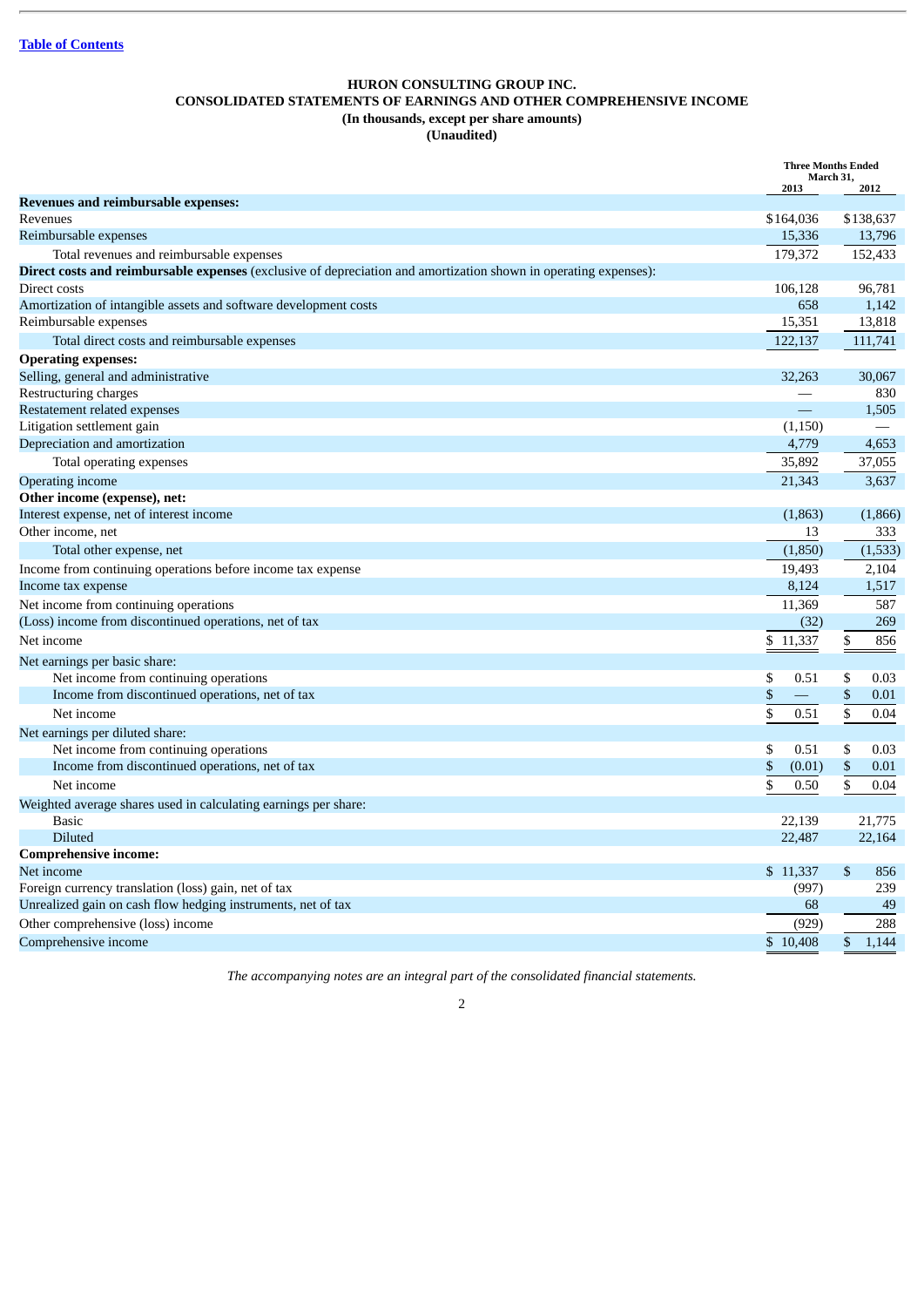Table of Contents

# HURON CONSULTING GROUP INC.
## CONSOLIDATED STATEMENTS OF EARNINGS AND OTHER COMPREHENSIVE INCOME
### (In thousands, except per share amounts)
### (Unaudited)

| | Three Months Ended March 31, | |
|---|---|---|
| | 2013 | 2012 |
| **Revenues and reimbursable expenses:** | | |
| Revenues | $164,036 | $138,637 |
| Reimbursable expenses | 15,336 | 13,796 |
| Total revenues and reimbursable expenses | 179,372 | 152,433 |
| **Direct costs and reimbursable expenses** (exclusive of depreciation and amortization shown in operating expenses): | | |
| Direct costs | 106,128 | 96,781 |
| Amortization of intangible assets and software development costs | 658 | 1,142 |
| Reimbursable expenses | 15,351 | 13,818 |
| Total direct costs and reimbursable expenses | 122,137 | 111,741 |
| **Operating expenses:** | | |
| Selling, general and administrative | 32,263 | 30,067 |
| Restructuring charges | — | 830 |
| Restatement related expenses | — | 1,505 |
| Litigation settlement gain | (1,150) | — |
| Depreciation and amortization | 4,779 | 4,653 |
| Total operating expenses | 35,892 | 37,055 |
| Operating income | 21,343 | 3,637 |
| **Other income (expense), net:** | | |
| Interest expense, net of interest income | (1,863) | (1,866) |
| Other income, net | 13 | 333 |
| Total other expense, net | (1,850) | (1,533) |
| Income from continuing operations before income tax expense | 19,493 | 2,104 |
| Income tax expense | 8,124 | 1,517 |
| Net income from continuing operations | 11,369 | 587 |
| (Loss) income from discontinued operations, net of tax | (32) | 269 |
| Net income | $ 11,337 | $ 856 |
| Net earnings per basic share: | | |
| Net income from continuing operations | $ 0.51 | $ 0.03 |
| Income from discontinued operations, net of tax | $ — | $ 0.01 |
| Net income | $ 0.51 | $ 0.04 |
| Net earnings per diluted share: | | |
| Net income from continuing operations | $ 0.51 | $ 0.03 |
| Income from discontinued operations, net of tax | $ (0.01) | $ 0.01 |
| Net income | $ 0.50 | $ 0.04 |
| Weighted average shares used in calculating earnings per share: | | |
| Basic | 22,139 | 21,775 |
| Diluted | 22,487 | 22,164 |
| **Comprehensive income:** | | |
| Net income | $ 11,337 | $ 856 |
| Foreign currency translation (loss) gain, net of tax | (997) | 239 |
| Unrealized gain on cash flow hedging instruments, net of tax | 68 | 49 |
| Other comprehensive (loss) income | (929) | 288 |
| Comprehensive income | $ 10,408 | $ 1,144 |

*The accompanying notes are an integral part of the consolidated financial statements.*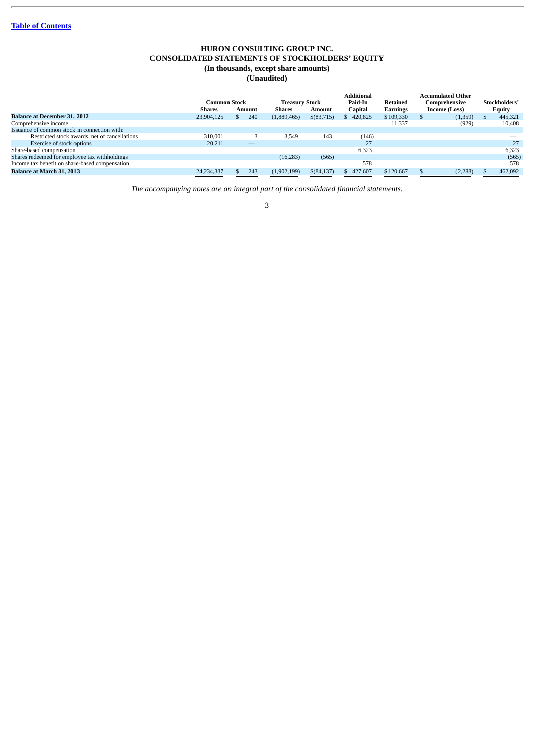# HURON CONSULTING GROUP INC.
## CONSOLIDATED STATEMENTS OF STOCKHOLDERS' EQUITY
### (In thousands, except share amounts)
### (Unaudited)

| | Common Stock | | Treasury Stock | | Additional Paid-In | Retained | Accumulated Other Comprehensive | Stockholders' |
|---|---|---|---|---|---|---|---|---|
| | Shares | Amount | Shares | Amount | Capital | Earnings | Income (Loss) | Equity |
| **Balance at December 31, 2012** | 23,904,125 | $ 240 | (1,889,465) | $(83,715) | $ 420,825 | $ 109,330 | $ (1,359) | $ 445,321 |
| Comprehensive income | | | | | | 11,337 | (929) | 10,408 |
| Issuance of common stock in connection with: | | | | | | | | |
| Restricted stock awards, net of cancellations | 310,001 | 3 | 3,549 | 143 | (146) | | | — |
| Exercise of stock options | 20,211 | — | | | 27 | | | 27 |
| Share-based compensation | | | | | 6,323 | | | 6,323 |
| Shares redeemed for employee tax withholdings | | | (16,283) | (565) | | | | (565) |
| Income tax benefit on share-based compensation | | | | | 578 | | | 578 |
| **Balance at March 31, 2013** | 24,234,337 | $ 243 | (1,902,199) | $(84,137) | $ 427,607 | $ 120,667 | $ (2,288) | $ 462,092 |

*The accompanying notes are an integral part of the consolidated financial statements.*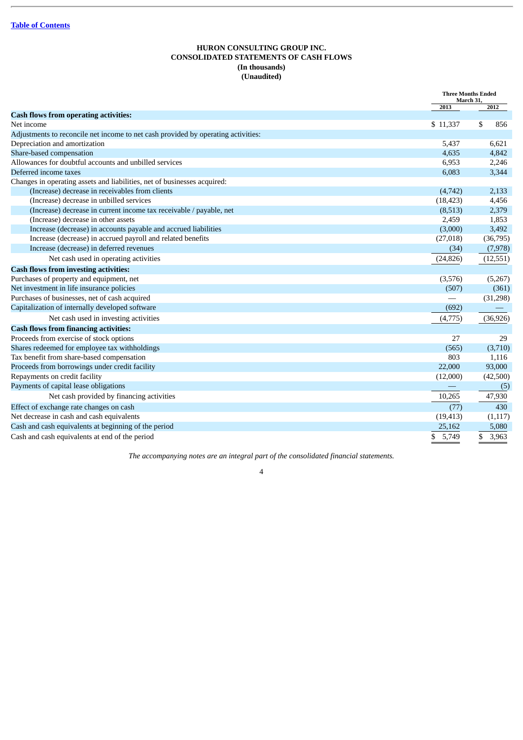[Table of Contents](#)

**HURON CONSULTING GROUP INC.**
**CONSOLIDATED STATEMENTS OF CASH FLOWS**
**(In thousands)**
**(Unaudited)**

| | Three Months Ended March 31, | |
|---|---|---|
| | 2013 | 2012 |
| **Cash flows from operating activities:** | | |
| Net income | $ 11,337 | $ 856 |
| Adjustments to reconcile net income to net cash provided by operating activities: | | |
| Depreciation and amortization | 5,437 | 6,621 |
| Share-based compensation | 4,635 | 4,842 |
| Allowances for doubtful accounts and unbilled services | 6,953 | 2,246 |
| Deferred income taxes | 6,083 | 3,344 |
| Changes in operating assets and liabilities, net of businesses acquired: | | |
| (Increase) decrease in receivables from clients | (4,742) | 2,133 |
| (Increase) decrease in unbilled services | (18,423) | 4,456 |
| (Increase) decrease in current income tax receivable / payable, net | (8,513) | 2,379 |
| (Increase) decrease in other assets | 2,459 | 1,853 |
| Increase (decrease) in accounts payable and accrued liabilities | (3,000) | 3,492 |
| Increase (decrease) in accrued payroll and related benefits | (27,018) | (36,795) |
| Increase (decrease) in deferred revenues | (34) | (7,978) |
| Net cash used in operating activities | (24,826) | (12,551) |
| **Cash flows from investing activities:** | | |
| Purchases of property and equipment, net | (3,576) | (5,267) |
| Net investment in life insurance policies | (507) | (361) |
| Purchases of businesses, net of cash acquired | — | (31,298) |
| Capitalization of internally developed software | (692) | — |
| Net cash used in investing activities | (4,775) | (36,926) |
| **Cash flows from financing activities:** | | |
| Proceeds from exercise of stock options | 27 | 29 |
| Shares redeemed for employee tax withholdings | (565) | (3,710) |
| Tax benefit from share-based compensation | 803 | 1,116 |
| Proceeds from borrowings under credit facility | 22,000 | 93,000 |
| Repayments on credit facility | (12,000) | (42,500) |
| Payments of capital lease obligations | — | (5) |
| Net cash provided by financing activities | 10,265 | 47,930 |
| Effect of exchange rate changes on cash | (77) | 430 |
| Net decrease in cash and cash equivalents | (19,413) | (1,117) |
| Cash and cash equivalents at beginning of the period | 25,162 | 5,080 |
| Cash and cash equivalents at end of the period | $ 5,749 | $ 3,963 |

*The accompanying notes are an integral part of the consolidated financial statements.*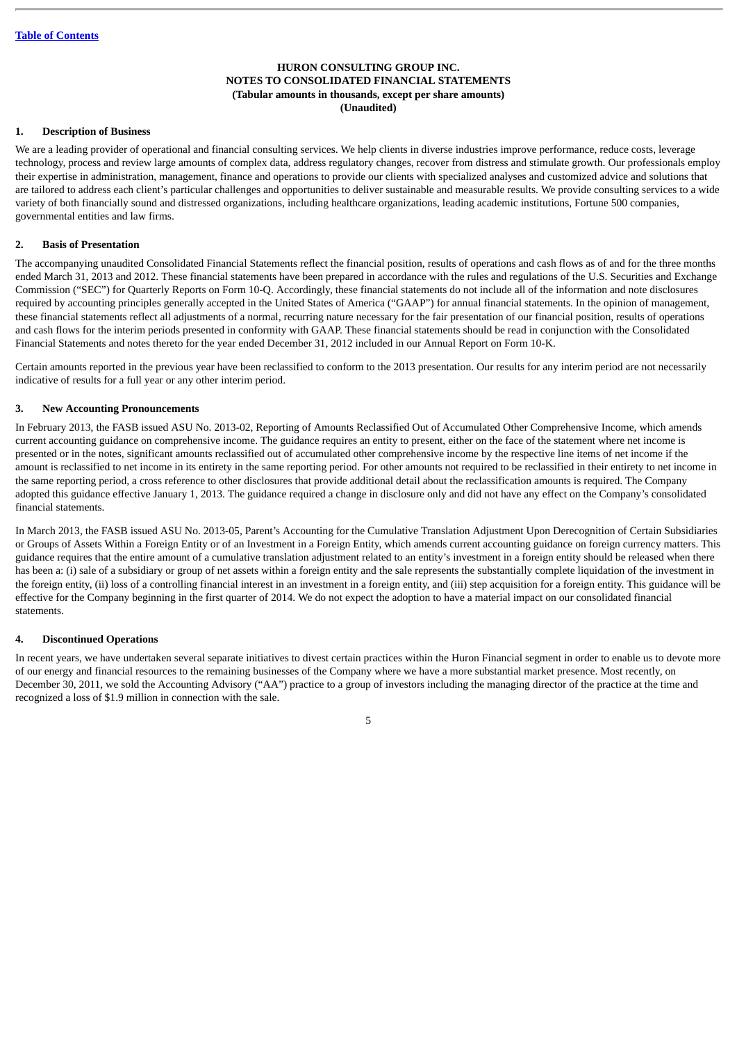[Table of Contents](#)

**HURON CONSULTING GROUP INC.**
**NOTES TO CONSOLIDATED FINANCIAL STATEMENTS**
**(Tabular amounts in thousands, except per share amounts)**
**(Unaudited)**

## 1. Description of Business

We are a leading provider of operational and financial consulting services. We help clients in diverse industries improve performance, reduce costs, leverage technology, process and review large amounts of complex data, address regulatory changes, recover from distress and stimulate growth. Our professionals employ their expertise in administration, management, finance and operations to provide our clients with specialized analyses and customized advice and solutions that are tailored to address each client's particular challenges and opportunities to deliver sustainable and measurable results. We provide consulting services to a wide variety of both financially sound and distressed organizations, including healthcare organizations, leading academic institutions, Fortune 500 companies, governmental entities and law firms.

## 2. Basis of Presentation

The accompanying unaudited Consolidated Financial Statements reflect the financial position, results of operations and cash flows as of and for the three months ended March 31, 2013 and 2012. These financial statements have been prepared in accordance with the rules and regulations of the U.S. Securities and Exchange Commission ("SEC") for Quarterly Reports on Form 10-Q. Accordingly, these financial statements do not include all of the information and note disclosures required by accounting principles generally accepted in the United States of America ("GAAP") for annual financial statements. In the opinion of management, these financial statements reflect all adjustments of a normal, recurring nature necessary for the fair presentation of our financial position, results of operations and cash flows for the interim periods presented in conformity with GAAP. These financial statements should be read in conjunction with the Consolidated Financial Statements and notes thereto for the year ended December 31, 2012 included in our Annual Report on Form 10-K.

Certain amounts reported in the previous year have been reclassified to conform to the 2013 presentation. Our results for any interim period are not necessarily indicative of results for a full year or any other interim period.

## 3. New Accounting Pronouncements

In February 2013, the FASB issued ASU No. 2013-02, Reporting of Amounts Reclassified Out of Accumulated Other Comprehensive Income, which amends current accounting guidance on comprehensive income. The guidance requires an entity to present, either on the face of the statement where net income is presented or in the notes, significant amounts reclassified out of accumulated other comprehensive income by the respective line items of net income if the amount is reclassified to net income in its entirety in the same reporting period. For other amounts not required to be reclassified in their entirety to net income in the same reporting period, a cross reference to other disclosures that provide additional detail about the reclassification amounts is required. The Company adopted this guidance effective January 1, 2013. The guidance required a change in disclosure only and did not have any effect on the Company's consolidated financial statements.

In March 2013, the FASB issued ASU No. 2013-05, Parent's Accounting for the Cumulative Translation Adjustment Upon Derecognition of Certain Subsidiaries or Groups of Assets Within a Foreign Entity or of an Investment in a Foreign Entity, which amends current accounting guidance on foreign currency matters. This guidance requires that the entire amount of a cumulative translation adjustment related to an entity's investment in a foreign entity should be released when there has been a: (i) sale of a subsidiary or group of net assets within a foreign entity and the sale represents the substantially complete liquidation of the investment in the foreign entity, (ii) loss of a controlling financial interest in an investment in a foreign entity, and (iii) step acquisition for a foreign entity. This guidance will be effective for the Company beginning in the first quarter of 2014. We do not expect the adoption to have a material impact on our consolidated financial statements.

## 4. Discontinued Operations

In recent years, we have undertaken several separate initiatives to divest certain practices within the Huron Financial segment in order to enable us to devote more of our energy and financial resources to the remaining businesses of the Company where we have a more substantial market presence. Most recently, on December 30, 2011, we sold the Accounting Advisory ("AA") practice to a group of investors including the managing director of the practice at the time and recognized a loss of $1.9 million in connection with the sale.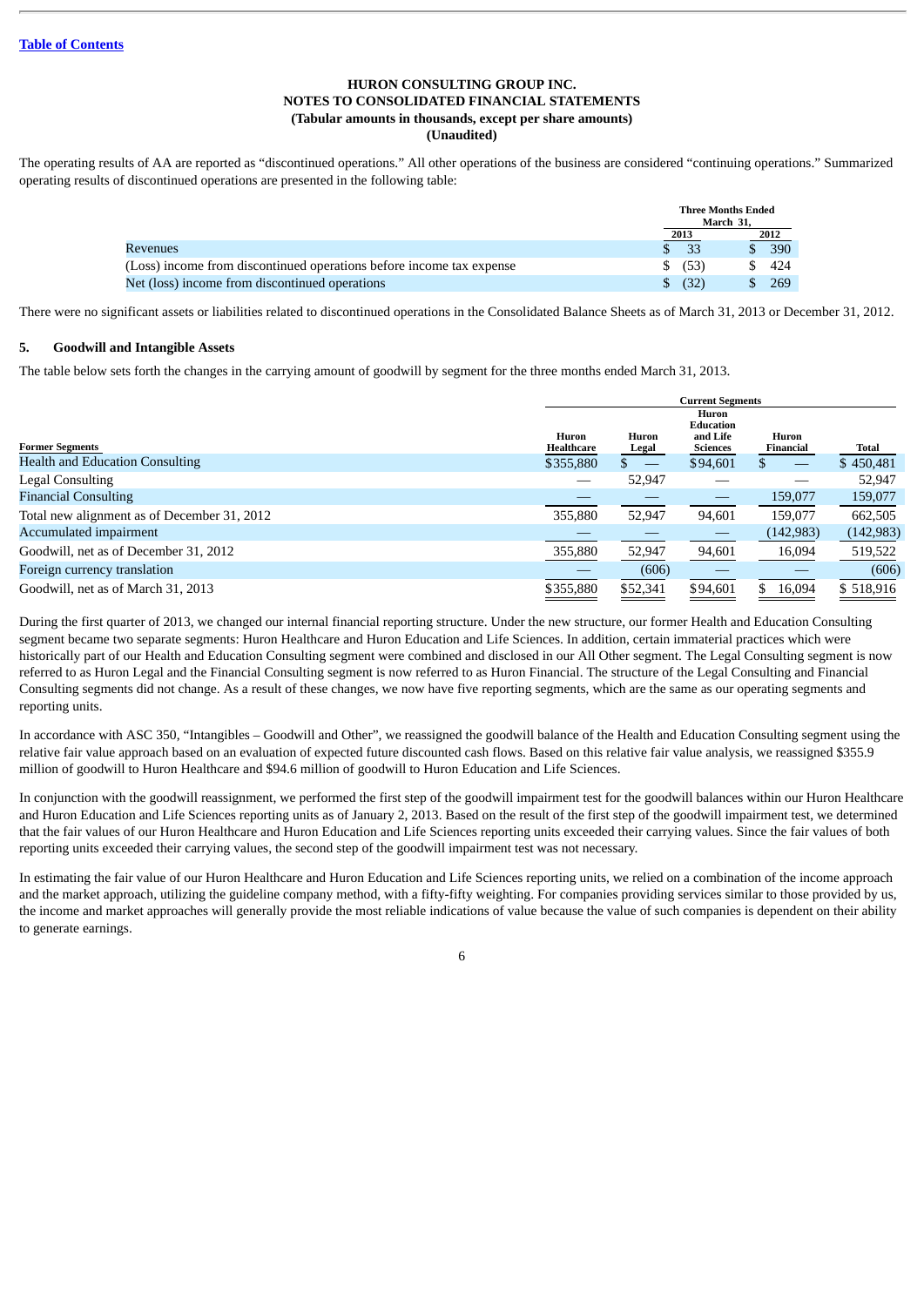Table of Contents

**HURON CONSULTING GROUP INC.**
**NOTES TO CONSOLIDATED FINANCIAL STATEMENTS**
**(Tabular amounts in thousands, except per share amounts)**
**(Unaudited)**

The operating results of AA are reported as "discontinued operations." All other operations of the business are considered "continuing operations." Summarized operating results of discontinued operations are presented in the following table:

| | Three Months Ended March 31, | |
|---|---|---|
| | 2013 | 2012 |
| Revenues | $ 33 | $ 390 |
| (Loss) income from discontinued operations before income tax expense | $ (53) | $ 424 |
| Net (loss) income from discontinued operations | $ (32) | $ 269 |

There were no significant assets or liabilities related to discontinued operations in the Consolidated Balance Sheets as of March 31, 2013 or December 31, 2012.

## 5. Goodwill and Intangible Assets

The table below sets forth the changes in the carrying amount of goodwill by segment for the three months ended March 31, 2013.

| | Current Segments | | | | |
|---|---|---|---|---|---|
| Former Segments | Huron Healthcare | Huron Legal | Huron Education and Life Sciences | Huron Financial | Total |
| Health and Education Consulting | $355,880 | $ — | $94,601 | $ — | $ 450,481 |
| Legal Consulting | — | 52,947 | — | — | 52,947 |
| Financial Consulting | — | — | — | 159,077 | 159,077 |
| Total new alignment as of December 31, 2012 | 355,880 | 52,947 | 94,601 | 159,077 | 662,505 |
| Accumulated impairment | — | — | — | (142,983) | (142,983) |
| Goodwill, net as of December 31, 2012 | 355,880 | 52,947 | 94,601 | 16,094 | 519,522 |
| Foreign currency translation | — | (606) | — | — | (606) |
| Goodwill, net as of March 31, 2013 | $355,880 | $52,341 | $94,601 | $ 16,094 | $ 518,916 |

During the first quarter of 2013, we changed our internal financial reporting structure. Under the new structure, our former Health and Education Consulting segment became two separate segments: Huron Healthcare and Huron Education and Life Sciences. In addition, certain immaterial practices which were historically part of our Health and Education Consulting segment were combined and disclosed in our All Other segment. The Legal Consulting segment is now referred to as Huron Legal and the Financial Consulting segment is now referred to as Huron Financial. The structure of the Legal Consulting and Financial Consulting segments did not change. As a result of these changes, we now have five reporting segments, which are the same as our operating segments and reporting units.

In accordance with ASC 350, "Intangibles – Goodwill and Other", we reassigned the goodwill balance of the Health and Education Consulting segment using the relative fair value approach based on an evaluation of expected future discounted cash flows. Based on this relative fair value analysis, we reassigned $355.9 million of goodwill to Huron Healthcare and $94.6 million of goodwill to Huron Education and Life Sciences.

In conjunction with the goodwill reassignment, we performed the first step of the goodwill impairment test for the goodwill balances within our Huron Healthcare and Huron Education and Life Sciences reporting units as of January 2, 2013. Based on the result of the first step of the goodwill impairment test, we determined that the fair values of our Huron Healthcare and Huron Education and Life Sciences reporting units exceeded their carrying values. Since the fair values of both reporting units exceeded their carrying values, the second step of the goodwill impairment test was not necessary.

In estimating the fair value of our Huron Healthcare and Huron Education and Life Sciences reporting units, we relied on a combination of the income approach and the market approach, utilizing the guideline company method, with a fifty-fifty weighting. For companies providing services similar to those provided by us, the income and market approaches will generally provide the most reliable indications of value because the value of such companies is dependent on their ability to generate earnings.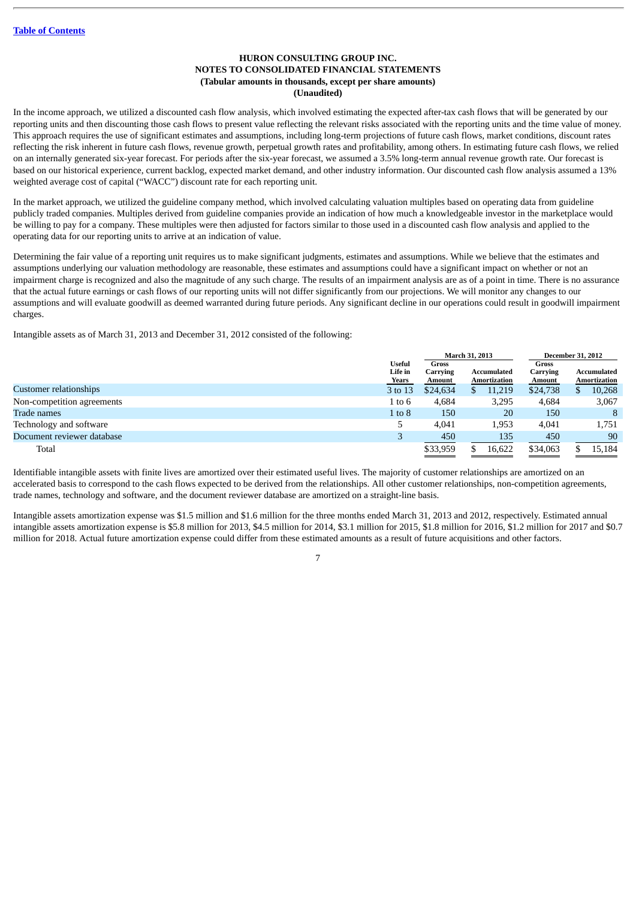In the income approach, we utilized a discounted cash flow analysis, which involved estimating the expected after-tax cash flows that will be generated by our reporting units and then discounting those cash flows to present value reflecting the relevant risks associated with the reporting units and the time value of money. This approach requires the use of significant estimates and assumptions, including long-term projections of future cash flows, market conditions, discount rates reflecting the risk inherent in future cash flows, revenue growth, perpetual growth rates and profitability, among others. In estimating future cash flows, we relied on an internally generated six-year forecast. For periods after the six-year forecast, we assumed a 3.5% long-term annual revenue growth rate. Our forecast is based on our historical experience, current backlog, expected market demand, and other industry information. Our discounted cash flow analysis assumed a 13% weighted average cost of capital ("WACC") discount rate for each reporting unit.

In the market approach, we utilized the guideline company method, which involved calculating valuation multiples based on operating data from guideline publicly traded companies. Multiples derived from guideline companies provide an indication of how much a knowledgeable investor in the marketplace would be willing to pay for a company. These multiples were then adjusted for factors similar to those used in a discounted cash flow analysis and applied to the operating data for our reporting units to arrive at an indication of value.

Determining the fair value of a reporting unit requires us to make significant judgments, estimates and assumptions. While we believe that the estimates and assumptions underlying our valuation methodology are reasonable, these estimates and assumptions could have a significant impact on whether or not an impairment charge is recognized and also the magnitude of any such charge. The results of an impairment analysis are as of a point in time. There is no assurance that the actual future earnings or cash flows of our reporting units will not differ significantly from our projections. We will monitor any changes to our assumptions and will evaluate goodwill as deemed warranted during future periods. Any significant decline in our operations could result in goodwill impairment charges.

Intangible assets as of March 31, 2013 and December 31, 2012 consisted of the following:

| | | March 31, 2013 | | December 31, 2012 | |
|---|---|---|---|---|---|
| | Useful Life in Years | Gross Carrying Amount | Accumulated Amortization | Gross Carrying Amount | Accumulated Amortization |
| Customer relationships | 3 to 13 | $24,634 | $ 11,219 | $24,738 | $ 10,268 |
| Non-competition agreements | 1 to 6 | 4,684 | 3,295 | 4,684 | 3,067 |
| Trade names | 1 to 8 | 150 | 20 | 150 | 8 |
| Technology and software | 5 | 4,041 | 1,953 | 4,041 | 1,751 |
| Document reviewer database | 3 | 450 | 135 | 450 | 90 |
| Total | | $33,959 | $ 16,622 | $34,063 | $ 15,184 |

Identifiable intangible assets with finite lives are amortized over their estimated useful lives. The majority of customer relationships are amortized on an accelerated basis to correspond to the cash flows expected to be derived from the relationships. All other customer relationships, non-competition agreements, trade names, technology and software, and the document reviewer database are amortized on a straight-line basis.

Intangible assets amortization expense was $1.5 million and $1.6 million for the three months ended March 31, 2013 and 2012, respectively. Estimated annual intangible assets amortization expense is $5.8 million for 2013, $4.5 million for 2014, $3.1 million for 2015, $1.8 million for 2016, $1.2 million for 2017 and $0.7 million for 2018. Actual future amortization expense could differ from these estimated amounts as a result of future acquisitions and other factors.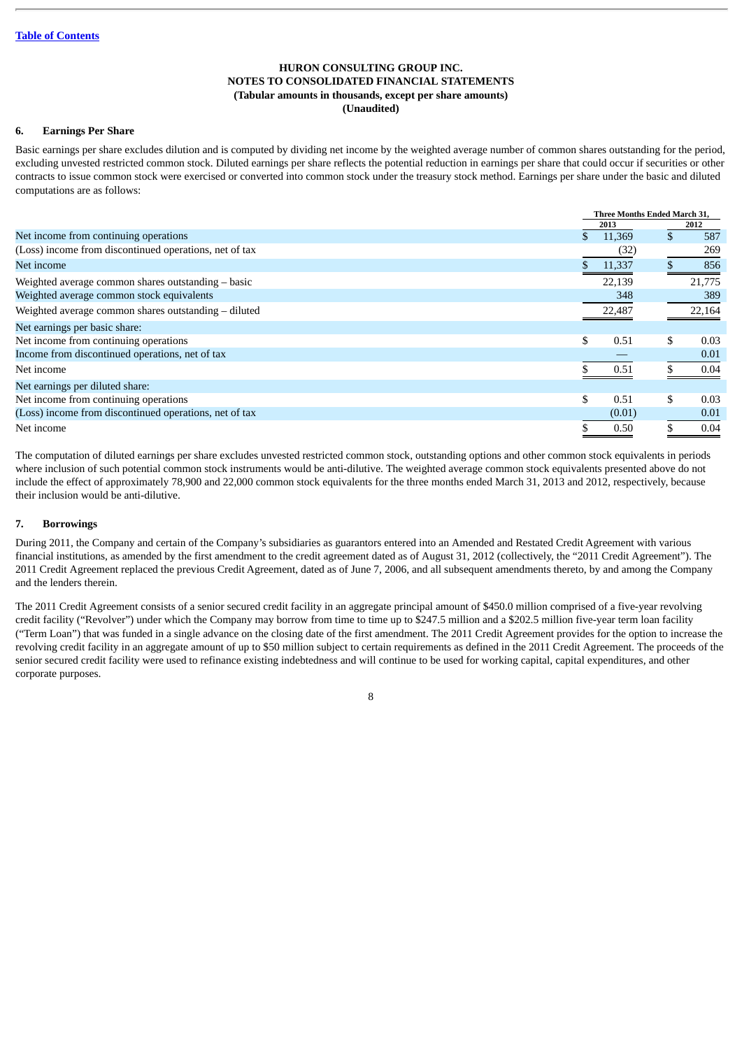[Table of Contents]

**HURON CONSULTING GROUP INC.**
**NOTES TO CONSOLIDATED FINANCIAL STATEMENTS**
**(Tabular amounts in thousands, except per share amounts)**
**(Unaudited)**

## 6. Earnings Per Share

Basic earnings per share excludes dilution and is computed by dividing net income by the weighted average number of common shares outstanding for the period, excluding unvested restricted common stock. Diluted earnings per share reflects the potential reduction in earnings per share that could occur if securities or other contracts to issue common stock were exercised or converted into common stock under the treasury stock method. Earnings per share under the basic and diluted computations are as follows:

| | Three Months Ended March 31, | |
|---|---|---|
| | 2013 | 2012 |
| Net income from continuing operations | $ 11,369 | $ 587 |
| (Loss) income from discontinued operations, net of tax | (32) | 269 |
| Net income | $ 11,337 | $ 856 |
| Weighted average common shares outstanding – basic | 22,139 | 21,775 |
| Weighted average common stock equivalents | 348 | 389 |
| Weighted average common shares outstanding – diluted | 22,487 | 22,164 |
| Net earnings per basic share: | | |
| Net income from continuing operations | $ 0.51 | $ 0.03 |
| Income from discontinued operations, net of tax | — | 0.01 |
| Net income | $ 0.51 | $ 0.04 |
| Net earnings per diluted share: | | |
| Net income from continuing operations | $ 0.51 | $ 0.03 |
| (Loss) income from discontinued operations, net of tax | (0.01) | 0.01 |
| Net income | $ 0.50 | $ 0.04 |

The computation of diluted earnings per share excludes unvested restricted common stock, outstanding options and other common stock equivalents in periods where inclusion of such potential common stock instruments would be anti-dilutive. The weighted average common stock equivalents presented above do not include the effect of approximately 78,900 and 22,000 common stock equivalents for the three months ended March 31, 2013 and 2012, respectively, because their inclusion would be anti-dilutive.

## 7. Borrowings

During 2011, the Company and certain of the Company's subsidiaries as guarantors entered into an Amended and Restated Credit Agreement with various financial institutions, as amended by the first amendment to the credit agreement dated as of August 31, 2012 (collectively, the "2011 Credit Agreement"). The 2011 Credit Agreement replaced the previous Credit Agreement, dated as of June 7, 2006, and all subsequent amendments thereto, by and among the Company and the lenders therein.

The 2011 Credit Agreement consists of a senior secured credit facility in an aggregate principal amount of $450.0 million comprised of a five-year revolving credit facility ("Revolver") under which the Company may borrow from time to time up to $247.5 million and a $202.5 million five-year term loan facility ("Term Loan") that was funded in a single advance on the closing date of the first amendment. The 2011 Credit Agreement provides for the option to increase the revolving credit facility in an aggregate amount of up to $50 million subject to certain requirements as defined in the 2011 Credit Agreement. The proceeds of the senior secured credit facility were used to refinance existing indebtedness and will continue to be used for working capital, capital expenditures, and other corporate purposes.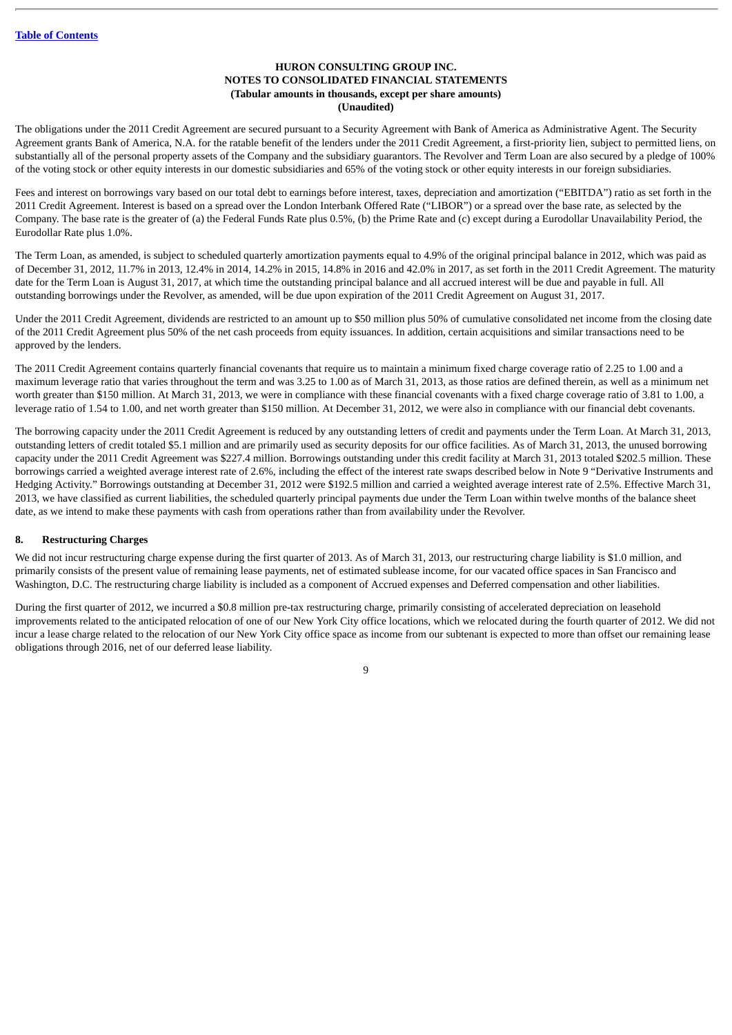The obligations under the 2011 Credit Agreement are secured pursuant to a Security Agreement with Bank of America as Administrative Agent. The Security Agreement grants Bank of America, N.A. for the ratable benefit of the lenders under the 2011 Credit Agreement, a first-priority lien, subject to permitted liens, on substantially all of the personal property assets of the Company and the subsidiary guarantors. The Revolver and Term Loan are also secured by a pledge of 100% of the voting stock or other equity interests in our domestic subsidiaries and 65% of the voting stock or other equity interests in our foreign subsidiaries.

Fees and interest on borrowings vary based on our total debt to earnings before interest, taxes, depreciation and amortization ("EBITDA") ratio as set forth in the 2011 Credit Agreement. Interest is based on a spread over the London Interbank Offered Rate ("LIBOR") or a spread over the base rate, as selected by the Company. The base rate is the greater of (a) the Federal Funds Rate plus 0.5%, (b) the Prime Rate and (c) except during a Eurodollar Unavailability Period, the Eurodollar Rate plus 1.0%.

The Term Loan, as amended, is subject to scheduled quarterly amortization payments equal to 4.9% of the original principal balance in 2012, which was paid as of December 31, 2012, 11.7% in 2013, 12.4% in 2014, 14.2% in 2015, 14.8% in 2016 and 42.0% in 2017, as set forth in the 2011 Credit Agreement. The maturity date for the Term Loan is August 31, 2017, at which time the outstanding principal balance and all accrued interest will be due and payable in full. All outstanding borrowings under the Revolver, as amended, will be due upon expiration of the 2011 Credit Agreement on August 31, 2017.

Under the 2011 Credit Agreement, dividends are restricted to an amount up to $50 million plus 50% of cumulative consolidated net income from the closing date of the 2011 Credit Agreement plus 50% of the net cash proceeds from equity issuances. In addition, certain acquisitions and similar transactions need to be approved by the lenders.

The 2011 Credit Agreement contains quarterly financial covenants that require us to maintain a minimum fixed charge coverage ratio of 2.25 to 1.00 and a maximum leverage ratio that varies throughout the term and was 3.25 to 1.00 as of March 31, 2013, as those ratios are defined therein, as well as a minimum net worth greater than $150 million. At March 31, 2013, we were in compliance with these financial covenants with a fixed charge coverage ratio of 3.81 to 1.00, a leverage ratio of 1.54 to 1.00, and net worth greater than $150 million. At December 31, 2012, we were also in compliance with our financial debt covenants.

The borrowing capacity under the 2011 Credit Agreement is reduced by any outstanding letters of credit and payments under the Term Loan. At March 31, 2013, outstanding letters of credit totaled $5.1 million and are primarily used as security deposits for our office facilities. As of March 31, 2013, the unused borrowing capacity under the 2011 Credit Agreement was $227.4 million. Borrowings outstanding under this credit facility at March 31, 2013 totaled $202.5 million. These borrowings carried a weighted average interest rate of 2.6%, including the effect of the interest rate swaps described below in Note 9 "Derivative Instruments and Hedging Activity." Borrowings outstanding at December 31, 2012 were $192.5 million and carried a weighted average interest rate of 2.5%. Effective March 31, 2013, we have classified as current liabilities, the scheduled quarterly principal payments due under the Term Loan within twelve months of the balance sheet date, as we intend to make these payments with cash from operations rather than from availability under the Revolver.

## 8. Restructuring Charges

We did not incur restructuring charge expense during the first quarter of 2013. As of March 31, 2013, our restructuring charge liability is $1.0 million, and primarily consists of the present value of remaining lease payments, net of estimated sublease income, for our vacated office spaces in San Francisco and Washington, D.C. The restructuring charge liability is included as a component of Accrued expenses and Deferred compensation and other liabilities.

During the first quarter of 2012, we incurred a $0.8 million pre-tax restructuring charge, primarily consisting of accelerated depreciation on leasehold improvements related to the anticipated relocation of one of our New York City office locations, which we relocated during the fourth quarter of 2012. We did not incur a lease charge related to the relocation of our New York City office space as income from our subtenant is expected to more than offset our remaining lease obligations through 2016, net of our deferred lease liability.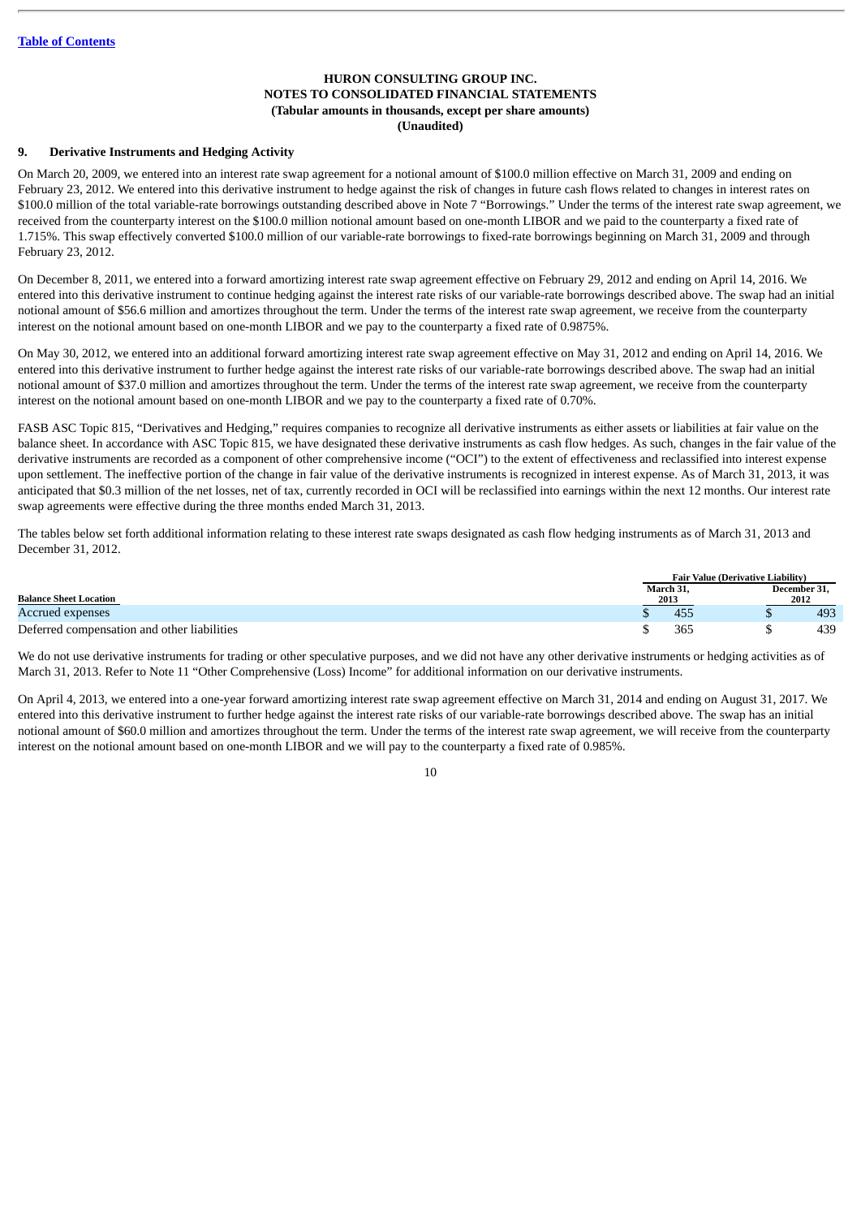[Table of Contents](#)

**HURON CONSULTING GROUP INC.**
**NOTES TO CONSOLIDATED FINANCIAL STATEMENTS**
**(Tabular amounts in thousands, except per share amounts)**
**(Unaudited)**

## 9. Derivative Instruments and Hedging Activity

On March 20, 2009, we entered into an interest rate swap agreement for a notional amount of $100.0 million effective on March 31, 2009 and ending on February 23, 2012. We entered into this derivative instrument to hedge against the risk of changes in future cash flows related to changes in interest rates on $100.0 million of the total variable-rate borrowings outstanding described above in Note 7 "Borrowings." Under the terms of the interest rate swap agreement, we received from the counterparty interest on the $100.0 million notional amount based on one-month LIBOR and we paid to the counterparty a fixed rate of 1.715%. This swap effectively converted $100.0 million of our variable-rate borrowings to fixed-rate borrowings beginning on March 31, 2009 and through February 23, 2012.

On December 8, 2011, we entered into a forward amortizing interest rate swap agreement effective on February 29, 2012 and ending on April 14, 2016. We entered into this derivative instrument to continue hedging against the interest rate risks of our variable-rate borrowings described above. The swap had an initial notional amount of $56.6 million and amortizes throughout the term. Under the terms of the interest rate swap agreement, we receive from the counterparty interest on the notional amount based on one-month LIBOR and we pay to the counterparty a fixed rate of 0.9875%.

On May 30, 2012, we entered into an additional forward amortizing interest rate swap agreement effective on May 31, 2012 and ending on April 14, 2016. We entered into this derivative instrument to further hedge against the interest rate risks of our variable-rate borrowings described above. The swap had an initial notional amount of $37.0 million and amortizes throughout the term. Under the terms of the interest rate swap agreement, we receive from the counterparty interest on the notional amount based on one-month LIBOR and we pay to the counterparty a fixed rate of 0.70%.

FASB ASC Topic 815, "Derivatives and Hedging," requires companies to recognize all derivative instruments as either assets or liabilities at fair value on the balance sheet. In accordance with ASC Topic 815, we have designated these derivative instruments as cash flow hedges. As such, changes in the fair value of the derivative instruments are recorded as a component of other comprehensive income ("OCI") to the extent of effectiveness and reclassified into interest expense upon settlement. The ineffective portion of the change in fair value of the derivative instruments is recognized in interest expense. As of March 31, 2013, it was anticipated that $0.3 million of the net losses, net of tax, currently recorded in OCI will be reclassified into earnings within the next 12 months. Our interest rate swap agreements were effective during the three months ended March 31, 2013.

The tables below set forth additional information relating to these interest rate swaps designated as cash flow hedging instruments as of March 31, 2013 and December 31, 2012.

| | Fair Value (Derivative Liability) | |
|---|---|---|
| **Balance Sheet Location** | **March 31, 2013** | **December 31, 2012** |
| Accrued expenses | $ 455 | $ 493 |
| Deferred compensation and other liabilities | $ 365 | $ 439 |

We do not use derivative instruments for trading or other speculative purposes, and we did not have any other derivative instruments or hedging activities as of March 31, 2013. Refer to Note 11 "Other Comprehensive (Loss) Income" for additional information on our derivative instruments.

On April 4, 2013, we entered into a one-year forward amortizing interest rate swap agreement effective on March 31, 2014 and ending on August 31, 2017. We entered into this derivative instrument to further hedge against the interest rate risks of our variable-rate borrowings described above. The swap has an initial notional amount of $60.0 million and amortizes throughout the term. Under the terms of the interest rate swap agreement, we will receive from the counterparty interest on the notional amount based on one-month LIBOR and we will pay to the counterparty a fixed rate of 0.985%.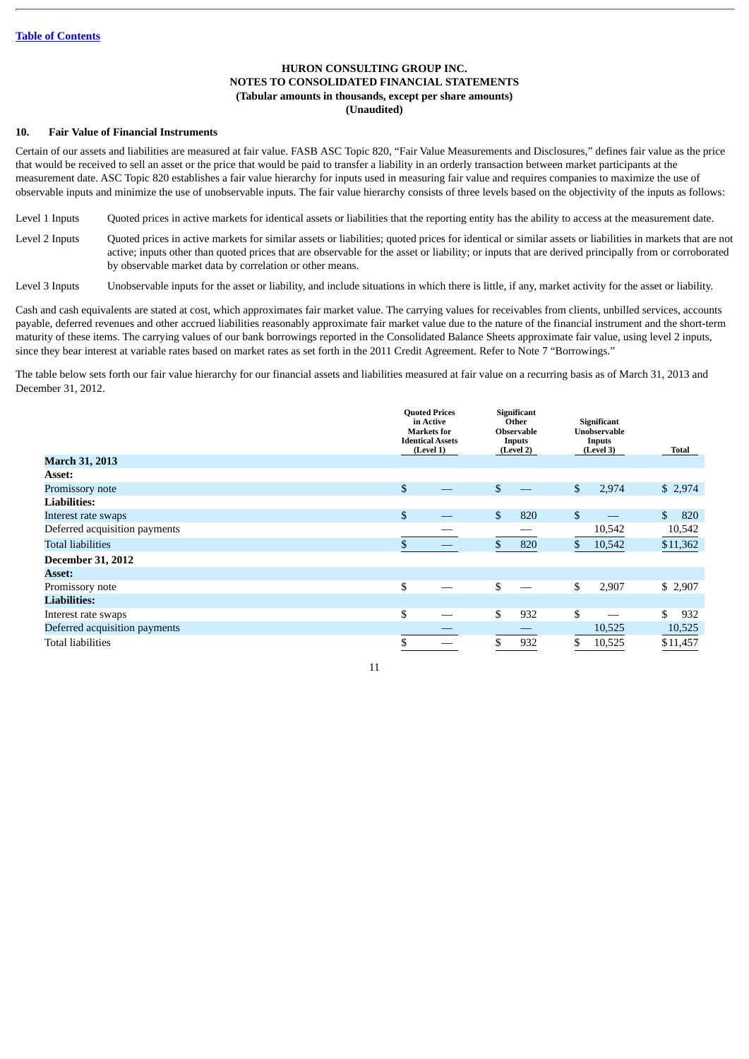[Table of Contents](#)

**HURON CONSULTING GROUP INC.**
**NOTES TO CONSOLIDATED FINANCIAL STATEMENTS**
**(Tabular amounts in thousands, except per share amounts)**
**(Unaudited)**

## 10. Fair Value of Financial Instruments

Certain of our assets and liabilities are measured at fair value. FASB ASC Topic 820, "Fair Value Measurements and Disclosures," defines fair value as the price that would be received to sell an asset or the price that would be paid to transfer a liability in an orderly transaction between market participants at the measurement date. ASC Topic 820 establishes a fair value hierarchy for inputs used in measuring fair value and requires companies to maximize the use of observable inputs and minimize the use of unobservable inputs. The fair value hierarchy consists of three levels based on the objectivity of the inputs as follows:

| | |
|---|---|
| Level 1 Inputs | Quoted prices in active markets for identical assets or liabilities that the reporting entity has the ability to access at the measurement date. |
| Level 2 Inputs | Quoted prices in active markets for similar assets or liabilities; quoted prices for identical or similar assets or liabilities in markets that are not active; inputs other than quoted prices that are observable for the asset or liability; or inputs that are derived principally from or corroborated by observable market data by correlation or other means. |
| Level 3 Inputs | Unobservable inputs for the asset or liability, and include situations in which there is little, if any, market activity for the asset or liability. |

Cash and cash equivalents are stated at cost, which approximates fair market value. The carrying values for receivables from clients, unbilled services, accounts payable, deferred revenues and other accrued liabilities reasonably approximate fair market value due to the nature of the financial instrument and the short-term maturity of these items. The carrying values of our bank borrowings reported in the Consolidated Balance Sheets approximate fair value, using level 2 inputs, since they bear interest at variable rates based on market rates as set forth in the 2011 Credit Agreement. Refer to Note 7 "Borrowings."

The table below sets forth our fair value hierarchy for our financial assets and liabilities measured at fair value on a recurring basis as of March 31, 2013 and December 31, 2012.

| | Quoted Prices in Active Markets for Identical Assets (Level 1) | Significant Other Observable Inputs (Level 2) | Significant Unobservable Inputs (Level 3) | Total |
|---|---|---|---|---|
| **March 31, 2013** | | | | |
| **Asset:** | | | | |
| Promissory note | $ — | $ — | $ 2,974 | $ 2,974 |
| **Liabilities:** | | | | |
| Interest rate swaps | $ — | $ 820 | $ — | $ 820 |
| Deferred acquisition payments | — | — | 10,542 | 10,542 |
| Total liabilities | $ — | $ 820 | $ 10,542 | $11,362 |
| **December 31, 2012** | | | | |
| **Asset:** | | | | |
| Promissory note | $ — | $ — | $ 2,907 | $ 2,907 |
| **Liabilities:** | | | | |
| Interest rate swaps | $ — | $ 932 | $ — | $ 932 |
| Deferred acquisition payments | — | — | 10,525 | 10,525 |
| Total liabilities | $ — | $ 932 | $ 10,525 | $11,457 |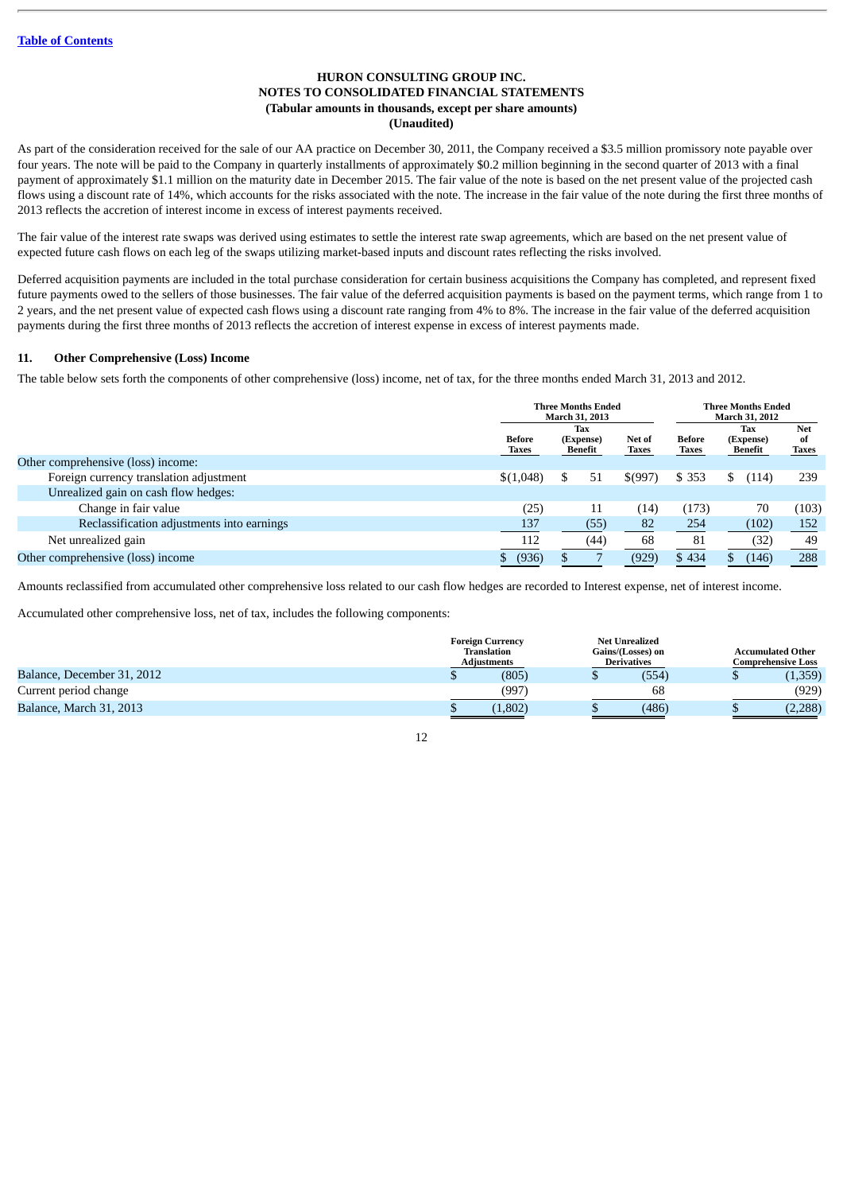HURON CONSULTING GROUP INC.
NOTES TO CONSOLIDATED FINANCIAL STATEMENTS
(Tabular amounts in thousands, except per share amounts)
(Unaudited)

As part of the consideration received for the sale of our AA practice on December 30, 2011, the Company received a $3.5 million promissory note payable over four years. The note will be paid to the Company in quarterly installments of approximately $0.2 million beginning in the second quarter of 2013 with a final payment of approximately $1.1 million on the maturity date in December 2015. The fair value of the note is based on the net present value of the projected cash flows using a discount rate of 14%, which accounts for the risks associated with the note. The increase in the fair value of the note during the first three months of 2013 reflects the accretion of interest income in excess of interest payments received.

The fair value of the interest rate swaps was derived using estimates to settle the interest rate swap agreements, which are based on the net present value of expected future cash flows on each leg of the swaps utilizing market-based inputs and discount rates reflecting the risks involved.

Deferred acquisition payments are included in the total purchase consideration for certain business acquisitions the Company has completed, and represent fixed future payments owed to the sellers of those businesses. The fair value of the deferred acquisition payments is based on the payment terms, which range from 1 to 2 years, and the net present value of expected cash flows using a discount rate ranging from 4% to 8%. The increase in the fair value of the deferred acquisition payments during the first three months of 2013 reflects the accretion of interest expense in excess of interest payments made.

## 11. Other Comprehensive (Loss) Income

The table below sets forth the components of other comprehensive (loss) income, net of tax, for the three months ended March 31, 2013 and 2012.

| | Three Months Ended March 31, 2013 | | | Three Months Ended March 31, 2012 | | |
|---|---|---|---|---|---|---|
| | Before Taxes | Tax (Expense) Benefit | Net of Taxes | Before Taxes | Tax (Expense) Benefit | Net of Taxes |
| Other comprehensive (loss) income: | | | | | | |
| Foreign currency translation adjustment | $(1,048) | $ 51 | $(997) | $ 353 | $ (114) | 239 |
| Unrealized gain on cash flow hedges: | | | | | | |
| Change in fair value | (25) | 11 | (14) | (173) | 70 | (103) |
| Reclassification adjustments into earnings | 137 | (55) | 82 | 254 | (102) | 152 |
| Net unrealized gain | 112 | (44) | 68 | 81 | (32) | 49 |
| Other comprehensive (loss) income | $ (936) | $ 7 | (929) | $ 434 | $ (146) | 288 |

Amounts reclassified from accumulated other comprehensive loss related to our cash flow hedges are recorded to Interest expense, net of interest income.

Accumulated other comprehensive loss, net of tax, includes the following components:

| | Foreign Currency Translation Adjustments | Net Unrealized Gains/(Losses) on Derivatives | Accumulated Other Comprehensive Loss |
|---|---|---|---|
| Balance, December 31, 2012 | $ (805) | $ (554) | $ (1,359) |
| Current period change | (997) | 68 | (929) |
| Balance, March 31, 2013 | $ (1,802) | $ (486) | $ (2,288) |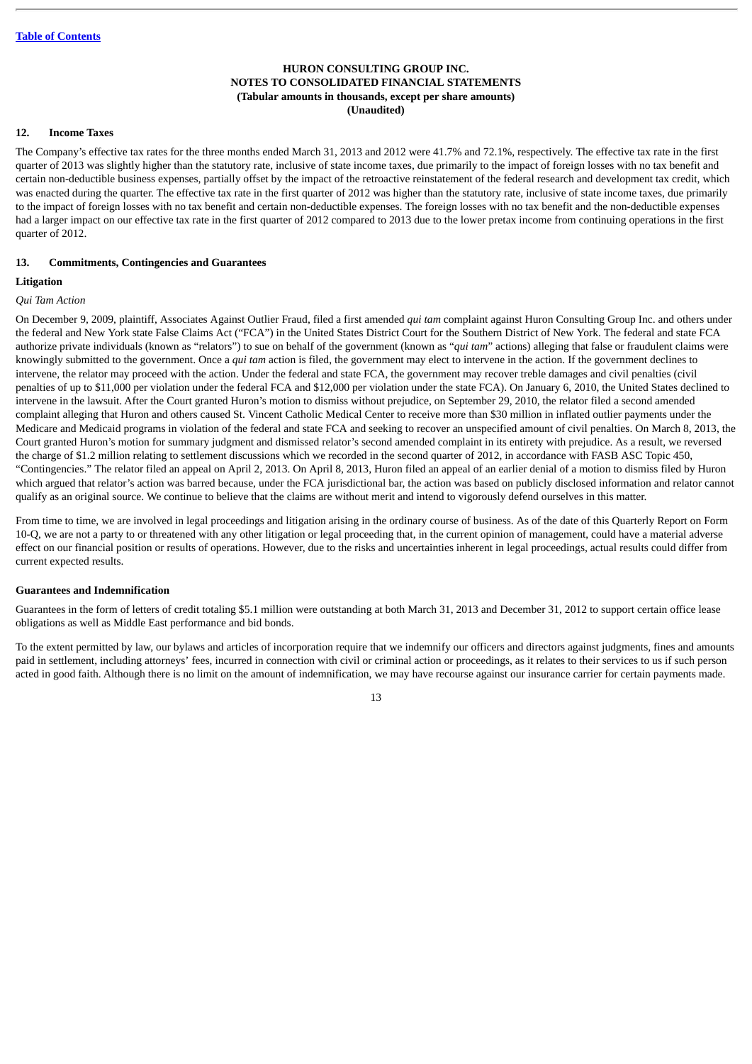**HURON CONSULTING GROUP INC.**
**NOTES TO CONSOLIDATED FINANCIAL STATEMENTS**
**(Tabular amounts in thousands, except per share amounts)**
**(Unaudited)**

## 12. Income Taxes

The Company's effective tax rates for the three months ended March 31, 2013 and 2012 were 41.7% and 72.1%, respectively. The effective tax rate in the first quarter of 2013 was slightly higher than the statutory rate, inclusive of state income taxes, due primarily to the impact of foreign losses with no tax benefit and certain non-deductible business expenses, partially offset by the impact of the retroactive reinstatement of the federal research and development tax credit, which was enacted during the quarter. The effective tax rate in the first quarter of 2012 was higher than the statutory rate, inclusive of state income taxes, due primarily to the impact of foreign losses with no tax benefit and certain non-deductible expenses. The foreign losses with no tax benefit and the non-deductible expenses had a larger impact on our effective tax rate in the first quarter of 2012 compared to 2013 due to the lower pretax income from continuing operations in the first quarter of 2012.

## 13. Commitments, Contingencies and Guarantees

### Litigation

*Qui Tam Action*

On December 9, 2009, plaintiff, Associates Against Outlier Fraud, filed a first amended *qui tam* complaint against Huron Consulting Group Inc. and others under the federal and New York state False Claims Act ("FCA") in the United States District Court for the Southern District of New York. The federal and state FCA authorize private individuals (known as "relators") to sue on behalf of the government (known as "*qui tam*" actions) alleging that false or fraudulent claims were knowingly submitted to the government. Once a *qui tam* action is filed, the government may elect to intervene in the action. If the government declines to intervene, the relator may proceed with the action. Under the federal and state FCA, the government may recover treble damages and civil penalties (civil penalties of up to $11,000 per violation under the federal FCA and $12,000 per violation under the state FCA). On January 6, 2010, the United States declined to intervene in the lawsuit. After the Court granted Huron's motion to dismiss without prejudice, on September 29, 2010, the relator filed a second amended complaint alleging that Huron and others caused St. Vincent Catholic Medical Center to receive more than $30 million in inflated outlier payments under the Medicare and Medicaid programs in violation of the federal and state FCA and seeking to recover an unspecified amount of civil penalties. On March 8, 2013, the Court granted Huron's motion for summary judgment and dismissed relator's second amended complaint in its entirety with prejudice. As a result, we reversed the charge of $1.2 million relating to settlement discussions which we recorded in the second quarter of 2012, in accordance with FASB ASC Topic 450, "Contingencies." The relator filed an appeal on April 2, 2013. On April 8, 2013, Huron filed an appeal of an earlier denial of a motion to dismiss filed by Huron which argued that relator's action was barred because, under the FCA jurisdictional bar, the action was based on publicly disclosed information and relator cannot qualify as an original source. We continue to believe that the claims are without merit and intend to vigorously defend ourselves in this matter.

From time to time, we are involved in legal proceedings and litigation arising in the ordinary course of business. As of the date of this Quarterly Report on Form 10-Q, we are not a party to or threatened with any other litigation or legal proceeding that, in the current opinion of management, could have a material adverse effect on our financial position or results of operations. However, due to the risks and uncertainties inherent in legal proceedings, actual results could differ from current expected results.

### Guarantees and Indemnification

Guarantees in the form of letters of credit totaling $5.1 million were outstanding at both March 31, 2013 and December 31, 2012 to support certain office lease obligations as well as Middle East performance and bid bonds.

To the extent permitted by law, our bylaws and articles of incorporation require that we indemnify our officers and directors against judgments, fines and amounts paid in settlement, including attorneys' fees, incurred in connection with civil or criminal action or proceedings, as it relates to their services to us if such person acted in good faith. Although there is no limit on the amount of indemnification, we may have recourse against our insurance carrier for certain payments made.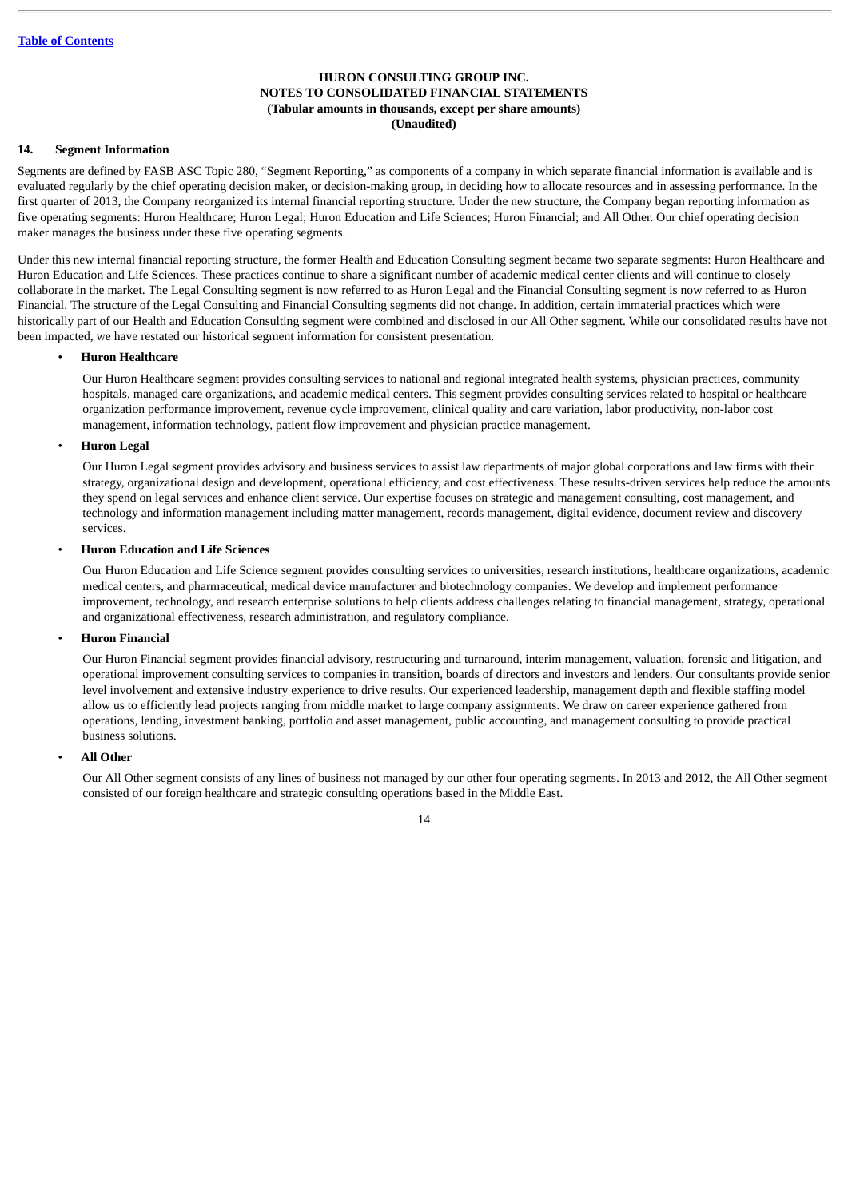**HURON CONSULTING GROUP INC.**
**NOTES TO CONSOLIDATED FINANCIAL STATEMENTS**
**(Tabular amounts in thousands, except per share amounts)**
**(Unaudited)**

## 14. Segment Information

Segments are defined by FASB ASC Topic 280, "Segment Reporting," as components of a company in which separate financial information is available and is evaluated regularly by the chief operating decision maker, or decision-making group, in deciding how to allocate resources and in assessing performance. In the first quarter of 2013, the Company reorganized its internal financial reporting structure. Under the new structure, the Company began reporting information as five operating segments: Huron Healthcare; Huron Legal; Huron Education and Life Sciences; Huron Financial; and All Other. Our chief operating decision maker manages the business under these five operating segments.

Under this new internal financial reporting structure, the former Health and Education Consulting segment became two separate segments: Huron Healthcare and Huron Education and Life Sciences. These practices continue to share a significant number of academic medical center clients and will continue to closely collaborate in the market. The Legal Consulting segment is now referred to as Huron Legal and the Financial Consulting segment is now referred to as Huron Financial. The structure of the Legal Consulting and Financial Consulting segments did not change. In addition, certain immaterial practices which were historically part of our Health and Education Consulting segment were combined and disclosed in our All Other segment. While our consolidated results have not been impacted, we have restated our historical segment information for consistent presentation.

- **Huron Healthcare**

  Our Huron Healthcare segment provides consulting services to national and regional integrated health systems, physician practices, community hospitals, managed care organizations, and academic medical centers. This segment provides consulting services related to hospital or healthcare organization performance improvement, revenue cycle improvement, clinical quality and care variation, labor productivity, non-labor cost management, information technology, patient flow improvement and physician practice management.

- **Huron Legal**

  Our Huron Legal segment provides advisory and business services to assist law departments of major global corporations and law firms with their strategy, organizational design and development, operational efficiency, and cost effectiveness. These results-driven services help reduce the amounts they spend on legal services and enhance client service. Our expertise focuses on strategic and management consulting, cost management, and technology and information management including matter management, records management, digital evidence, document review and discovery services.

- **Huron Education and Life Sciences**

  Our Huron Education and Life Science segment provides consulting services to universities, research institutions, healthcare organizations, academic medical centers, and pharmaceutical, medical device manufacturer and biotechnology companies. We develop and implement performance improvement, technology, and research enterprise solutions to help clients address challenges relating to financial management, strategy, operational and organizational effectiveness, research administration, and regulatory compliance.

- **Huron Financial**

  Our Huron Financial segment provides financial advisory, restructuring and turnaround, interim management, valuation, forensic and litigation, and operational improvement consulting services to companies in transition, boards of directors and investors and lenders. Our consultants provide senior level involvement and extensive industry experience to drive results. Our experienced leadership, management depth and flexible staffing model allow us to efficiently lead projects ranging from middle market to large company assignments. We draw on career experience gathered from operations, lending, investment banking, portfolio and asset management, public accounting, and management consulting to provide practical business solutions.

- **All Other**

  Our All Other segment consists of any lines of business not managed by our other four operating segments. In 2013 and 2012, the All Other segment consisted of our foreign healthcare and strategic consulting operations based in the Middle East.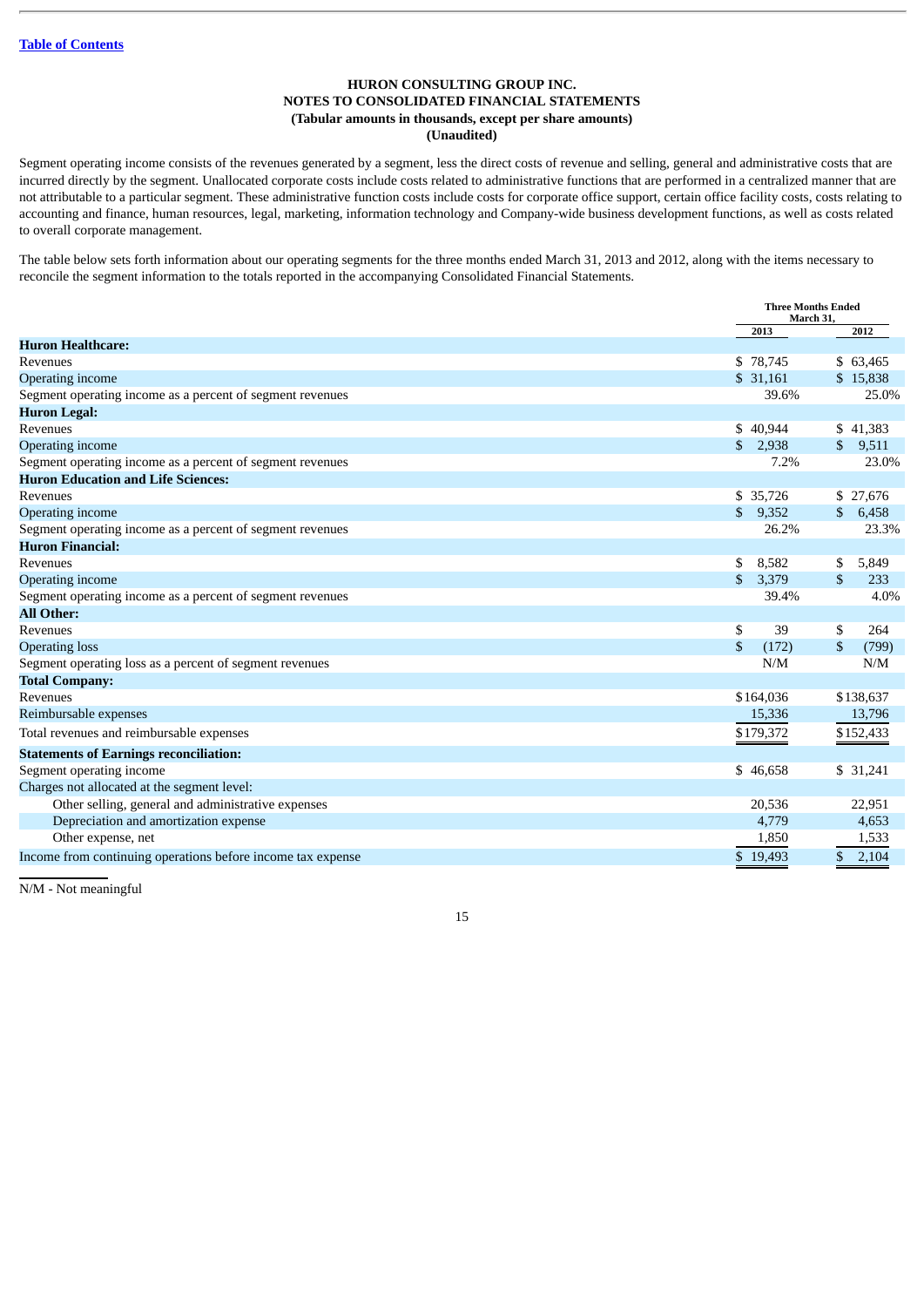[Table of Contents](#)

**HURON CONSULTING GROUP INC.**
**NOTES TO CONSOLIDATED FINANCIAL STATEMENTS**
**(Tabular amounts in thousands, except per share amounts)**
**(Unaudited)**

Segment operating income consists of the revenues generated by a segment, less the direct costs of revenue and selling, general and administrative costs that are incurred directly by the segment. Unallocated corporate costs include costs related to administrative functions that are performed in a centralized manner that are not attributable to a particular segment. These administrative function costs include costs for corporate office support, certain office facility costs, costs relating to accounting and finance, human resources, legal, marketing, information technology and Company-wide business development functions, as well as costs related to overall corporate management.

The table below sets forth information about our operating segments for the three months ended March 31, 2013 and 2012, along with the items necessary to reconcile the segment information to the totals reported in the accompanying Consolidated Financial Statements.

| | Three Months Ended March 31, | |
|---|---|---|
| | 2013 | 2012 |
| **Huron Healthcare:** | | |
| Revenues | $ 78,745 | $ 63,465 |
| Operating income | $ 31,161 | $ 15,838 |
| Segment operating income as a percent of segment revenues | 39.6% | 25.0% |
| **Huron Legal:** | | |
| Revenues | $ 40,944 | $ 41,383 |
| Operating income | $ 2,938 | $ 9,511 |
| Segment operating income as a percent of segment revenues | 7.2% | 23.0% |
| **Huron Education and Life Sciences:** | | |
| Revenues | $ 35,726 | $ 27,676 |
| Operating income | $ 9,352 | $ 6,458 |
| Segment operating income as a percent of segment revenues | 26.2% | 23.3% |
| **Huron Financial:** | | |
| Revenues | $ 8,582 | $ 5,849 |
| Operating income | $ 3,379 | $ 233 |
| Segment operating income as a percent of segment revenues | 39.4% | 4.0% |
| **All Other:** | | |
| Revenues | $ 39 | $ 264 |
| Operating loss | $ (172) | $ (799) |
| Segment operating loss as a percent of segment revenues | N/M | N/M |
| **Total Company:** | | |
| Revenues | $164,036 | $138,637 |
| Reimbursable expenses | 15,336 | 13,796 |
| Total revenues and reimbursable expenses | $179,372 | $152,433 |
| **Statements of Earnings reconciliation:** | | |
| Segment operating income | $ 46,658 | $ 31,241 |
| Charges not allocated at the segment level: | | |
| Other selling, general and administrative expenses | 20,536 | 22,951 |
| Depreciation and amortization expense | 4,779 | 4,653 |
| Other expense, net | 1,850 | 1,533 |
| Income from continuing operations before income tax expense | $ 19,493 | $ 2,104 |

N/M - Not meaningful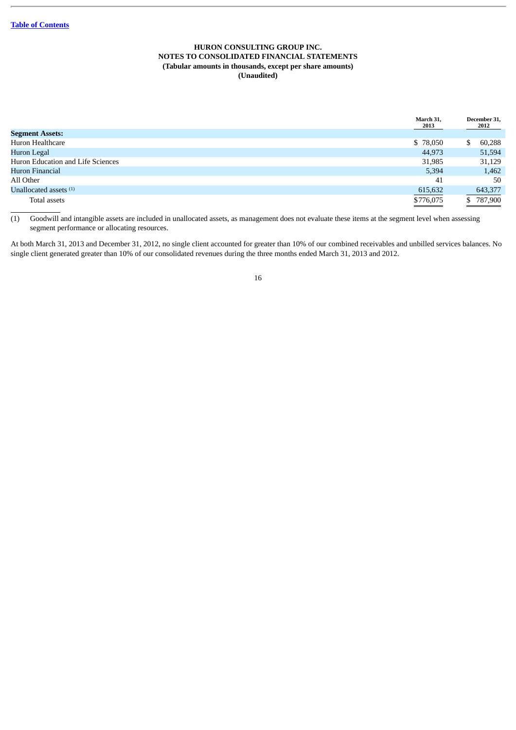**HURON CONSULTING GROUP INC.**
**NOTES TO CONSOLIDATED FINANCIAL STATEMENTS**
**(Tabular amounts in thousands, except per share amounts)**
**(Unaudited)**

| | March 31, 2013 | December 31, 2012 |
|---|---|---|
| **Segment Assets:** | | |
| Huron Healthcare | $ 78,050 | $ 60,288 |
| Huron Legal | 44,973 | 51,594 |
| Huron Education and Life Sciences | 31,985 | 31,129 |
| Huron Financial | 5,394 | 1,462 |
| All Other | 41 | 50 |
| Unallocated assets [(1)] | 615,632 | 643,377 |
| Total assets | $776,075 | $ 787,900 |

(1) Goodwill and intangible assets are included in unallocated assets, as management does not evaluate these items at the segment level when assessing segment performance or allocating resources.

At both March 31, 2013 and December 31, 2012, no single client accounted for greater than 10% of our combined receivables and unbilled services balances. No single client generated greater than 10% of our consolidated revenues during the three months ended March 31, 2013 and 2012.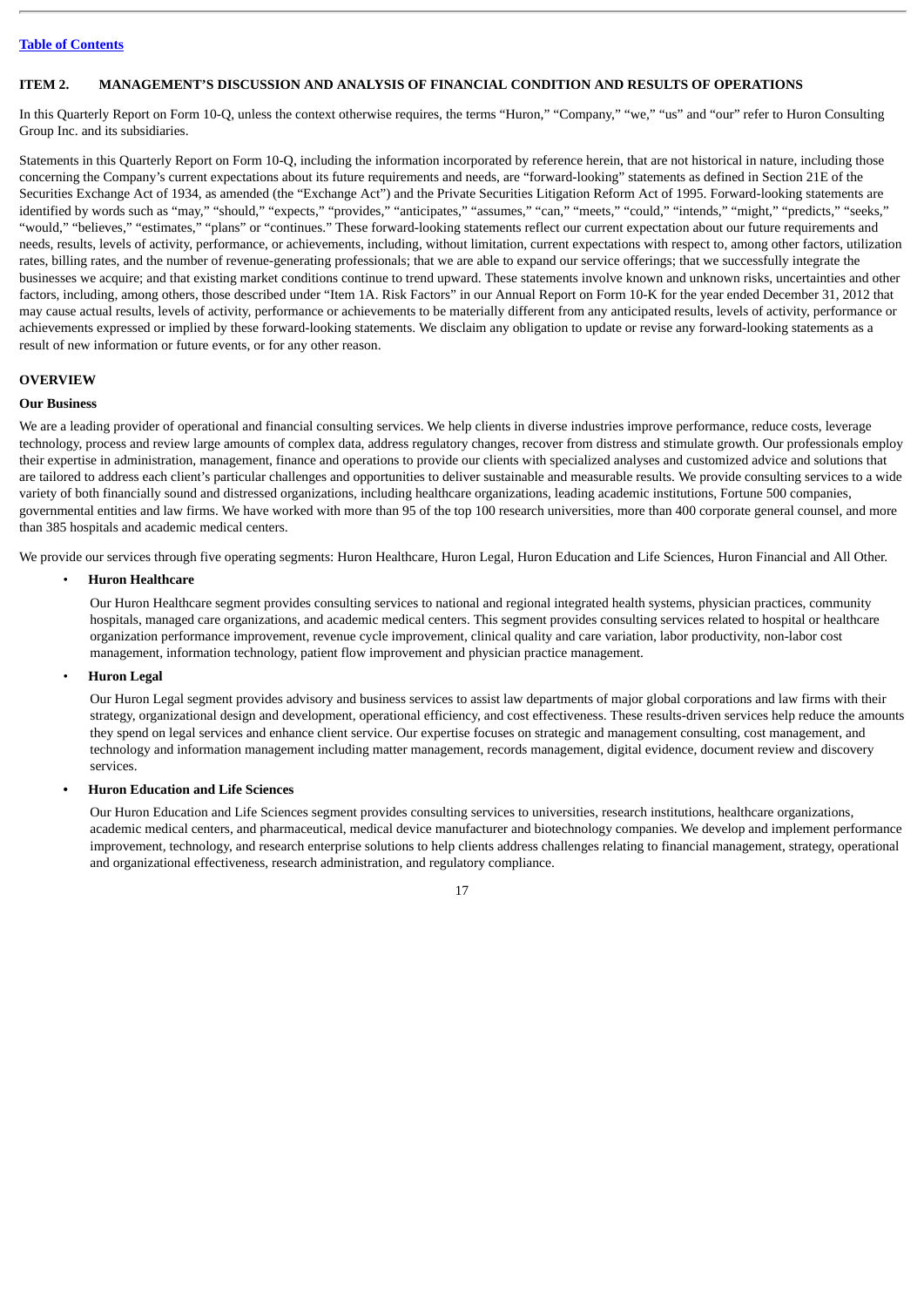## ITEM 2. MANAGEMENT'S DISCUSSION AND ANALYSIS OF FINANCIAL CONDITION AND RESULTS OF OPERATIONS

In this Quarterly Report on Form 10-Q, unless the context otherwise requires, the terms "Huron," "Company," "we," "us" and "our" refer to Huron Consulting Group Inc. and its subsidiaries.

Statements in this Quarterly Report on Form 10-Q, including the information incorporated by reference herein, that are not historical in nature, including those concerning the Company's current expectations about its future requirements and needs, are "forward-looking" statements as defined in Section 21E of the Securities Exchange Act of 1934, as amended (the "Exchange Act") and the Private Securities Litigation Reform Act of 1995. Forward-looking statements are identified by words such as "may," "should," "expects," "provides," "anticipates," "assumes," "can," "meets," "could," "intends," "might," "predicts," "seeks," "would," "believes," "estimates," "plans" or "continues." These forward-looking statements reflect our current expectation about our future requirements and needs, results, levels of activity, performance, or achievements, including, without limitation, current expectations with respect to, among other factors, utilization rates, billing rates, and the number of revenue-generating professionals; that we are able to expand our service offerings; that we successfully integrate the businesses we acquire; and that existing market conditions continue to trend upward. These statements involve known and unknown risks, uncertainties and other factors, including, among others, those described under "Item 1A. Risk Factors" in our Annual Report on Form 10-K for the year ended December 31, 2012 that may cause actual results, levels of activity, performance or achievements to be materially different from any anticipated results, levels of activity, performance or achievements expressed or implied by these forward-looking statements. We disclaim any obligation to update or revise any forward-looking statements as a result of new information or future events, or for any other reason.

## OVERVIEW

### Our Business

We are a leading provider of operational and financial consulting services. We help clients in diverse industries improve performance, reduce costs, leverage technology, process and review large amounts of complex data, address regulatory changes, recover from distress and stimulate growth. Our professionals employ their expertise in administration, management, finance and operations to provide our clients with specialized analyses and customized advice and solutions that are tailored to address each client's particular challenges and opportunities to deliver sustainable and measurable results. We provide consulting services to a wide variety of both financially sound and distressed organizations, including healthcare organizations, leading academic institutions, Fortune 500 companies, governmental entities and law firms. We have worked with more than 95 of the top 100 research universities, more than 400 corporate general counsel, and more than 385 hospitals and academic medical centers.

We provide our services through five operating segments: Huron Healthcare, Huron Legal, Huron Education and Life Sciences, Huron Financial and All Other.

- **Huron Healthcare**

  Our Huron Healthcare segment provides consulting services to national and regional integrated health systems, physician practices, community hospitals, managed care organizations, and academic medical centers. This segment provides consulting services related to hospital or healthcare organization performance improvement, revenue cycle improvement, clinical quality and care variation, labor productivity, non-labor cost management, information technology, patient flow improvement and physician practice management.

- **Huron Legal**

  Our Huron Legal segment provides advisory and business services to assist law departments of major global corporations and law firms with their strategy, organizational design and development, operational efficiency, and cost effectiveness. These results-driven services help reduce the amounts they spend on legal services and enhance client service. Our expertise focuses on strategic and management consulting, cost management, and technology and information management including matter management, records management, digital evidence, document review and discovery services.

- **Huron Education and Life Sciences**

  Our Huron Education and Life Sciences segment provides consulting services to universities, research institutions, healthcare organizations, academic medical centers, and pharmaceutical, medical device manufacturer and biotechnology companies. We develop and implement performance improvement, technology, and research enterprise solutions to help clients address challenges relating to financial management, strategy, operational and organizational effectiveness, research administration, and regulatory compliance.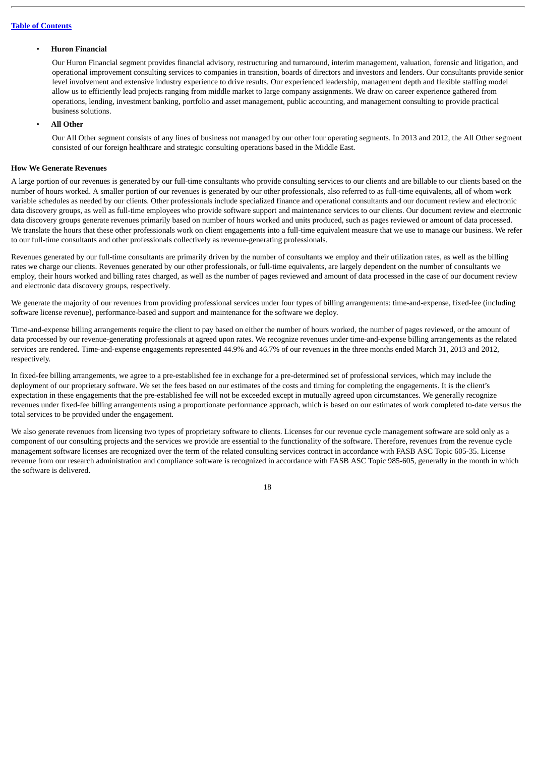- **Huron Financial**

  Our Huron Financial segment provides financial advisory, restructuring and turnaround, interim management, valuation, forensic and litigation, and operational improvement consulting services to companies in transition, boards of directors and investors and lenders. Our consultants provide senior level involvement and extensive industry experience to drive results. Our experienced leadership, management depth and flexible staffing model allow us to efficiently lead projects ranging from middle market to large company assignments. We draw on career experience gathered from operations, lending, investment banking, portfolio and asset management, public accounting, and management consulting to provide practical business solutions.

- **All Other**

  Our All Other segment consists of any lines of business not managed by our other four operating segments. In 2013 and 2012, the All Other segment consisted of our foreign healthcare and strategic consulting operations based in the Middle East.

**How We Generate Revenues**

A large portion of our revenues is generated by our full-time consultants who provide consulting services to our clients and are billable to our clients based on the number of hours worked. A smaller portion of our revenues is generated by our other professionals, also referred to as full-time equivalents, all of whom work variable schedules as needed by our clients. Other professionals include specialized finance and operational consultants and our document review and electronic data discovery groups, as well as full-time employees who provide software support and maintenance services to our clients. Our document review and electronic data discovery groups generate revenues primarily based on number of hours worked and units produced, such as pages reviewed or amount of data processed. We translate the hours that these other professionals work on client engagements into a full-time equivalent measure that we use to manage our business. We refer to our full-time consultants and other professionals collectively as revenue-generating professionals.

Revenues generated by our full-time consultants are primarily driven by the number of consultants we employ and their utilization rates, as well as the billing rates we charge our clients. Revenues generated by our other professionals, or full-time equivalents, are largely dependent on the number of consultants we employ, their hours worked and billing rates charged, as well as the number of pages reviewed and amount of data processed in the case of our document review and electronic data discovery groups, respectively.

We generate the majority of our revenues from providing professional services under four types of billing arrangements: time-and-expense, fixed-fee (including software license revenue), performance-based and support and maintenance for the software we deploy.

Time-and-expense billing arrangements require the client to pay based on either the number of hours worked, the number of pages reviewed, or the amount of data processed by our revenue-generating professionals at agreed upon rates. We recognize revenues under time-and-expense billing arrangements as the related services are rendered. Time-and-expense engagements represented 44.9% and 46.7% of our revenues in the three months ended March 31, 2013 and 2012, respectively.

In fixed-fee billing arrangements, we agree to a pre-established fee in exchange for a pre-determined set of professional services, which may include the deployment of our proprietary software. We set the fees based on our estimates of the costs and timing for completing the engagements. It is the client's expectation in these engagements that the pre-established fee will not be exceeded except in mutually agreed upon circumstances. We generally recognize revenues under fixed-fee billing arrangements using a proportionate performance approach, which is based on our estimates of work completed to-date versus the total services to be provided under the engagement.

We also generate revenues from licensing two types of proprietary software to clients. Licenses for our revenue cycle management software are sold only as a component of our consulting projects and the services we provide are essential to the functionality of the software. Therefore, revenues from the revenue cycle management software licenses are recognized over the term of the related consulting services contract in accordance with FASB ASC Topic 605-35. License revenue from our research administration and compliance software is recognized in accordance with FASB ASC Topic 985-605, generally in the month in which the software is delivered.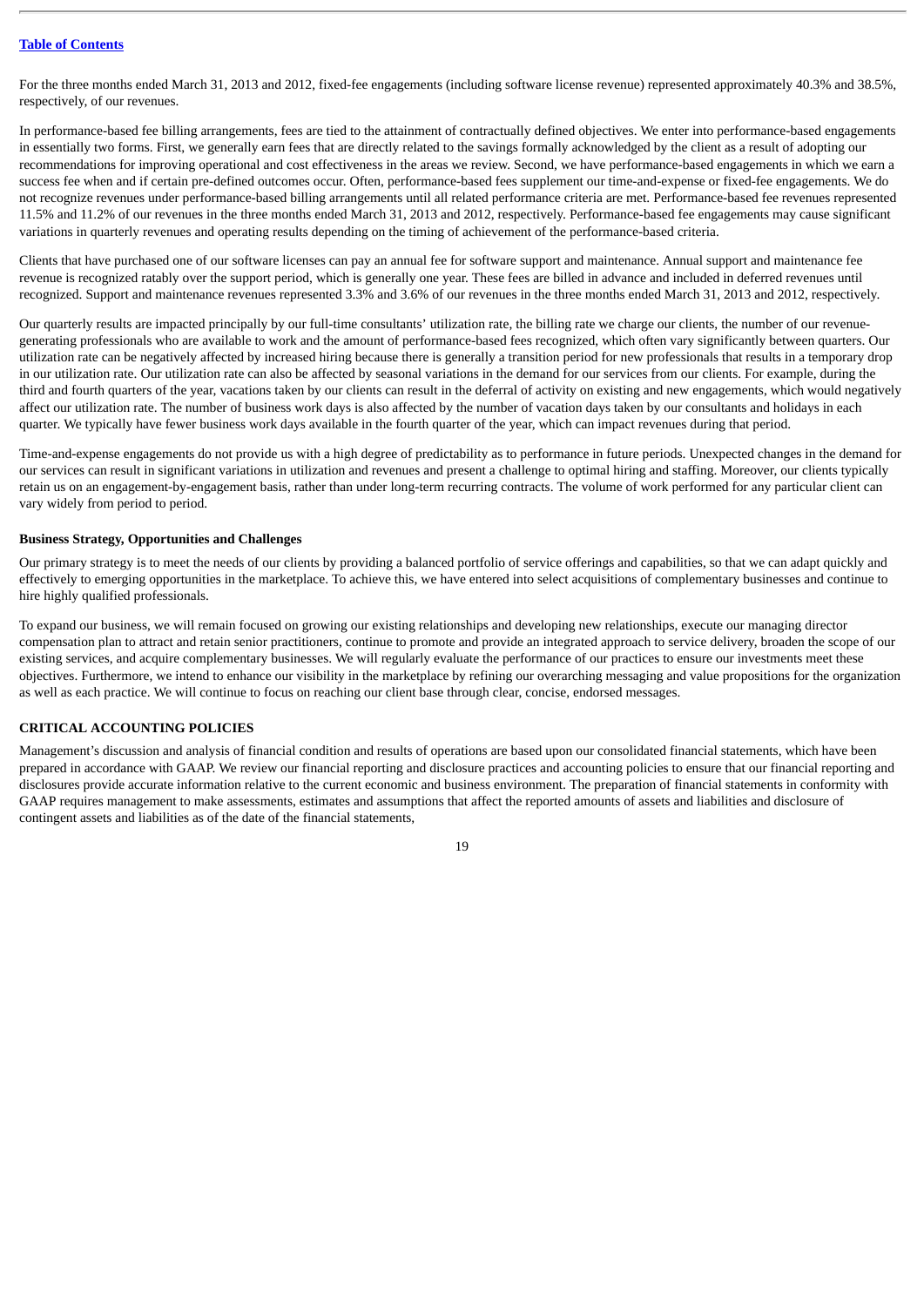For the three months ended March 31, 2013 and 2012, fixed-fee engagements (including software license revenue) represented approximately 40.3% and 38.5%, respectively, of our revenues.

In performance-based fee billing arrangements, fees are tied to the attainment of contractually defined objectives. We enter into performance-based engagements in essentially two forms. First, we generally earn fees that are directly related to the savings formally acknowledged by the client as a result of adopting our recommendations for improving operational and cost effectiveness in the areas we review. Second, we have performance-based engagements in which we earn a success fee when and if certain pre-defined outcomes occur. Often, performance-based fees supplement our time-and-expense or fixed-fee engagements. We do not recognize revenues under performance-based billing arrangements until all related performance criteria are met. Performance-based fee revenues represented 11.5% and 11.2% of our revenues in the three months ended March 31, 2013 and 2012, respectively. Performance-based fee engagements may cause significant variations in quarterly revenues and operating results depending on the timing of achievement of the performance-based criteria.

Clients that have purchased one of our software licenses can pay an annual fee for software support and maintenance. Annual support and maintenance fee revenue is recognized ratably over the support period, which is generally one year. These fees are billed in advance and included in deferred revenues until recognized. Support and maintenance revenues represented 3.3% and 3.6% of our revenues in the three months ended March 31, 2013 and 2012, respectively.

Our quarterly results are impacted principally by our full-time consultants' utilization rate, the billing rate we charge our clients, the number of our revenue-generating professionals who are available to work and the amount of performance-based fees recognized, which often vary significantly between quarters. Our utilization rate can be negatively affected by increased hiring because there is generally a transition period for new professionals that results in a temporary drop in our utilization rate. Our utilization rate can also be affected by seasonal variations in the demand for our services from our clients. For example, during the third and fourth quarters of the year, vacations taken by our clients can result in the deferral of activity on existing and new engagements, which would negatively affect our utilization rate. The number of business work days is also affected by the number of vacation days taken by our consultants and holidays in each quarter. We typically have fewer business work days available in the fourth quarter of the year, which can impact revenues during that period.

Time-and-expense engagements do not provide us with a high degree of predictability as to performance in future periods. Unexpected changes in the demand for our services can result in significant variations in utilization and revenues and present a challenge to optimal hiring and staffing. Moreover, our clients typically retain us on an engagement-by-engagement basis, rather than under long-term recurring contracts. The volume of work performed for any particular client can vary widely from period to period.

**Business Strategy, Opportunities and Challenges**

Our primary strategy is to meet the needs of our clients by providing a balanced portfolio of service offerings and capabilities, so that we can adapt quickly and effectively to emerging opportunities in the marketplace. To achieve this, we have entered into select acquisitions of complementary businesses and continue to hire highly qualified professionals.

To expand our business, we will remain focused on growing our existing relationships and developing new relationships, execute our managing director compensation plan to attract and retain senior practitioners, continue to promote and provide an integrated approach to service delivery, broaden the scope of our existing services, and acquire complementary businesses. We will regularly evaluate the performance of our practices to ensure our investments meet these objectives. Furthermore, we intend to enhance our visibility in the marketplace by refining our overarching messaging and value propositions for the organization as well as each practice. We will continue to focus on reaching our client base through clear, concise, endorsed messages.

## CRITICAL ACCOUNTING POLICIES

Management's discussion and analysis of financial condition and results of operations are based upon our consolidated financial statements, which have been prepared in accordance with GAAP. We review our financial reporting and disclosure practices and accounting policies to ensure that our financial reporting and disclosures provide accurate information relative to the current economic and business environment. The preparation of financial statements in conformity with GAAP requires management to make assessments, estimates and assumptions that affect the reported amounts of assets and liabilities and disclosure of contingent assets and liabilities as of the date of the financial statements,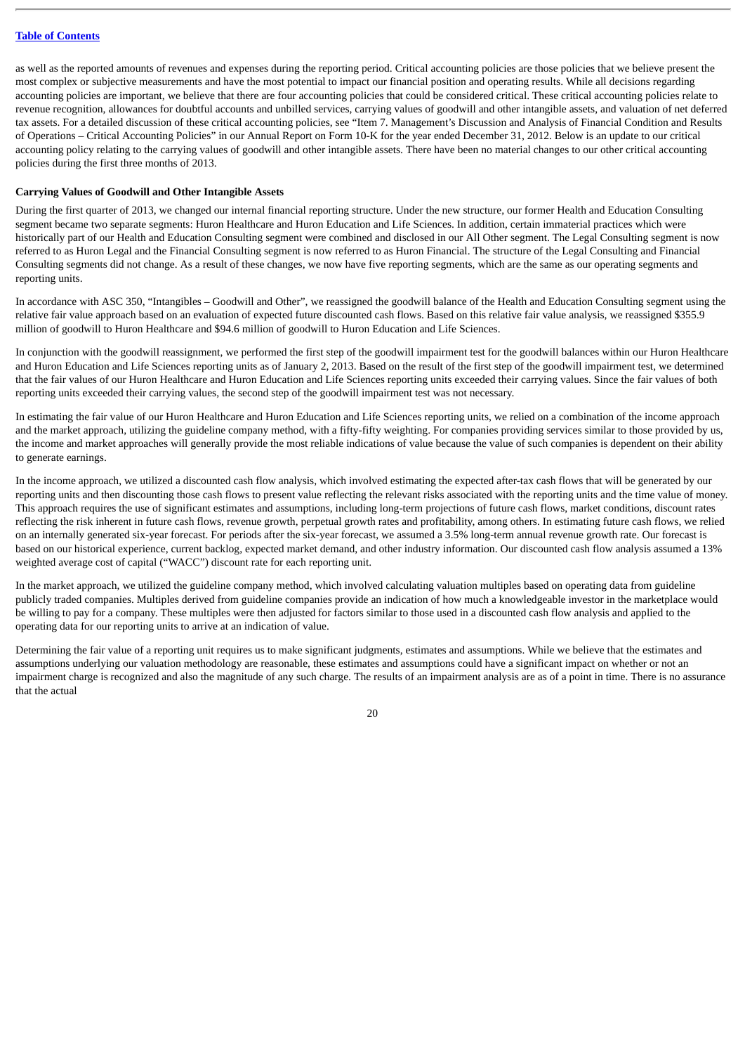as well as the reported amounts of revenues and expenses during the reporting period. Critical accounting policies are those policies that we believe present the most complex or subjective measurements and have the most potential to impact our financial position and operating results. While all decisions regarding accounting policies are important, we believe that there are four accounting policies that could be considered critical. These critical accounting policies relate to revenue recognition, allowances for doubtful accounts and unbilled services, carrying values of goodwill and other intangible assets, and valuation of net deferred tax assets. For a detailed discussion of these critical accounting policies, see "Item 7. Management's Discussion and Analysis of Financial Condition and Results of Operations – Critical Accounting Policies" in our Annual Report on Form 10-K for the year ended December 31, 2012. Below is an update to our critical accounting policy relating to the carrying values of goodwill and other intangible assets. There have been no material changes to our other critical accounting policies during the first three months of 2013.

**Carrying Values of Goodwill and Other Intangible Assets**

During the first quarter of 2013, we changed our internal financial reporting structure. Under the new structure, our former Health and Education Consulting segment became two separate segments: Huron Healthcare and Huron Education and Life Sciences. In addition, certain immaterial practices which were historically part of our Health and Education Consulting segment were combined and disclosed in our All Other segment. The Legal Consulting segment is now referred to as Huron Legal and the Financial Consulting segment is now referred to as Huron Financial. The structure of the Legal Consulting and Financial Consulting segments did not change. As a result of these changes, we now have five reporting segments, which are the same as our operating segments and reporting units.

In accordance with ASC 350, "Intangibles – Goodwill and Other", we reassigned the goodwill balance of the Health and Education Consulting segment using the relative fair value approach based on an evaluation of expected future discounted cash flows. Based on this relative fair value analysis, we reassigned $355.9 million of goodwill to Huron Healthcare and $94.6 million of goodwill to Huron Education and Life Sciences.

In conjunction with the goodwill reassignment, we performed the first step of the goodwill impairment test for the goodwill balances within our Huron Healthcare and Huron Education and Life Sciences reporting units as of January 2, 2013. Based on the result of the first step of the goodwill impairment test, we determined that the fair values of our Huron Healthcare and Huron Education and Life Sciences reporting units exceeded their carrying values. Since the fair values of both reporting units exceeded their carrying values, the second step of the goodwill impairment test was not necessary.

In estimating the fair value of our Huron Healthcare and Huron Education and Life Sciences reporting units, we relied on a combination of the income approach and the market approach, utilizing the guideline company method, with a fifty-fifty weighting. For companies providing services similar to those provided by us, the income and market approaches will generally provide the most reliable indications of value because the value of such companies is dependent on their ability to generate earnings.

In the income approach, we utilized a discounted cash flow analysis, which involved estimating the expected after-tax cash flows that will be generated by our reporting units and then discounting those cash flows to present value reflecting the relevant risks associated with the reporting units and the time value of money. This approach requires the use of significant estimates and assumptions, including long-term projections of future cash flows, market conditions, discount rates reflecting the risk inherent in future cash flows, revenue growth, perpetual growth rates and profitability, among others. In estimating future cash flows, we relied on an internally generated six-year forecast. For periods after the six-year forecast, we assumed a 3.5% long-term annual revenue growth rate. Our forecast is based on our historical experience, current backlog, expected market demand, and other industry information. Our discounted cash flow analysis assumed a 13% weighted average cost of capital ("WACC") discount rate for each reporting unit.

In the market approach, we utilized the guideline company method, which involved calculating valuation multiples based on operating data from guideline publicly traded companies. Multiples derived from guideline companies provide an indication of how much a knowledgeable investor in the marketplace would be willing to pay for a company. These multiples were then adjusted for factors similar to those used in a discounted cash flow analysis and applied to the operating data for our reporting units to arrive at an indication of value.

Determining the fair value of a reporting unit requires us to make significant judgments, estimates and assumptions. While we believe that the estimates and assumptions underlying our valuation methodology are reasonable, these estimates and assumptions could have a significant impact on whether or not an impairment charge is recognized and also the magnitude of any such charge. The results of an impairment analysis are as of a point in time. There is no assurance that the actual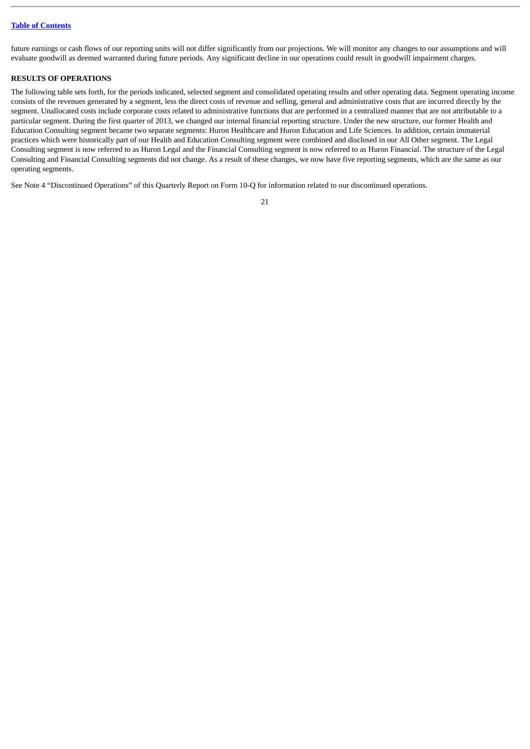future earnings or cash flows of our reporting units will not differ significantly from our projections. We will monitor any changes to our assumptions and will evaluate goodwill as deemed warranted during future periods. Any significant decline in our operations could result in goodwill impairment charges.

**RESULTS OF OPERATIONS**

The following table sets forth, for the periods indicated, selected segment and consolidated operating results and other operating data. Segment operating income consists of the revenues generated by a segment, less the direct costs of revenue and selling, general and administrative costs that are incurred directly by the segment. Unallocated costs include corporate costs related to administrative functions that are performed in a centralized manner that are not attributable to a particular segment. During the first quarter of 2013, we changed our internal financial reporting structure. Under the new structure, our former Health and Education Consulting segment became two separate segments: Huron Healthcare and Huron Education and Life Sciences. In addition, certain immaterial practices which were historically part of our Health and Education Consulting segment were combined and disclosed in our All Other segment. The Legal Consulting segment is now referred to as Huron Legal and the Financial Consulting segment is now referred to as Huron Financial. The structure of the Legal Consulting and Financial Consulting segments did not change. As a result of these changes, we now have five reporting segments, which are the same as our operating segments.

See Note 4 "Discontinued Operations" of this Quarterly Report on Form 10-Q for information related to our discontinued operations.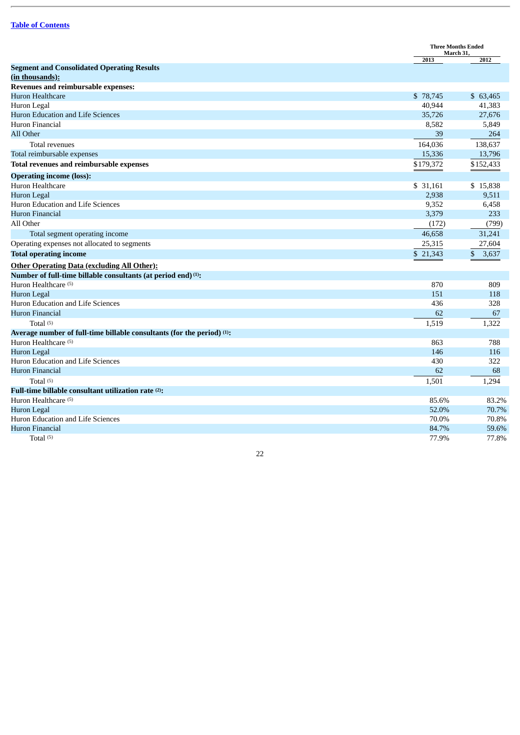| | Three Months Ended March 31, | |
|---|---|---|
| | 2013 | 2012 |
| **Segment and Consolidated Operating Results (in thousands):** | | |
| **Revenues and reimbursable expenses:** | | |
| Huron Healthcare | $ 78,745 | $ 63,465 |
| Huron Legal | 40,944 | 41,383 |
| Huron Education and Life Sciences | 35,726 | 27,676 |
| Huron Financial | 8,582 | 5,849 |
| All Other | 39 | 264 |
| Total revenues | 164,036 | 138,637 |
| Total reimbursable expenses | 15,336 | 13,796 |
| **Total revenues and reimbursable expenses** | $179,372 | $152,433 |
| **Operating income (loss):** | | |
| Huron Healthcare | $ 31,161 | $ 15,838 |
| Huron Legal | 2,938 | 9,511 |
| Huron Education and Life Sciences | 9,352 | 6,458 |
| Huron Financial | 3,379 | 233 |
| All Other | (172) | (799) |
| Total segment operating income | 46,658 | 31,241 |
| Operating expenses not allocated to segments | 25,315 | 27,604 |
| **Total operating income** | $ 21,343 | $ 3,637 |
| **Other Operating Data (excluding All Other):** | | |
| **Number of full-time billable consultants (at period end) (1):** | | |
| Huron Healthcare (5) | 870 | 809 |
| Huron Legal | 151 | 118 |
| Huron Education and Life Sciences | 436 | 328 |
| Huron Financial | 62 | 67 |
| Total (5) | 1,519 | 1,322 |
| **Average number of full-time billable consultants (for the period) (1):** | | |
| Huron Healthcare (5) | 863 | 788 |
| Huron Legal | 146 | 116 |
| Huron Education and Life Sciences | 430 | 322 |
| Huron Financial | 62 | 68 |
| Total (5) | 1,501 | 1,294 |
| **Full-time billable consultant utilization rate (2):** | | |
| Huron Healthcare (5) | 85.6% | 83.2% |
| Huron Legal | 52.0% | 70.7% |
| Huron Education and Life Sciences | 70.0% | 70.8% |
| Huron Financial | 84.7% | 59.6% |
| Total (5) | 77.9% | 77.8% |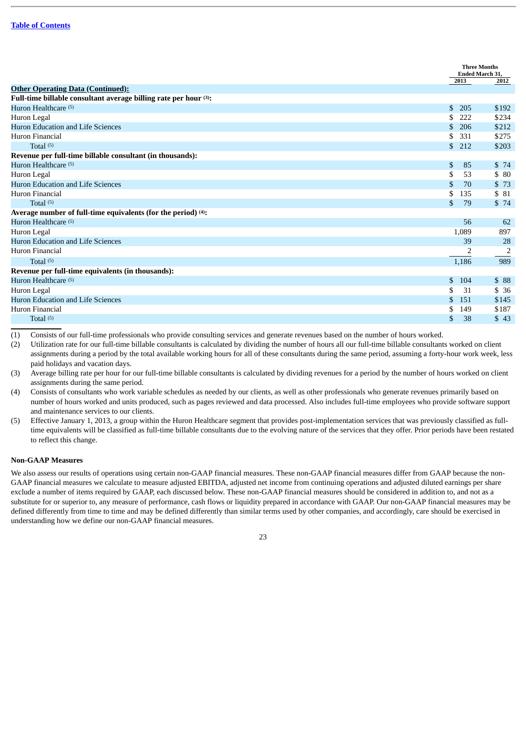| | Three Months Ended March 31, | |
|---|---|---|
| | 2013 | 2012 |
| **Other Operating Data (Continued):** | | |
| **Full-time billable consultant average billing rate per hour (3):** | | |
| Huron Healthcare (5) | $ 205 | $192 |
| Huron Legal | $ 222 | $234 |
| Huron Education and Life Sciences | $ 206 | $212 |
| Huron Financial | $ 331 | $275 |
| Total (5) | $ 212 | $203 |
| **Revenue per full-time billable consultant (in thousands):** | | |
| Huron Healthcare (5) | $ 85 | $ 74 |
| Huron Legal | $ 53 | $ 80 |
| Huron Education and Life Sciences | $ 70 | $ 73 |
| Huron Financial | $ 135 | $ 81 |
| Total (5) | $ 79 | $ 74 |
| **Average number of full-time equivalents (for the period) (4):** | | |
| Huron Healthcare (5) | 56 | 62 |
| Huron Legal | 1,089 | 897 |
| Huron Education and Life Sciences | 39 | 28 |
| Huron Financial | 2 | 2 |
| Total (5) | 1,186 | 989 |
| **Revenue per full-time equivalents (in thousands):** | | |
| Huron Healthcare (5) | $ 104 | $ 88 |
| Huron Legal | $ 31 | $ 36 |
| Huron Education and Life Sciences | $ 151 | $145 |
| Huron Financial | $ 149 | $187 |
| Total (5) | $ 38 | $ 43 |

(1) Consists of our full-time professionals who provide consulting services and generate revenues based on the number of hours worked.

(2) Utilization rate for our full-time billable consultants is calculated by dividing the number of hours all our full-time billable consultants worked on client assignments during a period by the total available working hours for all of these consultants during the same period, assuming a forty-hour work week, less paid holidays and vacation days.

(3) Average billing rate per hour for our full-time billable consultants is calculated by dividing revenues for a period by the number of hours worked on client assignments during the same period.

(4) Consists of consultants who work variable schedules as needed by our clients, as well as other professionals who generate revenues primarily based on number of hours worked and units produced, such as pages reviewed and data processed. Also includes full-time employees who provide software support and maintenance services to our clients.

(5) Effective January 1, 2013, a group within the Huron Healthcare segment that provides post-implementation services that was previously classified as full-time equivalents will be classified as full-time billable consultants due to the evolving nature of the services that they offer. Prior periods have been restated to reflect this change.

**Non-GAAP Measures**

We also assess our results of operations using certain non-GAAP financial measures. These non-GAAP financial measures differ from GAAP because the non-GAAP financial measures we calculate to measure adjusted EBITDA, adjusted net income from continuing operations and adjusted diluted earnings per share exclude a number of items required by GAAP, each discussed below. These non-GAAP financial measures should be considered in addition to, and not as a substitute for or superior to, any measure of performance, cash flows or liquidity prepared in accordance with GAAP. Our non-GAAP financial measures may be defined differently from time to time and may be defined differently than similar terms used by other companies, and accordingly, care should be exercised in understanding how we define our non-GAAP financial measures.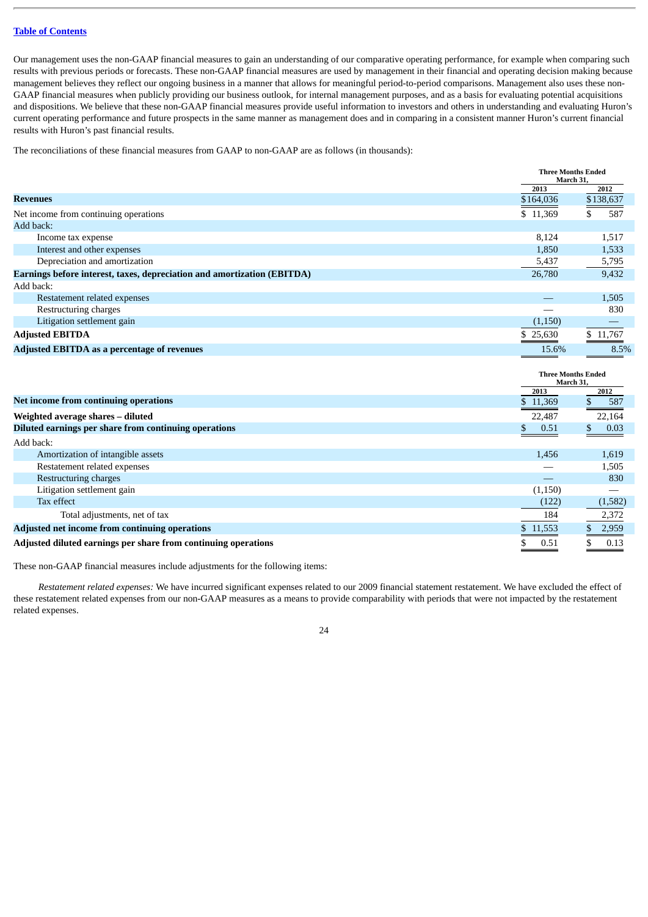[Table of Contents](#)

Our management uses the non-GAAP financial measures to gain an understanding of our comparative operating performance, for example when comparing such results with previous periods or forecasts. These non-GAAP financial measures are used by management in their financial and operating decision making because management believes they reflect our ongoing business in a manner that allows for meaningful period-to-period comparisons. Management also uses these non-GAAP financial measures when publicly providing our business outlook, for internal management purposes, and as a basis for evaluating potential acquisitions and dispositions. We believe that these non-GAAP financial measures provide useful information to investors and others in understanding and evaluating Huron's current operating performance and future prospects in the same manner as management does and in comparing in a consistent manner Huron's current financial results with Huron's past financial results.

The reconciliations of these financial measures from GAAP to non-GAAP are as follows (in thousands):

| | Three Months Ended March 31, | |
|---|---|---|
| | 2013 | 2012 |
| **Revenues** | $164,036 | $138,637 |
| Net income from continuing operations | $ 11,369 | $ 587 |
| Add back: | | |
| Income tax expense | 8,124 | 1,517 |
| Interest and other expenses | 1,850 | 1,533 |
| Depreciation and amortization | 5,437 | 5,795 |
| **Earnings before interest, taxes, depreciation and amortization (EBITDA)** | 26,780 | 9,432 |
| Add back: | | |
| Restatement related expenses | — | 1,505 |
| Restructuring charges | — | 830 |
| Litigation settlement gain | (1,150) | — |
| **Adjusted EBITDA** | $ 25,630 | $ 11,767 |
| **Adjusted EBITDA as a percentage of revenues** | 15.6% | 8.5% |

| | Three Months Ended March 31, | |
|---|---|---|
| | 2013 | 2012 |
| **Net income from continuing operations** | $ 11,369 | $ 587 |
| **Weighted average shares – diluted** | 22,487 | 22,164 |
| **Diluted earnings per share from continuing operations** | $ 0.51 | $ 0.03 |
| Add back: | | |
| Amortization of intangible assets | 1,456 | 1,619 |
| Restatement related expenses | — | 1,505 |
| Restructuring charges | — | 830 |
| Litigation settlement gain | (1,150) | — |
| Tax effect | (122) | (1,582) |
| Total adjustments, net of tax | 184 | 2,372 |
| **Adjusted net income from continuing operations** | $ 11,553 | $ 2,959 |
| **Adjusted diluted earnings per share from continuing operations** | $ 0.51 | $ 0.13 |

These non-GAAP financial measures include adjustments for the following items:

*Restatement related expenses:* We have incurred significant expenses related to our 2009 financial statement restatement. We have excluded the effect of these restatement related expenses from our non-GAAP measures as a means to provide comparability with periods that were not impacted by the restatement related expenses.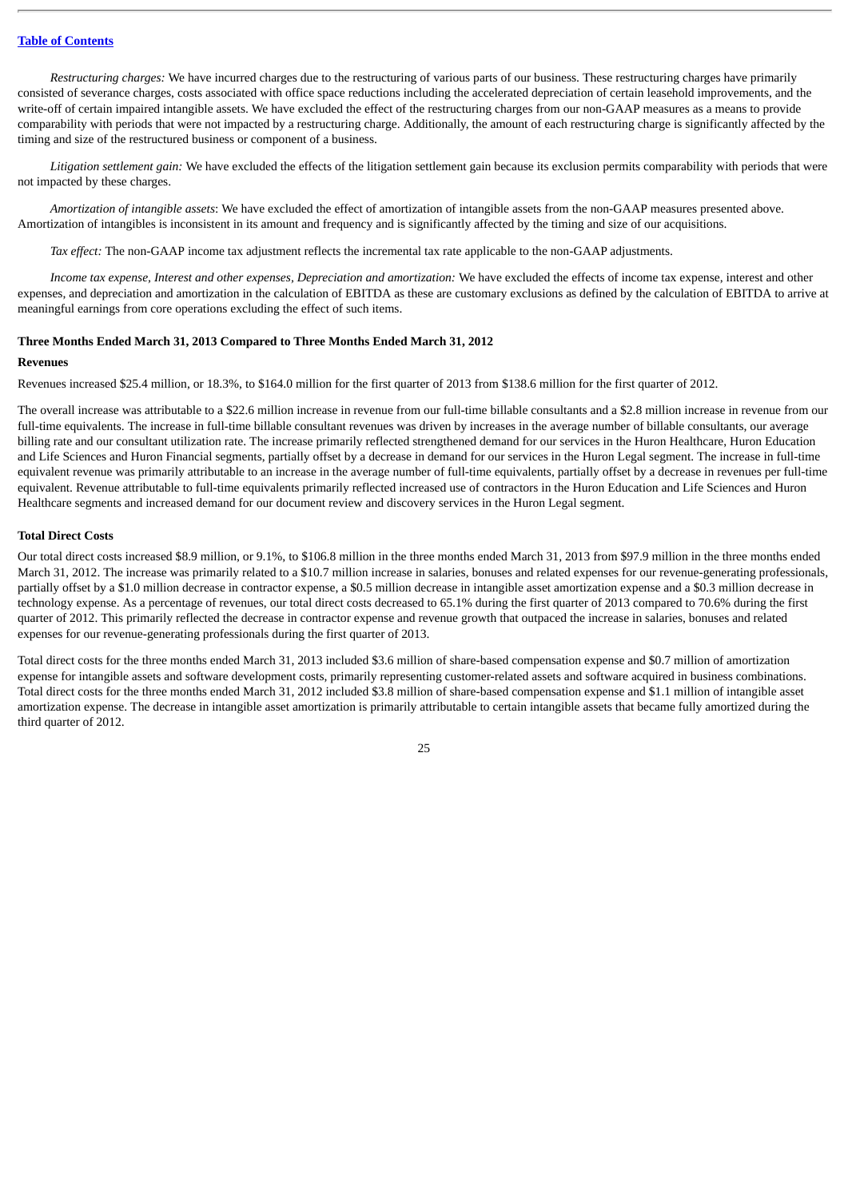*Restructuring charges:* We have incurred charges due to the restructuring of various parts of our business. These restructuring charges have primarily consisted of severance charges, costs associated with office space reductions including the accelerated depreciation of certain leasehold improvements, and the write-off of certain impaired intangible assets. We have excluded the effect of the restructuring charges from our non-GAAP measures as a means to provide comparability with periods that were not impacted by a restructuring charge. Additionally, the amount of each restructuring charge is significantly affected by the timing and size of the restructured business or component of a business.

*Litigation settlement gain:* We have excluded the effects of the litigation settlement gain because its exclusion permits comparability with periods that were not impacted by these charges.

*Amortization of intangible assets*: We have excluded the effect of amortization of intangible assets from the non-GAAP measures presented above. Amortization of intangibles is inconsistent in its amount and frequency and is significantly affected by the timing and size of our acquisitions.

*Tax effect:* The non-GAAP income tax adjustment reflects the incremental tax rate applicable to the non-GAAP adjustments.

*Income tax expense, Interest and other expenses, Depreciation and amortization:* We have excluded the effects of income tax expense, interest and other expenses, and depreciation and amortization in the calculation of EBITDA as these are customary exclusions as defined by the calculation of EBITDA to arrive at meaningful earnings from core operations excluding the effect of such items.

### Three Months Ended March 31, 2013 Compared to Three Months Ended March 31, 2012

#### Revenues

Revenues increased $25.4 million, or 18.3%, to $164.0 million for the first quarter of 2013 from $138.6 million for the first quarter of 2012.

The overall increase was attributable to a $22.6 million increase in revenue from our full-time billable consultants and a $2.8 million increase in revenue from our full-time equivalents. The increase in full-time billable consultant revenues was driven by increases in the average number of billable consultants, our average billing rate and our consultant utilization rate. The increase primarily reflected strengthened demand for our services in the Huron Healthcare, Huron Education and Life Sciences and Huron Financial segments, partially offset by a decrease in demand for our services in the Huron Legal segment. The increase in full-time equivalent revenue was primarily attributable to an increase in the average number of full-time equivalents, partially offset by a decrease in revenues per full-time equivalent. Revenue attributable to full-time equivalents primarily reflected increased use of contractors in the Huron Education and Life Sciences and Huron Healthcare segments and increased demand for our document review and discovery services in the Huron Legal segment.

#### Total Direct Costs

Our total direct costs increased $8.9 million, or 9.1%, to $106.8 million in the three months ended March 31, 2013 from $97.9 million in the three months ended March 31, 2012. The increase was primarily related to a $10.7 million increase in salaries, bonuses and related expenses for our revenue-generating professionals, partially offset by a $1.0 million decrease in contractor expense, a $0.5 million decrease in intangible asset amortization expense and a $0.3 million decrease in technology expense. As a percentage of revenues, our total direct costs decreased to 65.1% during the first quarter of 2013 compared to 70.6% during the first quarter of 2012. This primarily reflected the decrease in contractor expense and revenue growth that outpaced the increase in salaries, bonuses and related expenses for our revenue-generating professionals during the first quarter of 2013.

Total direct costs for the three months ended March 31, 2013 included $3.6 million of share-based compensation expense and $0.7 million of amortization expense for intangible assets and software development costs, primarily representing customer-related assets and software acquired in business combinations. Total direct costs for the three months ended March 31, 2012 included $3.8 million of share-based compensation expense and $1.1 million of intangible asset amortization expense. The decrease in intangible asset amortization is primarily attributable to certain intangible assets that became fully amortized during the third quarter of 2012.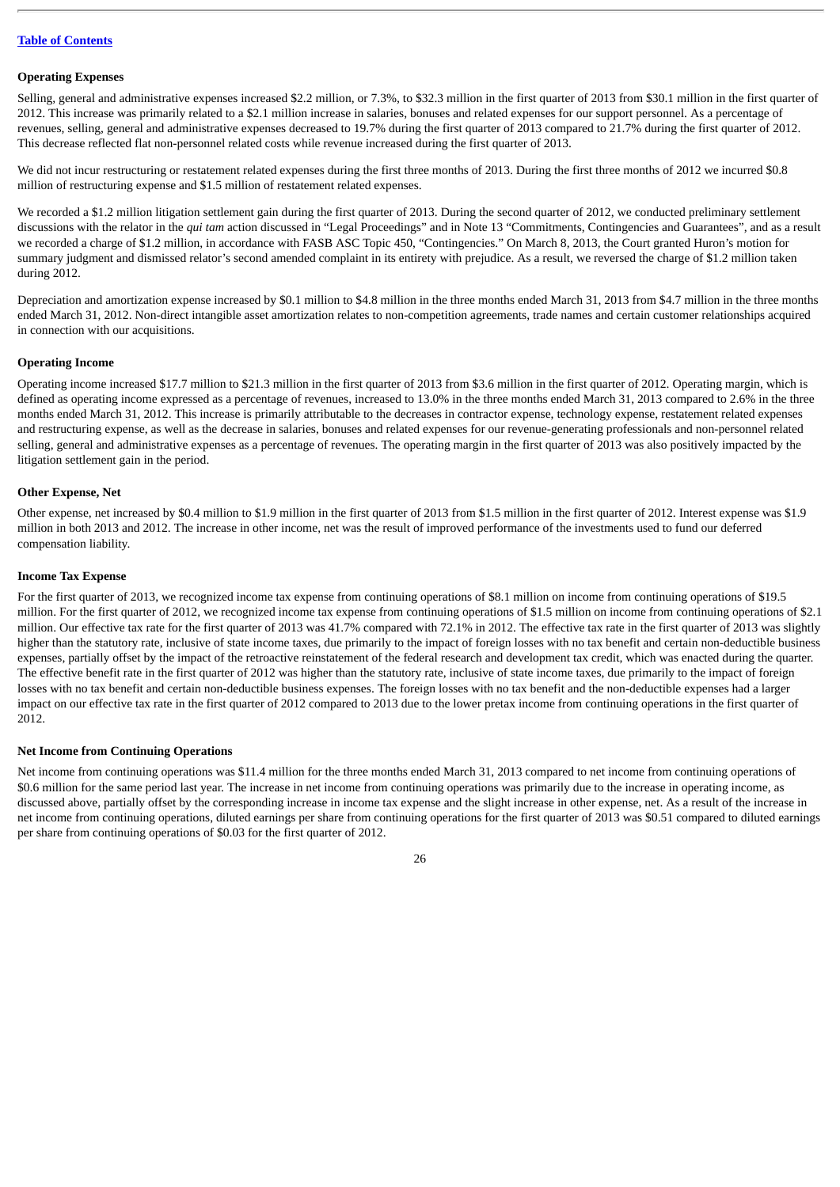### Operating Expenses

Selling, general and administrative expenses increased $2.2 million, or 7.3%, to $32.3 million in the first quarter of 2013 from $30.1 million in the first quarter of 2012. This increase was primarily related to a $2.1 million increase in salaries, bonuses and related expenses for our support personnel. As a percentage of revenues, selling, general and administrative expenses decreased to 19.7% during the first quarter of 2013 compared to 21.7% during the first quarter of 2012. This decrease reflected flat non-personnel related costs while revenue increased during the first quarter of 2013.

We did not incur restructuring or restatement related expenses during the first three months of 2013. During the first three months of 2012 we incurred $0.8 million of restructuring expense and $1.5 million of restatement related expenses.

We recorded a $1.2 million litigation settlement gain during the first quarter of 2013. During the second quarter of 2012, we conducted preliminary settlement discussions with the relator in the *qui tam* action discussed in "Legal Proceedings" and in Note 13 "Commitments, Contingencies and Guarantees", and as a result we recorded a charge of $1.2 million, in accordance with FASB ASC Topic 450, "Contingencies." On March 8, 2013, the Court granted Huron's motion for summary judgment and dismissed relator's second amended complaint in its entirety with prejudice. As a result, we reversed the charge of $1.2 million taken during 2012.

Depreciation and amortization expense increased by $0.1 million to $4.8 million in the three months ended March 31, 2013 from $4.7 million in the three months ended March 31, 2012. Non-direct intangible asset amortization relates to non-competition agreements, trade names and certain customer relationships acquired in connection with our acquisitions.

### Operating Income

Operating income increased $17.7 million to $21.3 million in the first quarter of 2013 from $3.6 million in the first quarter of 2012. Operating margin, which is defined as operating income expressed as a percentage of revenues, increased to 13.0% in the three months ended March 31, 2013 compared to 2.6% in the three months ended March 31, 2012. This increase is primarily attributable to the decreases in contractor expense, technology expense, restatement related expenses and restructuring expense, as well as the decrease in salaries, bonuses and related expenses for our revenue-generating professionals and non-personnel related selling, general and administrative expenses as a percentage of revenues. The operating margin in the first quarter of 2013 was also positively impacted by the litigation settlement gain in the period.

### Other Expense, Net

Other expense, net increased by $0.4 million to $1.9 million in the first quarter of 2013 from $1.5 million in the first quarter of 2012. Interest expense was $1.9 million in both 2013 and 2012. The increase in other income, net was the result of improved performance of the investments used to fund our deferred compensation liability.

### Income Tax Expense

For the first quarter of 2013, we recognized income tax expense from continuing operations of $8.1 million on income from continuing operations of $19.5 million. For the first quarter of 2012, we recognized income tax expense from continuing operations of $1.5 million on income from continuing operations of $2.1 million. Our effective tax rate for the first quarter of 2013 was 41.7% compared with 72.1% in 2012. The effective tax rate in the first quarter of 2013 was slightly higher than the statutory rate, inclusive of state income taxes, due primarily to the impact of foreign losses with no tax benefit and certain non-deductible business expenses, partially offset by the impact of the retroactive reinstatement of the federal research and development tax credit, which was enacted during the quarter. The effective benefit rate in the first quarter of 2012 was higher than the statutory rate, inclusive of state income taxes, due primarily to the impact of foreign losses with no tax benefit and certain non-deductible business expenses. The foreign losses with no tax benefit and the non-deductible expenses had a larger impact on our effective tax rate in the first quarter of 2012 compared to 2013 due to the lower pretax income from continuing operations in the first quarter of 2012.

### Net Income from Continuing Operations

Net income from continuing operations was $11.4 million for the three months ended March 31, 2013 compared to net income from continuing operations of $0.6 million for the same period last year. The increase in net income from continuing operations was primarily due to the increase in operating income, as discussed above, partially offset by the corresponding increase in income tax expense and the slight increase in other expense, net. As a result of the increase in net income from continuing operations, diluted earnings per share from continuing operations for the first quarter of 2013 was $0.51 compared to diluted earnings per share from continuing operations of $0.03 for the first quarter of 2012.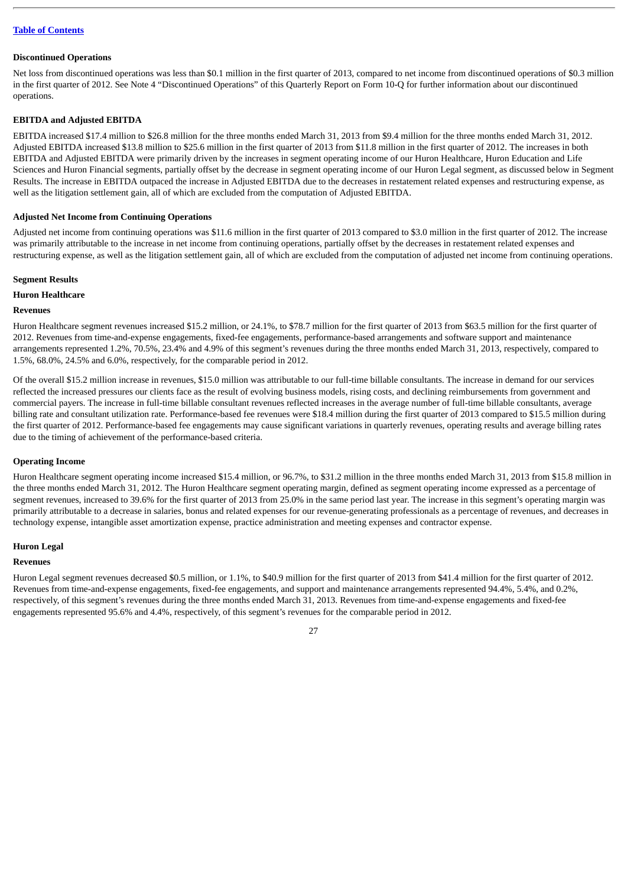[Table of Contents](#)

**Discontinued Operations**

Net loss from discontinued operations was less than $0.1 million in the first quarter of 2013, compared to net income from discontinued operations of $0.3 million in the first quarter of 2012. See Note 4 "Discontinued Operations" of this Quarterly Report on Form 10-Q for further information about our discontinued operations.

**EBITDA and Adjusted EBITDA**

EBITDA increased $17.4 million to $26.8 million for the three months ended March 31, 2013 from $9.4 million for the three months ended March 31, 2012. Adjusted EBITDA increased $13.8 million to $25.6 million in the first quarter of 2013 from $11.8 million in the first quarter of 2012. The increases in both EBITDA and Adjusted EBITDA were primarily driven by the increases in segment operating income of our Huron Healthcare, Huron Education and Life Sciences and Huron Financial segments, partially offset by the decrease in segment operating income of our Huron Legal segment, as discussed below in Segment Results. The increase in EBITDA outpaced the increase in Adjusted EBITDA due to the decreases in restatement related expenses and restructuring expense, as well as the litigation settlement gain, all of which are excluded from the computation of Adjusted EBITDA.

**Adjusted Net Income from Continuing Operations**

Adjusted net income from continuing operations was $11.6 million in the first quarter of 2013 compared to $3.0 million in the first quarter of 2012. The increase was primarily attributable to the increase in net income from continuing operations, partially offset by the decreases in restatement related expenses and restructuring expense, as well as the litigation settlement gain, all of which are excluded from the computation of adjusted net income from continuing operations.

**Segment Results**

**Huron Healthcare**

**Revenues**

Huron Healthcare segment revenues increased $15.2 million, or 24.1%, to $78.7 million for the first quarter of 2013 from $63.5 million for the first quarter of 2012. Revenues from time-and-expense engagements, fixed-fee engagements, performance-based arrangements and software support and maintenance arrangements represented 1.2%, 70.5%, 23.4% and 4.9% of this segment's revenues during the three months ended March 31, 2013, respectively, compared to 1.5%, 68.0%, 24.5% and 6.0%, respectively, for the comparable period in 2012.

Of the overall $15.2 million increase in revenues, $15.0 million was attributable to our full-time billable consultants. The increase in demand for our services reflected the increased pressures our clients face as the result of evolving business models, rising costs, and declining reimbursements from government and commercial payers. The increase in full-time billable consultant revenues reflected increases in the average number of full-time billable consultants, average billing rate and consultant utilization rate. Performance-based fee revenues were $18.4 million during the first quarter of 2013 compared to $15.5 million during the first quarter of 2012. Performance-based fee engagements may cause significant variations in quarterly revenues, operating results and average billing rates due to the timing of achievement of the performance-based criteria.

**Operating Income**

Huron Healthcare segment operating income increased $15.4 million, or 96.7%, to $31.2 million in the three months ended March 31, 2013 from $15.8 million in the three months ended March 31, 2012. The Huron Healthcare segment operating margin, defined as segment operating income expressed as a percentage of segment revenues, increased to 39.6% for the first quarter of 2013 from 25.0% in the same period last year. The increase in this segment's operating margin was primarily attributable to a decrease in salaries, bonus and related expenses for our revenue-generating professionals as a percentage of revenues, and decreases in technology expense, intangible asset amortization expense, practice administration and meeting expenses and contractor expense.

**Huron Legal**

**Revenues**

Huron Legal segment revenues decreased $0.5 million, or 1.1%, to $40.9 million for the first quarter of 2013 from $41.4 million for the first quarter of 2012. Revenues from time-and-expense engagements, fixed-fee engagements, and support and maintenance arrangements represented 94.4%, 5.4%, and 0.2%, respectively, of this segment's revenues during the three months ended March 31, 2013. Revenues from time-and-expense engagements and fixed-fee engagements represented 95.6% and 4.4%, respectively, of this segment's revenues for the comparable period in 2012.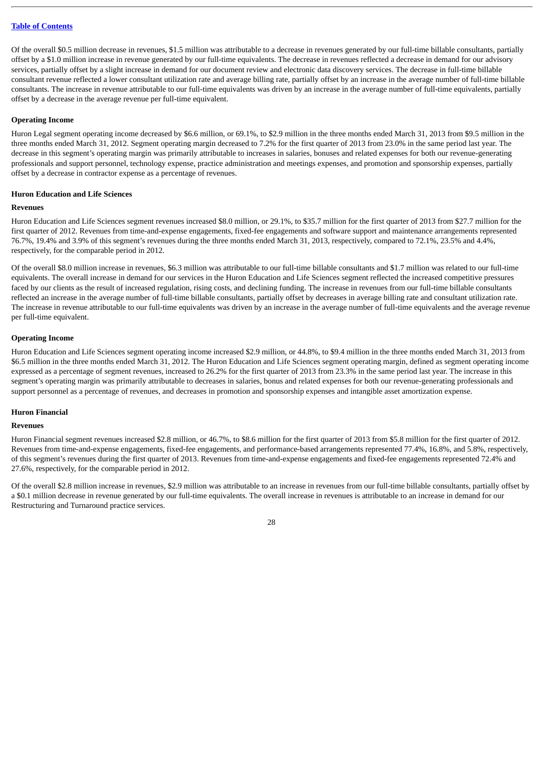Of the overall \$0.5 million decrease in revenues, \$1.5 million was attributable to a decrease in revenues generated by our full-time billable consultants, partially offset by a \$1.0 million increase in revenue generated by our full-time equivalents. The decrease in revenues reflected a decrease in demand for our advisory services, partially offset by a slight increase in demand for our document review and electronic data discovery services. The decrease in full-time billable consultant revenue reflected a lower consultant utilization rate and average billing rate, partially offset by an increase in the average number of full-time billable consultants. The increase in revenue attributable to our full-time equivalents was driven by an increase in the average number of full-time equivalents, partially offset by a decrease in the average revenue per full-time equivalent.

**Operating Income**

Huron Legal segment operating income decreased by \$6.6 million, or 69.1%, to \$2.9 million in the three months ended March 31, 2013 from \$9.5 million in the three months ended March 31, 2012. Segment operating margin decreased to 7.2% for the first quarter of 2013 from 23.0% in the same period last year. The decrease in this segment's operating margin was primarily attributable to increases in salaries, bonuses and related expenses for both our revenue-generating professionals and support personnel, technology expense, practice administration and meetings expenses, and promotion and sponsorship expenses, partially offset by a decrease in contractor expense as a percentage of revenues.

**Huron Education and Life Sciences**

**Revenues**

Huron Education and Life Sciences segment revenues increased \$8.0 million, or 29.1%, to \$35.7 million for the first quarter of 2013 from \$27.7 million for the first quarter of 2012. Revenues from time-and-expense engagements, fixed-fee engagements and software support and maintenance arrangements represented 76.7%, 19.4% and 3.9% of this segment's revenues during the three months ended March 31, 2013, respectively, compared to 72.1%, 23.5% and 4.4%, respectively, for the comparable period in 2012.

Of the overall \$8.0 million increase in revenues, \$6.3 million was attributable to our full-time billable consultants and \$1.7 million was related to our full-time equivalents. The overall increase in demand for our services in the Huron Education and Life Sciences segment reflected the increased competitive pressures faced by our clients as the result of increased regulation, rising costs, and declining funding. The increase in revenues from our full-time billable consultants reflected an increase in the average number of full-time billable consultants, partially offset by decreases in average billing rate and consultant utilization rate. The increase in revenue attributable to our full-time equivalents was driven by an increase in the average number of full-time equivalents and the average revenue per full-time equivalent.

**Operating Income**

Huron Education and Life Sciences segment operating income increased \$2.9 million, or 44.8%, to \$9.4 million in the three months ended March 31, 2013 from \$6.5 million in the three months ended March 31, 2012. The Huron Education and Life Sciences segment operating margin, defined as segment operating income expressed as a percentage of segment revenues, increased to 26.2% for the first quarter of 2013 from 23.3% in the same period last year. The increase in this segment's operating margin was primarily attributable to decreases in salaries, bonus and related expenses for both our revenue-generating professionals and support personnel as a percentage of revenues, and decreases in promotion and sponsorship expenses and intangible asset amortization expense.

**Huron Financial**

**Revenues**

Huron Financial segment revenues increased \$2.8 million, or 46.7%, to \$8.6 million for the first quarter of 2013 from \$5.8 million for the first quarter of 2012. Revenues from time-and-expense engagements, fixed-fee engagements, and performance-based arrangements represented 77.4%, 16.8%, and 5.8%, respectively, of this segment's revenues during the first quarter of 2013. Revenues from time-and-expense engagements and fixed-fee engagements represented 72.4% and 27.6%, respectively, for the comparable period in 2012.

Of the overall \$2.8 million increase in revenues, \$2.9 million was attributable to an increase in revenues from our full-time billable consultants, partially offset by a \$0.1 million decrease in revenue generated by our full-time equivalents. The overall increase in revenues is attributable to an increase in demand for our Restructuring and Turnaround practice services.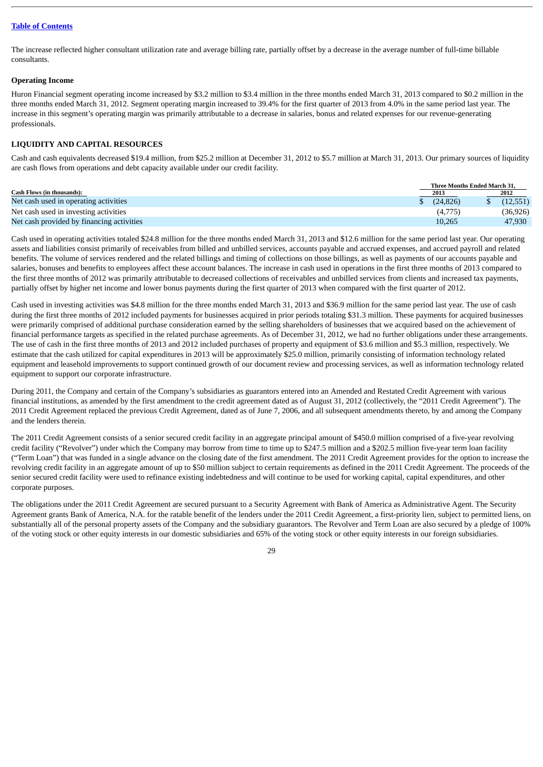[Table of Contents](#)

The increase reflected higher consultant utilization rate and average billing rate, partially offset by a decrease in the average number of full-time billable consultants.

### Operating Income

Huron Financial segment operating income increased by $3.2 million to $3.4 million in the three months ended March 31, 2013 compared to $0.2 million in the three months ended March 31, 2012. Segment operating margin increased to 39.4% for the first quarter of 2013 from 4.0% in the same period last year. The increase in this segment's operating margin was primarily attributable to a decrease in salaries, bonus and related expenses for our revenue-generating professionals.

## LIQUIDITY AND CAPITAL RESOURCES

Cash and cash equivalents decreased $19.4 million, from $25.2 million at December 31, 2012 to $5.7 million at March 31, 2013. Our primary sources of liquidity are cash flows from operations and debt capacity available under our credit facility.

| Cash Flows (in thousands): | Three Months Ended March 31, 2013 | Three Months Ended March 31, 2012 |
|---|---|---|
| Net cash used in operating activities | $ (24,826) | $ (12,551) |
| Net cash used in investing activities | (4,775) | (36,926) |
| Net cash provided by financing activities | 10,265 | 47,930 |

Cash used in operating activities totaled $24.8 million for the three months ended March 31, 2013 and $12.6 million for the same period last year. Our operating assets and liabilities consist primarily of receivables from billed and unbilled services, accounts payable and accrued expenses, and accrued payroll and related benefits. The volume of services rendered and the related billings and timing of collections on those billings, as well as payments of our accounts payable and salaries, bonuses and benefits to employees affect these account balances. The increase in cash used in operations in the first three months of 2013 compared to the first three months of 2012 was primarily attributable to decreased collections of receivables and unbilled services from clients and increased tax payments, partially offset by higher net income and lower bonus payments during the first quarter of 2013 when compared with the first quarter of 2012.

Cash used in investing activities was $4.8 million for the three months ended March 31, 2013 and $36.9 million for the same period last year. The use of cash during the first three months of 2012 included payments for businesses acquired in prior periods totaling $31.3 million. These payments for acquired businesses were primarily comprised of additional purchase consideration earned by the selling shareholders of businesses that we acquired based on the achievement of financial performance targets as specified in the related purchase agreements. As of December 31, 2012, we had no further obligations under these arrangements. The use of cash in the first three months of 2013 and 2012 included purchases of property and equipment of $3.6 million and $5.3 million, respectively. We estimate that the cash utilized for capital expenditures in 2013 will be approximately $25.0 million, primarily consisting of information technology related equipment and leasehold improvements to support continued growth of our document review and processing services, as well as information technology related equipment to support our corporate infrastructure.

During 2011, the Company and certain of the Company's subsidiaries as guarantors entered into an Amended and Restated Credit Agreement with various financial institutions, as amended by the first amendment to the credit agreement dated as of August 31, 2012 (collectively, the "2011 Credit Agreement"). The 2011 Credit Agreement replaced the previous Credit Agreement, dated as of June 7, 2006, and all subsequent amendments thereto, by and among the Company and the lenders therein.

The 2011 Credit Agreement consists of a senior secured credit facility in an aggregate principal amount of $450.0 million comprised of a five-year revolving credit facility ("Revolver") under which the Company may borrow from time to time up to $247.5 million and a $202.5 million five-year term loan facility ("Term Loan") that was funded in a single advance on the closing date of the first amendment. The 2011 Credit Agreement provides for the option to increase the revolving credit facility in an aggregate amount of up to $50 million subject to certain requirements as defined in the 2011 Credit Agreement. The proceeds of the senior secured credit facility were used to refinance existing indebtedness and will continue to be used for working capital, capital expenditures, and other corporate purposes.

The obligations under the 2011 Credit Agreement are secured pursuant to a Security Agreement with Bank of America as Administrative Agent. The Security Agreement grants Bank of America, N.A. for the ratable benefit of the lenders under the 2011 Credit Agreement, a first-priority lien, subject to permitted liens, on substantially all of the personal property assets of the Company and the subsidiary guarantors. The Revolver and Term Loan are also secured by a pledge of 100% of the voting stock or other equity interests in our domestic subsidiaries and 65% of the voting stock or other equity interests in our foreign subsidiaries.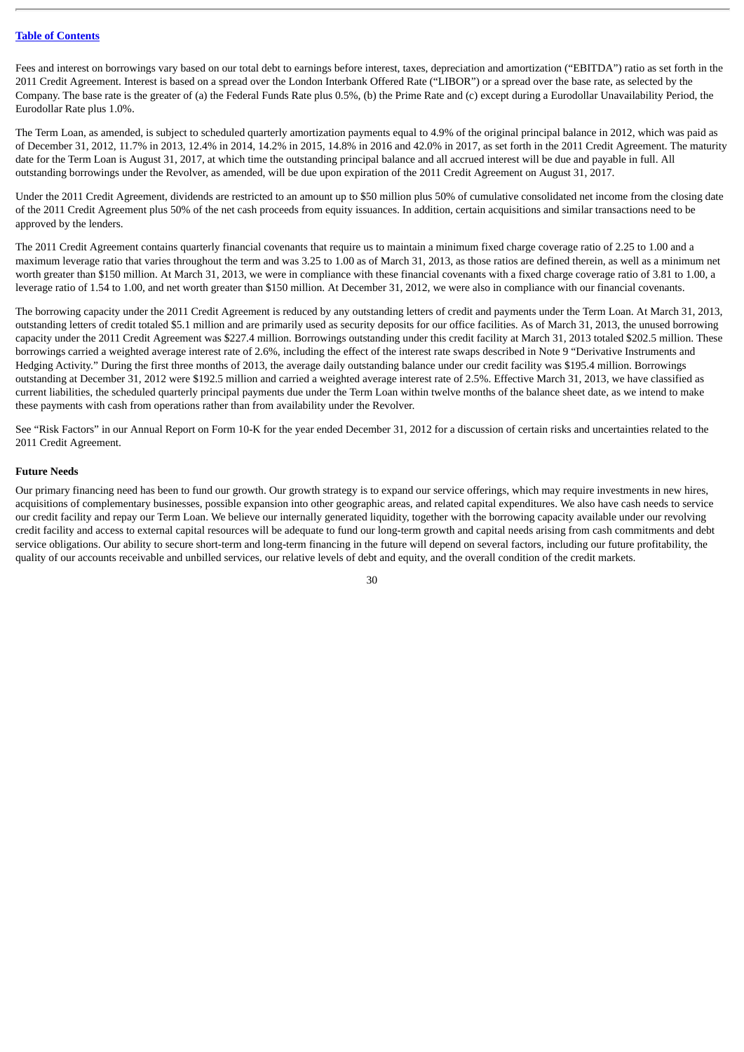Fees and interest on borrowings vary based on our total debt to earnings before interest, taxes, depreciation and amortization ("EBITDA") ratio as set forth in the 2011 Credit Agreement. Interest is based on a spread over the London Interbank Offered Rate ("LIBOR") or a spread over the base rate, as selected by the Company. The base rate is the greater of (a) the Federal Funds Rate plus 0.5%, (b) the Prime Rate and (c) except during a Eurodollar Unavailability Period, the Eurodollar Rate plus 1.0%.

The Term Loan, as amended, is subject to scheduled quarterly amortization payments equal to 4.9% of the original principal balance in 2012, which was paid as of December 31, 2012, 11.7% in 2013, 12.4% in 2014, 14.2% in 2015, 14.8% in 2016 and 42.0% in 2017, as set forth in the 2011 Credit Agreement. The maturity date for the Term Loan is August 31, 2017, at which time the outstanding principal balance and all accrued interest will be due and payable in full. All outstanding borrowings under the Revolver, as amended, will be due upon expiration of the 2011 Credit Agreement on August 31, 2017.

Under the 2011 Credit Agreement, dividends are restricted to an amount up to $50 million plus 50% of cumulative consolidated net income from the closing date of the 2011 Credit Agreement plus 50% of the net cash proceeds from equity issuances. In addition, certain acquisitions and similar transactions need to be approved by the lenders.

The 2011 Credit Agreement contains quarterly financial covenants that require us to maintain a minimum fixed charge coverage ratio of 2.25 to 1.00 and a maximum leverage ratio that varies throughout the term and was 3.25 to 1.00 as of March 31, 2013, as those ratios are defined therein, as well as a minimum net worth greater than $150 million. At March 31, 2013, we were in compliance with these financial covenants with a fixed charge coverage ratio of 3.81 to 1.00, a leverage ratio of 1.54 to 1.00, and net worth greater than $150 million. At December 31, 2012, we were also in compliance with our financial covenants.

The borrowing capacity under the 2011 Credit Agreement is reduced by any outstanding letters of credit and payments under the Term Loan. At March 31, 2013, outstanding letters of credit totaled $5.1 million and are primarily used as security deposits for our office facilities. As of March 31, 2013, the unused borrowing capacity under the 2011 Credit Agreement was $227.4 million. Borrowings outstanding under this credit facility at March 31, 2013 totaled $202.5 million. These borrowings carried a weighted average interest rate of 2.6%, including the effect of the interest rate swaps described in Note 9 "Derivative Instruments and Hedging Activity." During the first three months of 2013, the average daily outstanding balance under our credit facility was $195.4 million. Borrowings outstanding at December 31, 2012 were $192.5 million and carried a weighted average interest rate of 2.5%. Effective March 31, 2013, we have classified as current liabilities, the scheduled quarterly principal payments due under the Term Loan within twelve months of the balance sheet date, as we intend to make these payments with cash from operations rather than from availability under the Revolver.

See "Risk Factors" in our Annual Report on Form 10-K for the year ended December 31, 2012 for a discussion of certain risks and uncertainties related to the 2011 Credit Agreement.

**Future Needs**

Our primary financing need has been to fund our growth. Our growth strategy is to expand our service offerings, which may require investments in new hires, acquisitions of complementary businesses, possible expansion into other geographic areas, and related capital expenditures. We also have cash needs to service our credit facility and repay our Term Loan. We believe our internally generated liquidity, together with the borrowing capacity available under our revolving credit facility and access to external capital resources will be adequate to fund our long-term growth and capital needs arising from cash commitments and debt service obligations. Our ability to secure short-term and long-term financing in the future will depend on several factors, including our future profitability, the quality of our accounts receivable and unbilled services, our relative levels of debt and equity, and the overall condition of the credit markets.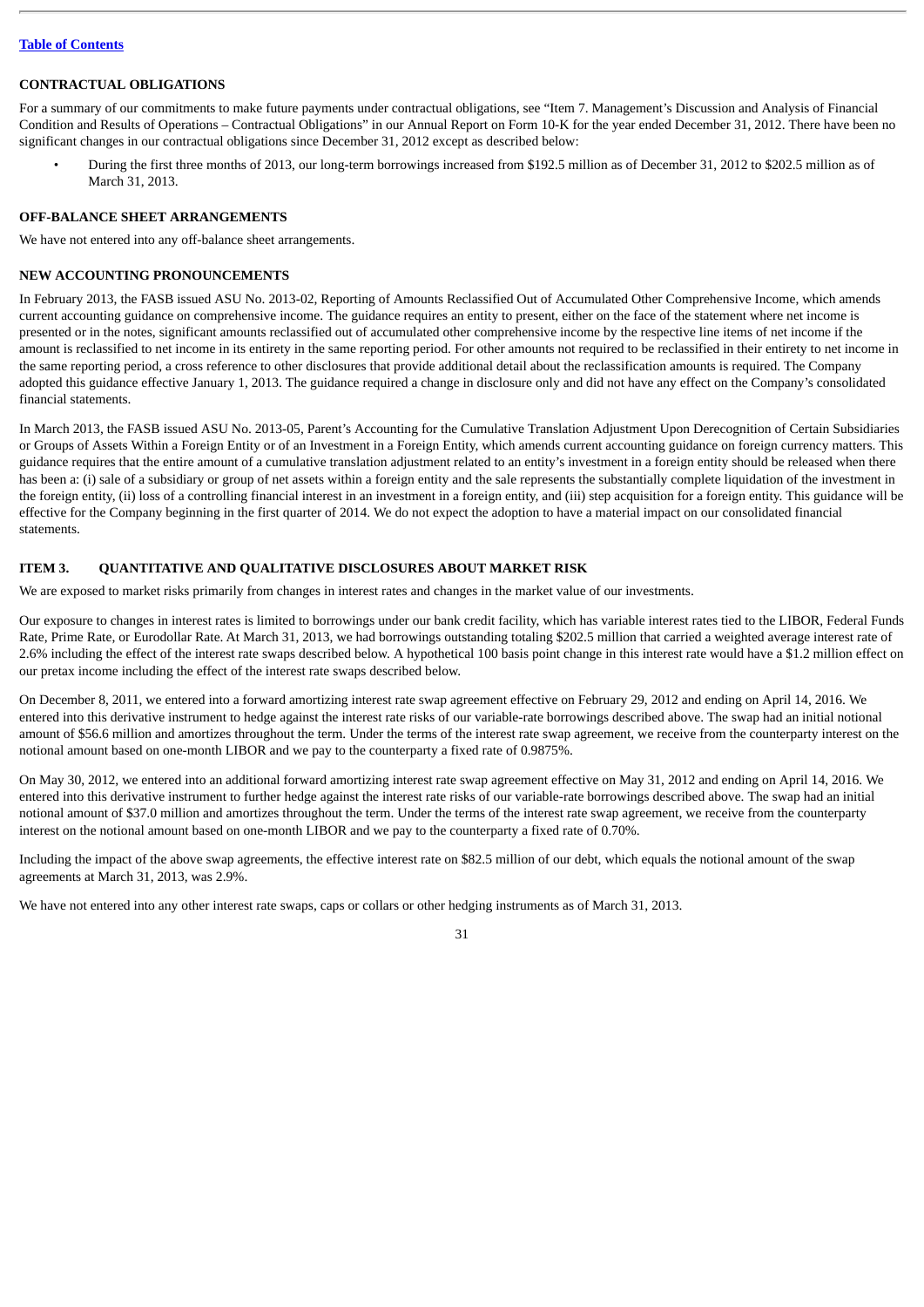[Table of Contents](#)

## CONTRACTUAL OBLIGATIONS

For a summary of our commitments to make future payments under contractual obligations, see "Item 7. Management's Discussion and Analysis of Financial Condition and Results of Operations – Contractual Obligations" in our Annual Report on Form 10-K for the year ended December 31, 2012. There have been no significant changes in our contractual obligations since December 31, 2012 except as described below:

- During the first three months of 2013, our long-term borrowings increased from $192.5 million as of December 31, 2012 to $202.5 million as of March 31, 2013.

## OFF-BALANCE SHEET ARRANGEMENTS

We have not entered into any off-balance sheet arrangements.

## NEW ACCOUNTING PRONOUNCEMENTS

In February 2013, the FASB issued ASU No. 2013-02, Reporting of Amounts Reclassified Out of Accumulated Other Comprehensive Income, which amends current accounting guidance on comprehensive income. The guidance requires an entity to present, either on the face of the statement where net income is presented or in the notes, significant amounts reclassified out of accumulated other comprehensive income by the respective line items of net income if the amount is reclassified to net income in its entirety in the same reporting period. For other amounts not required to be reclassified in their entirety to net income in the same reporting period, a cross reference to other disclosures that provide additional detail about the reclassification amounts is required. The Company adopted this guidance effective January 1, 2013. The guidance required a change in disclosure only and did not have any effect on the Company's consolidated financial statements.

In March 2013, the FASB issued ASU No. 2013-05, Parent's Accounting for the Cumulative Translation Adjustment Upon Derecognition of Certain Subsidiaries or Groups of Assets Within a Foreign Entity or of an Investment in a Foreign Entity, which amends current accounting guidance on foreign currency matters. This guidance requires that the entire amount of a cumulative translation adjustment related to an entity's investment in a foreign entity should be released when there has been a: (i) sale of a subsidiary or group of net assets within a foreign entity and the sale represents the substantially complete liquidation of the investment in the foreign entity, (ii) loss of a controlling financial interest in an investment in a foreign entity, and (iii) step acquisition for a foreign entity. This guidance will be effective for the Company beginning in the first quarter of 2014. We do not expect the adoption to have a material impact on our consolidated financial statements.

## ITEM 3. QUANTITATIVE AND QUALITATIVE DISCLOSURES ABOUT MARKET RISK

We are exposed to market risks primarily from changes in interest rates and changes in the market value of our investments.

Our exposure to changes in interest rates is limited to borrowings under our bank credit facility, which has variable interest rates tied to the LIBOR, Federal Funds Rate, Prime Rate, or Eurodollar Rate. At March 31, 2013, we had borrowings outstanding totaling $202.5 million that carried a weighted average interest rate of 2.6% including the effect of the interest rate swaps described below. A hypothetical 100 basis point change in this interest rate would have a $1.2 million effect on our pretax income including the effect of the interest rate swaps described below.

On December 8, 2011, we entered into a forward amortizing interest rate swap agreement effective on February 29, 2012 and ending on April 14, 2016. We entered into this derivative instrument to hedge against the interest rate risks of our variable-rate borrowings described above. The swap had an initial notional amount of $56.6 million and amortizes throughout the term. Under the terms of the interest rate swap agreement, we receive from the counterparty interest on the notional amount based on one-month LIBOR and we pay to the counterparty a fixed rate of 0.9875%.

On May 30, 2012, we entered into an additional forward amortizing interest rate swap agreement effective on May 31, 2012 and ending on April 14, 2016. We entered into this derivative instrument to further hedge against the interest rate risks of our variable-rate borrowings described above. The swap had an initial notional amount of $37.0 million and amortizes throughout the term. Under the terms of the interest rate swap agreement, we receive from the counterparty interest on the notional amount based on one-month LIBOR and we pay to the counterparty a fixed rate of 0.70%.

Including the impact of the above swap agreements, the effective interest rate on $82.5 million of our debt, which equals the notional amount of the swap agreements at March 31, 2013, was 2.9%.

We have not entered into any other interest rate swaps, caps or collars or other hedging instruments as of March 31, 2013.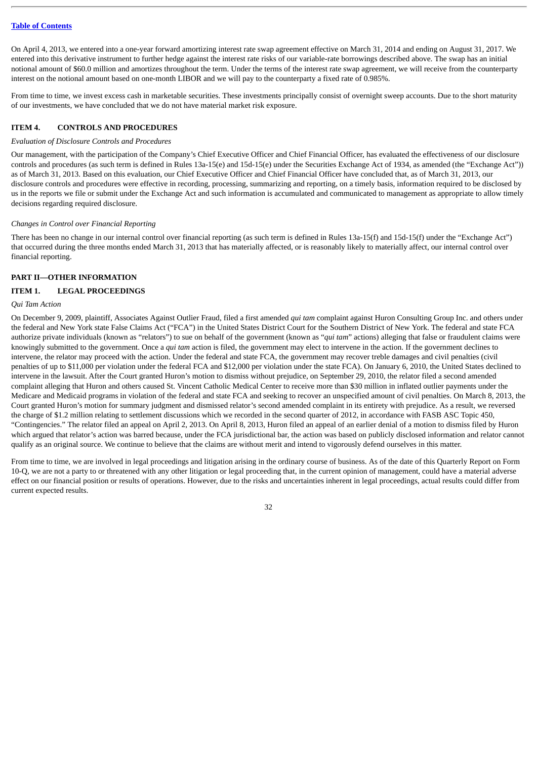On April 4, 2013, we entered into a one-year forward amortizing interest rate swap agreement effective on March 31, 2014 and ending on August 31, 2017. We entered into this derivative instrument to further hedge against the interest rate risks of our variable-rate borrowings described above. The swap has an initial notional amount of $60.0 million and amortizes throughout the term. Under the terms of the interest rate swap agreement, we will receive from the counterparty interest on the notional amount based on one-month LIBOR and we will pay to the counterparty a fixed rate of 0.985%.

From time to time, we invest excess cash in marketable securities. These investments principally consist of overnight sweep accounts. Due to the short maturity of our investments, we have concluded that we do not have material market risk exposure.

## ITEM 4. CONTROLS AND PROCEDURES

*Evaluation of Disclosure Controls and Procedures*

Our management, with the participation of the Company's Chief Executive Officer and Chief Financial Officer, has evaluated the effectiveness of our disclosure controls and procedures (as such term is defined in Rules 13a-15(e) and 15d-15(e) under the Securities Exchange Act of 1934, as amended (the "Exchange Act")) as of March 31, 2013. Based on this evaluation, our Chief Executive Officer and Chief Financial Officer have concluded that, as of March 31, 2013, our disclosure controls and procedures were effective in recording, processing, summarizing and reporting, on a timely basis, information required to be disclosed by us in the reports we file or submit under the Exchange Act and such information is accumulated and communicated to management as appropriate to allow timely decisions regarding required disclosure.

*Changes in Control over Financial Reporting*

There has been no change in our internal control over financial reporting (as such term is defined in Rules 13a-15(f) and 15d-15(f) under the "Exchange Act") that occurred during the three months ended March 31, 2013 that has materially affected, or is reasonably likely to materially affect, our internal control over financial reporting.

# PART II—OTHER INFORMATION

## ITEM 1. LEGAL PROCEEDINGS

*Qui Tam Action*

On December 9, 2009, plaintiff, Associates Against Outlier Fraud, filed a first amended *qui tam* complaint against Huron Consulting Group Inc. and others under the federal and New York state False Claims Act ("FCA") in the United States District Court for the Southern District of New York. The federal and state FCA authorize private individuals (known as "relators") to sue on behalf of the government (known as "*qui tam*" actions) alleging that false or fraudulent claims were knowingly submitted to the government. Once a *qui tam* action is filed, the government may elect to intervene in the action. If the government declines to intervene, the relator may proceed with the action. Under the federal and state FCA, the government may recover treble damages and civil penalties (civil penalties of up to $11,000 per violation under the federal FCA and $12,000 per violation under the state FCA). On January 6, 2010, the United States declined to intervene in the lawsuit. After the Court granted Huron's motion to dismiss without prejudice, on September 29, 2010, the relator filed a second amended complaint alleging that Huron and others caused St. Vincent Catholic Medical Center to receive more than $30 million in inflated outlier payments under the Medicare and Medicaid programs in violation of the federal and state FCA and seeking to recover an unspecified amount of civil penalties. On March 8, 2013, the Court granted Huron's motion for summary judgment and dismissed relator's second amended complaint in its entirety with prejudice. As a result, we reversed the charge of $1.2 million relating to settlement discussions which we recorded in the second quarter of 2012, in accordance with FASB ASC Topic 450, "Contingencies." The relator filed an appeal on April 2, 2013. On April 8, 2013, Huron filed an appeal of an earlier denial of a motion to dismiss filed by Huron which argued that relator's action was barred because, under the FCA jurisdictional bar, the action was based on publicly disclosed information and relator cannot qualify as an original source. We continue to believe that the claims are without merit and intend to vigorously defend ourselves in this matter.

From time to time, we are involved in legal proceedings and litigation arising in the ordinary course of business. As of the date of this Quarterly Report on Form 10-Q, we are not a party to or threatened with any other litigation or legal proceeding that, in the current opinion of management, could have a material adverse effect on our financial position or results of operations. However, due to the risks and uncertainties inherent in legal proceedings, actual results could differ from current expected results.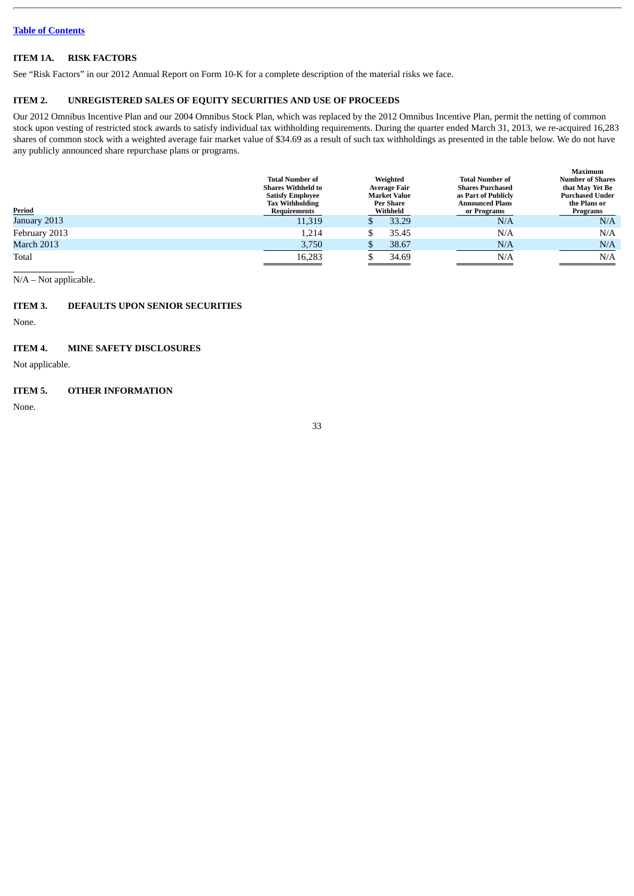[Table of Contents](#)

## ITEM 1A. RISK FACTORS

See "Risk Factors" in our 2012 Annual Report on Form 10-K for a complete description of the material risks we face.

## ITEM 2. UNREGISTERED SALES OF EQUITY SECURITIES AND USE OF PROCEEDS

Our 2012 Omnibus Incentive Plan and our 2004 Omnibus Stock Plan, which was replaced by the 2012 Omnibus Incentive Plan, permit the netting of common stock upon vesting of restricted stock awards to satisfy individual tax withholding requirements. During the quarter ended March 31, 2013, we re-acquired 16,283 shares of common stock with a weighted average fair market value of $34.69 as a result of such tax withholdings as presented in the table below. We do not have any publicly announced share repurchase plans or programs.

| Period | Total Number of Shares Withheld to Satisfy Employee Tax Withholding Requirements | Weighted Average Fair Market Value Per Share Withheld | Total Number of Shares Purchased as Part of Publicly Announced Plans or Programs | Maximum Number of Shares that May Yet Be Purchased Under the Plans or Programs |
|---|---|---|---|---|
| January 2013 | 11,319 | $ 33.29 | N/A | N/A |
| February 2013 | 1,214 | $ 35.45 | N/A | N/A |
| March 2013 | 3,750 | $ 38.67 | N/A | N/A |
| Total | 16,283 | $ 34.69 | N/A | N/A |

N/A – Not applicable.

## ITEM 3. DEFAULTS UPON SENIOR SECURITIES

None.

## ITEM 4. MINE SAFETY DISCLOSURES

Not applicable.

## ITEM 5. OTHER INFORMATION

None.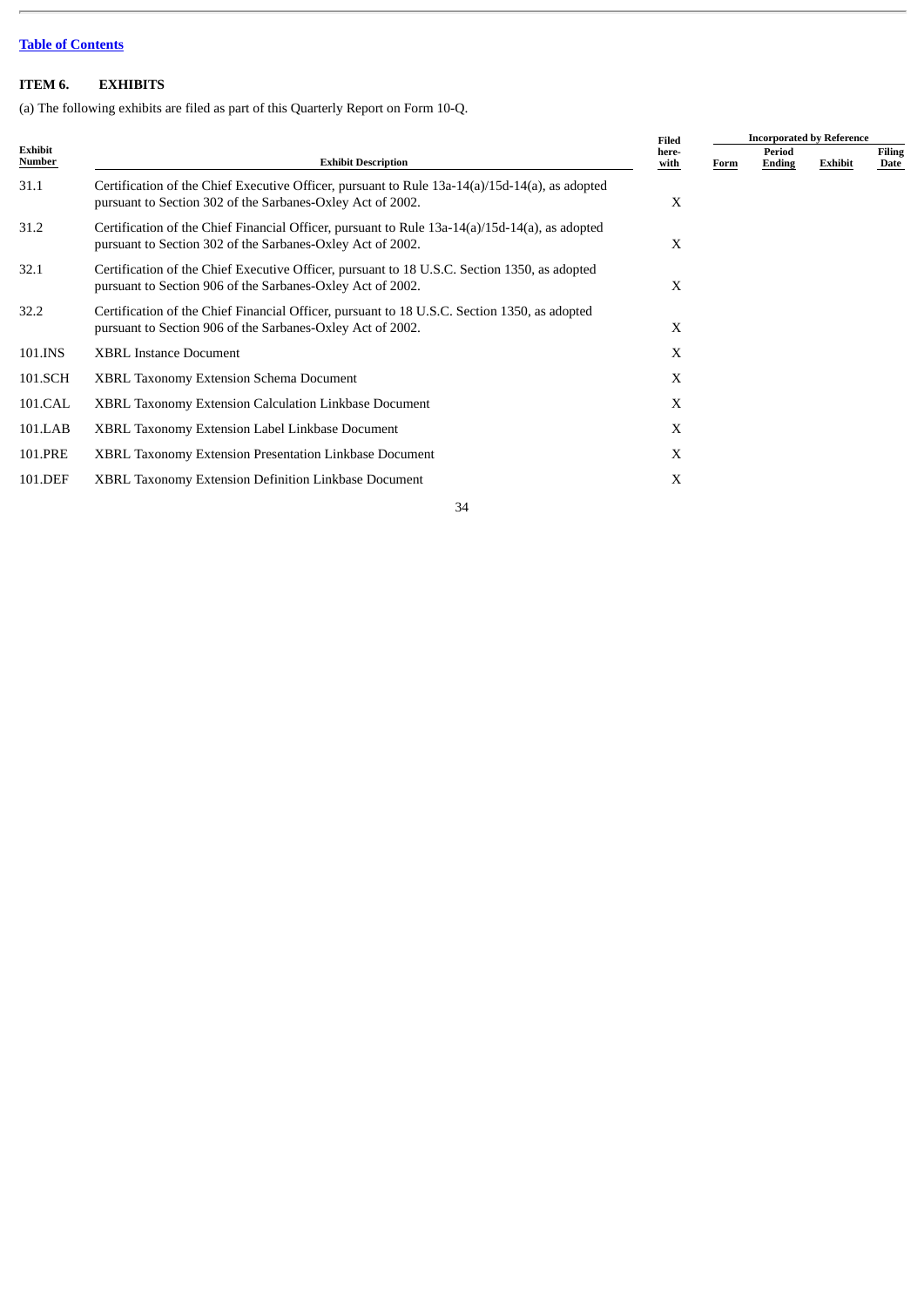[Table of Contents](#)

## ITEM 6. EXHIBITS

(a) The following exhibits are filed as part of this Quarterly Report on Form 10-Q.

| Exhibit Number | Exhibit Description | Filed herewith | Incorporated by Reference | | | |
|---|---|---|---|---|---|---|
| | | | Form | Period Ending | Exhibit | Filing Date |
| 31.1 | Certification of the Chief Executive Officer, pursuant to Rule 13a-14(a)/15d-14(a), as adopted pursuant to Section 302 of the Sarbanes-Oxley Act of 2002. | X | | | | |
| 31.2 | Certification of the Chief Financial Officer, pursuant to Rule 13a-14(a)/15d-14(a), as adopted pursuant to Section 302 of the Sarbanes-Oxley Act of 2002. | X | | | | |
| 32.1 | Certification of the Chief Executive Officer, pursuant to 18 U.S.C. Section 1350, as adopted pursuant to Section 906 of the Sarbanes-Oxley Act of 2002. | X | | | | |
| 32.2 | Certification of the Chief Financial Officer, pursuant to 18 U.S.C. Section 1350, as adopted pursuant to Section 906 of the Sarbanes-Oxley Act of 2002. | X | | | | |
| 101.INS | XBRL Instance Document | X | | | | |
| 101.SCH | XBRL Taxonomy Extension Schema Document | X | | | | |
| 101.CAL | XBRL Taxonomy Extension Calculation Linkbase Document | X | | | | |
| 101.LAB | XBRL Taxonomy Extension Label Linkbase Document | X | | | | |
| 101.PRE | XBRL Taxonomy Extension Presentation Linkbase Document | X | | | | |
| 101.DEF | XBRL Taxonomy Extension Definition Linkbase Document | X | | | | |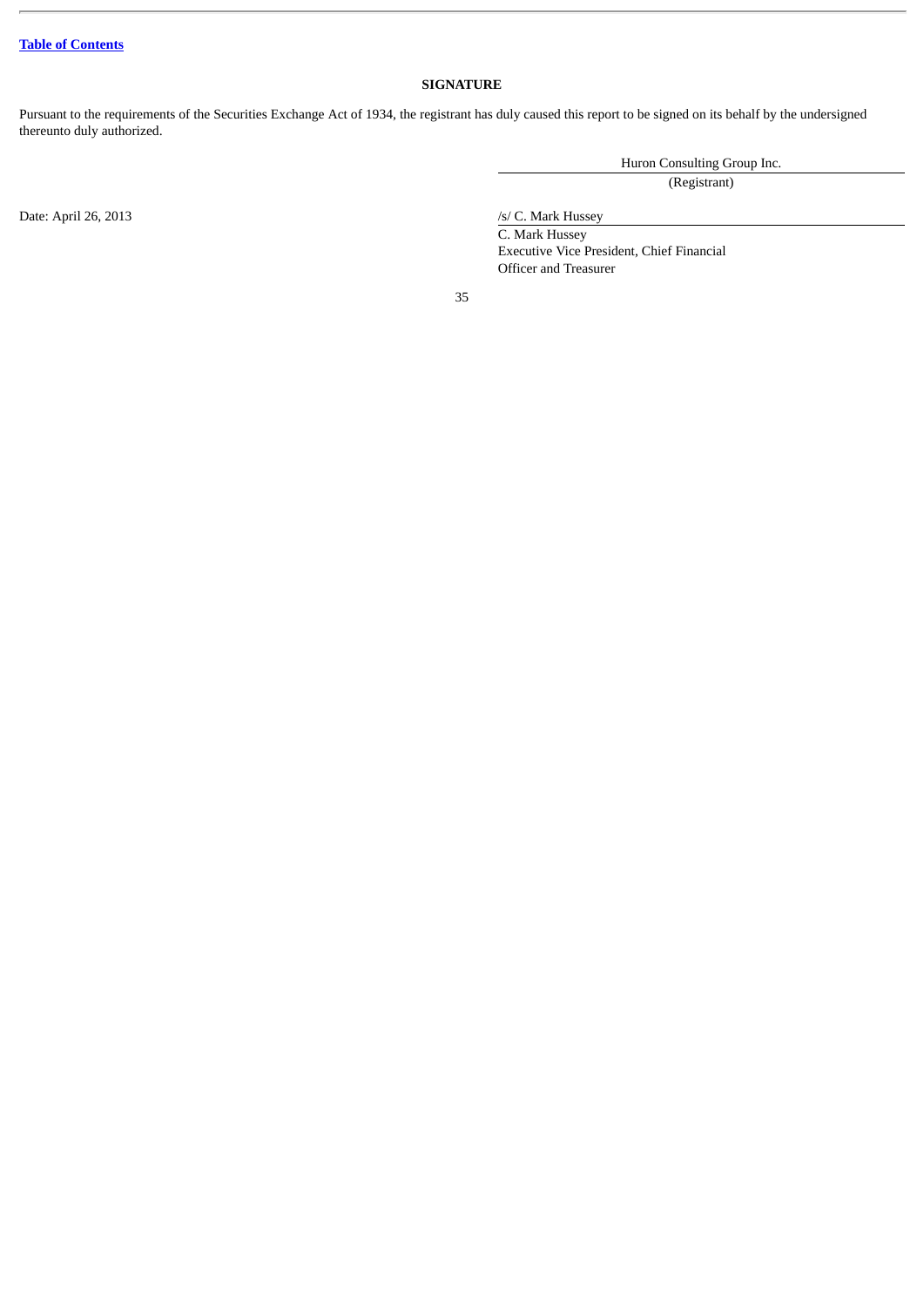**SIGNATURE**

Pursuant to the requirements of the Securities Exchange Act of 1934, the registrant has duly caused this report to be signed on its behalf by the undersigned thereunto duly authorized.

| | |
|---|---|
| | Huron Consulting Group Inc. |
| | (Registrant) |
| Date: April 26, 2013 | /s/ C. Mark Hussey |
| | C. Mark Hussey<br>Executive Vice President, Chief Financial Officer and Treasurer |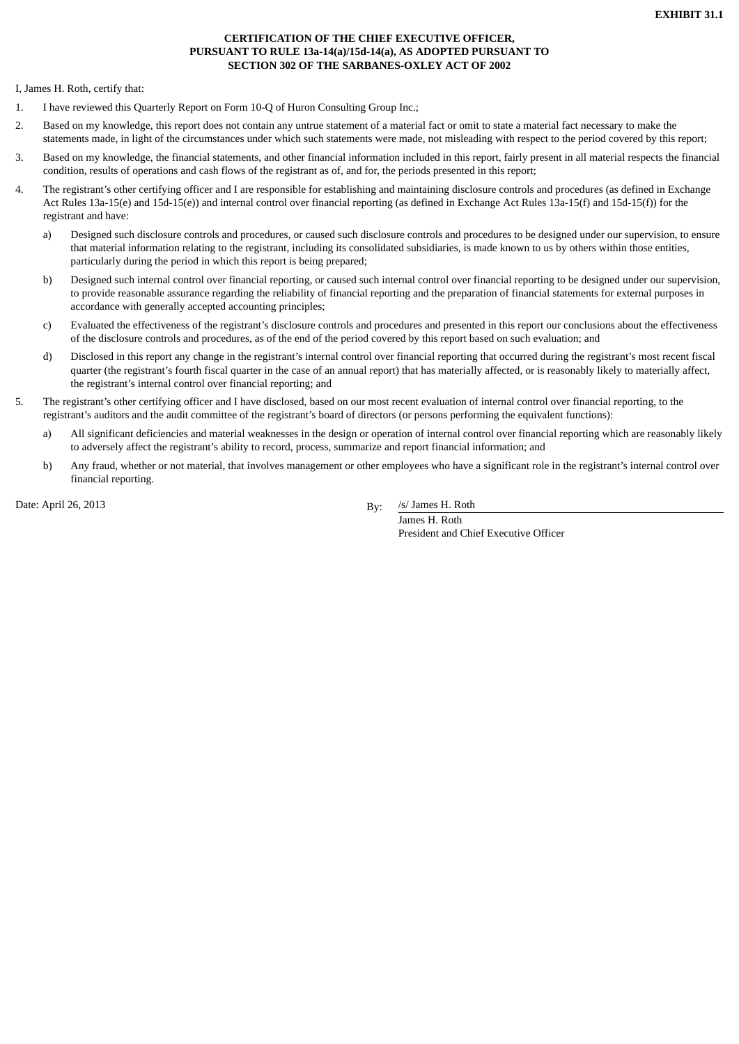**EXHIBIT 31.1**

**CERTIFICATION OF THE CHIEF EXECUTIVE OFFICER,
PURSUANT TO RULE 13a-14(a)/15d-14(a), AS ADOPTED PURSUANT TO
SECTION 302 OF THE SARBANES-OXLEY ACT OF 2002**

I, James H. Roth, certify that:

1. I have reviewed this Quarterly Report on Form 10-Q of Huron Consulting Group Inc.;
2. Based on my knowledge, this report does not contain any untrue statement of a material fact or omit to state a material fact necessary to make the statements made, in light of the circumstances under which such statements were made, not misleading with respect to the period covered by this report;
3. Based on my knowledge, the financial statements, and other financial information included in this report, fairly present in all material respects the financial condition, results of operations and cash flows of the registrant as of, and for, the periods presented in this report;
4. The registrant's other certifying officer and I are responsible for establishing and maintaining disclosure controls and procedures (as defined in Exchange Act Rules 13a-15(e) and 15d-15(e)) and internal control over financial reporting (as defined in Exchange Act Rules 13a-15(f) and 15d-15(f)) for the registrant and have:
   a) Designed such disclosure controls and procedures, or caused such disclosure controls and procedures to be designed under our supervision, to ensure that material information relating to the registrant, including its consolidated subsidiaries, is made known to us by others within those entities, particularly during the period in which this report is being prepared;
   b) Designed such internal control over financial reporting, or caused such internal control over financial reporting to be designed under our supervision, to provide reasonable assurance regarding the reliability of financial reporting and the preparation of financial statements for external purposes in accordance with generally accepted accounting principles;
   c) Evaluated the effectiveness of the registrant's disclosure controls and procedures and presented in this report our conclusions about the effectiveness of the disclosure controls and procedures, as of the end of the period covered by this report based on such evaluation; and
   d) Disclosed in this report any change in the registrant's internal control over financial reporting that occurred during the registrant's most recent fiscal quarter (the registrant's fourth fiscal quarter in the case of an annual report) that has materially affected, or is reasonably likely to materially affect, the registrant's internal control over financial reporting; and
5. The registrant's other certifying officer and I have disclosed, based on our most recent evaluation of internal control over financial reporting, to the registrant's auditors and the audit committee of the registrant's board of directors (or persons performing the equivalent functions):
   a) All significant deficiencies and material weaknesses in the design or operation of internal control over financial reporting which are reasonably likely to adversely affect the registrant's ability to record, process, summarize and report financial information; and
   b) Any fraud, whether or not material, that involves management or other employees who have a significant role in the registrant's internal control over financial reporting.

Date: April 26, 2013

By: /s/ James H. Roth
James H. Roth
President and Chief Executive Officer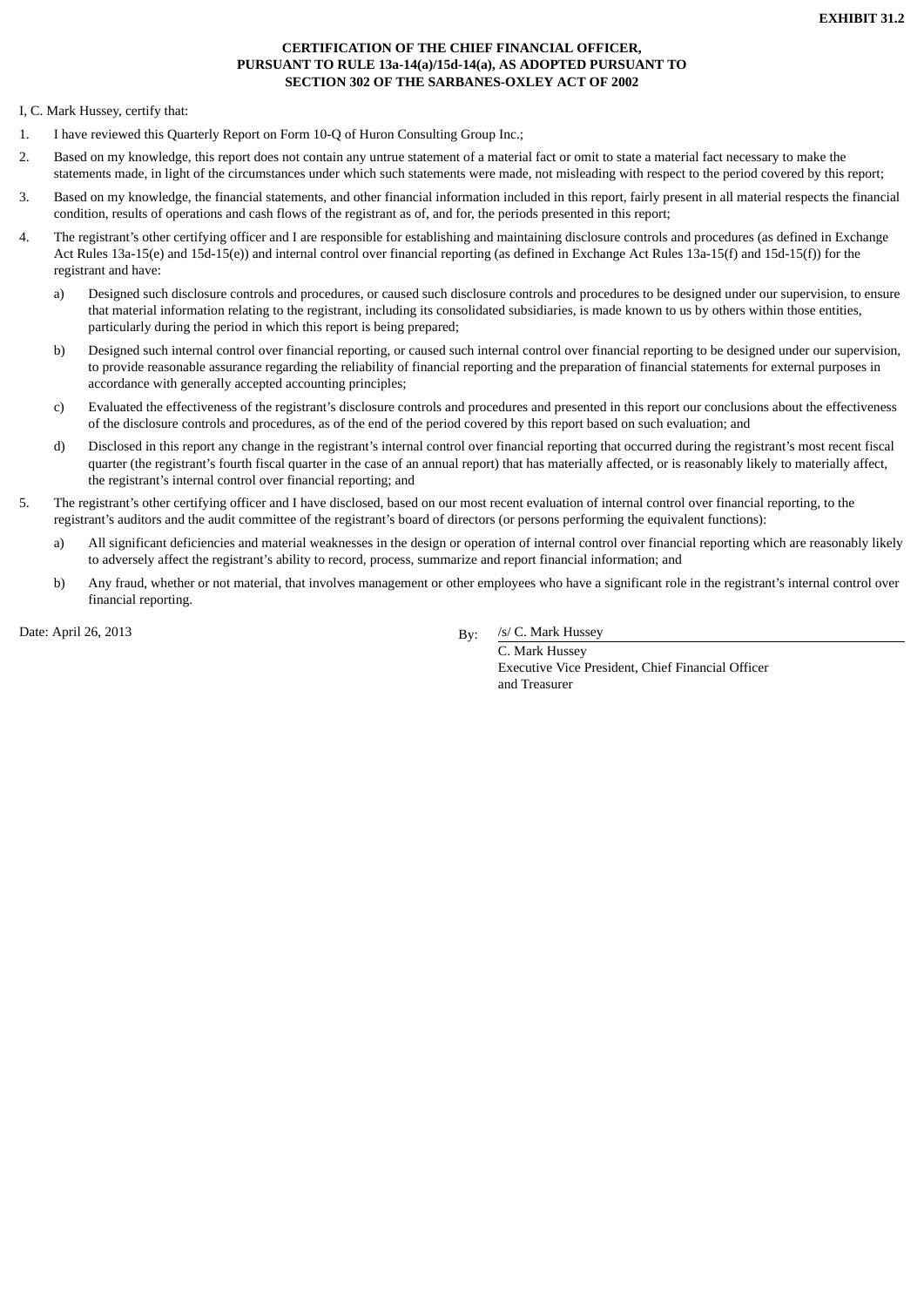**EXHIBIT 31.2**

**CERTIFICATION OF THE CHIEF FINANCIAL OFFICER,
PURSUANT TO RULE 13a-14(a)/15d-14(a), AS ADOPTED PURSUANT TO
SECTION 302 OF THE SARBANES-OXLEY ACT OF 2002**

I, C. Mark Hussey, certify that:

1. I have reviewed this Quarterly Report on Form 10-Q of Huron Consulting Group Inc.;
2. Based on my knowledge, this report does not contain any untrue statement of a material fact or omit to state a material fact necessary to make the statements made, in light of the circumstances under which such statements were made, not misleading with respect to the period covered by this report;
3. Based on my knowledge, the financial statements, and other financial information included in this report, fairly present in all material respects the financial condition, results of operations and cash flows of the registrant as of, and for, the periods presented in this report;
4. The registrant's other certifying officer and I are responsible for establishing and maintaining disclosure controls and procedures (as defined in Exchange Act Rules 13a-15(e) and 15d-15(e)) and internal control over financial reporting (as defined in Exchange Act Rules 13a-15(f) and 15d-15(f)) for the registrant and have:
   a) Designed such disclosure controls and procedures, or caused such disclosure controls and procedures to be designed under our supervision, to ensure that material information relating to the registrant, including its consolidated subsidiaries, is made known to us by others within those entities, particularly during the period in which this report is being prepared;
   b) Designed such internal control over financial reporting, or caused such internal control over financial reporting to be designed under our supervision, to provide reasonable assurance regarding the reliability of financial reporting and the preparation of financial statements for external purposes in accordance with generally accepted accounting principles;
   c) Evaluated the effectiveness of the registrant's disclosure controls and procedures and presented in this report our conclusions about the effectiveness of the disclosure controls and procedures, as of the end of the period covered by this report based on such evaluation; and
   d) Disclosed in this report any change in the registrant's internal control over financial reporting that occurred during the registrant's most recent fiscal quarter (the registrant's fourth fiscal quarter in the case of an annual report) that has materially affected, or is reasonably likely to materially affect, the registrant's internal control over financial reporting; and
5. The registrant's other certifying officer and I have disclosed, based on our most recent evaluation of internal control over financial reporting, to the registrant's auditors and the audit committee of the registrant's board of directors (or persons performing the equivalent functions):
   a) All significant deficiencies and material weaknesses in the design or operation of internal control over financial reporting which are reasonably likely to adversely affect the registrant's ability to record, process, summarize and report financial information; and
   b) Any fraud, whether or not material, that involves management or other employees who have a significant role in the registrant's internal control over financial reporting.

Date: April 26, 2013

By: /s/ C. Mark Hussey
C. Mark Hussey
Executive Vice President, Chief Financial Officer
and Treasurer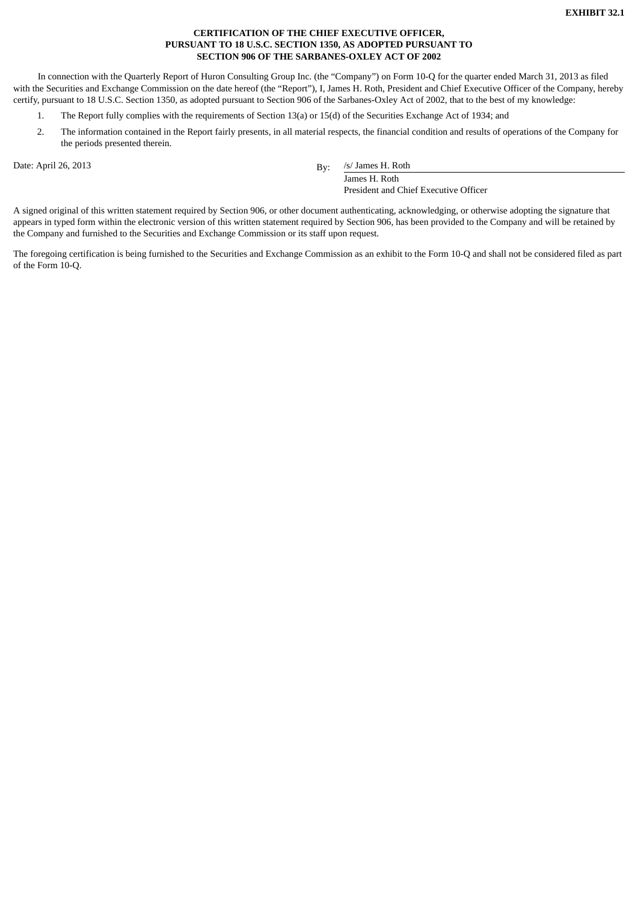**EXHIBIT 32.1**

**CERTIFICATION OF THE CHIEF EXECUTIVE OFFICER, PURSUANT TO 18 U.S.C. SECTION 1350, AS ADOPTED PURSUANT TO SECTION 906 OF THE SARBANES-OXLEY ACT OF 2002**

In connection with the Quarterly Report of Huron Consulting Group Inc. (the "Company") on Form 10-Q for the quarter ended March 31, 2013 as filed with the Securities and Exchange Commission on the date hereof (the "Report"), I, James H. Roth, President and Chief Executive Officer of the Company, hereby certify, pursuant to 18 U.S.C. Section 1350, as adopted pursuant to Section 906 of the Sarbanes-Oxley Act of 2002, that to the best of my knowledge:

1. The Report fully complies with the requirements of Section 13(a) or 15(d) of the Securities Exchange Act of 1934; and
2. The information contained in the Report fairly presents, in all material respects, the financial condition and results of operations of the Company for the periods presented therein.

Date: April 26, 2013

By: /s/ James H. Roth
James H. Roth
President and Chief Executive Officer

A signed original of this written statement required by Section 906, or other document authenticating, acknowledging, or otherwise adopting the signature that appears in typed form within the electronic version of this written statement required by Section 906, has been provided to the Company and will be retained by the Company and furnished to the Securities and Exchange Commission or its staff upon request.

The foregoing certification is being furnished to the Securities and Exchange Commission as an exhibit to the Form 10-Q and shall not be considered filed as part of the Form 10-Q.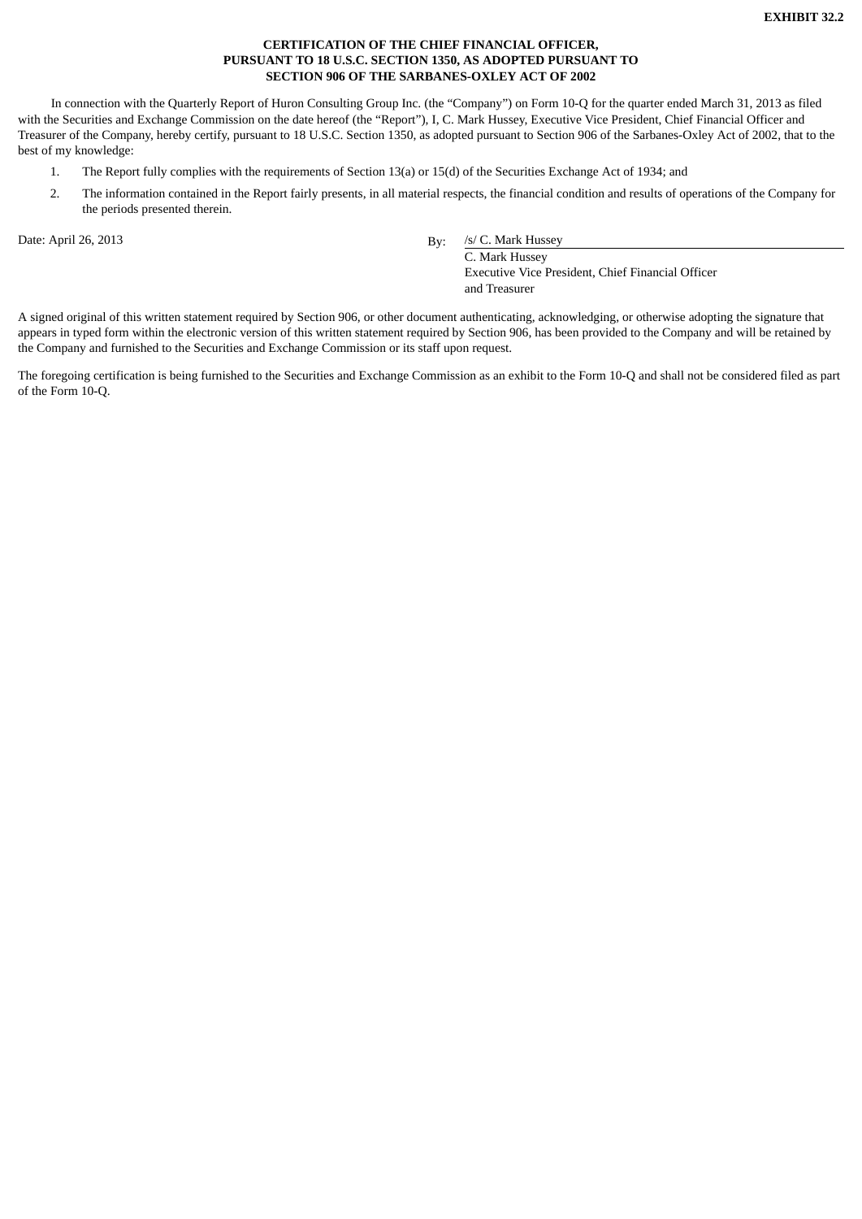**EXHIBIT 32.2**

**CERTIFICATION OF THE CHIEF FINANCIAL OFFICER,
PURSUANT TO 18 U.S.C. SECTION 1350, AS ADOPTED PURSUANT TO
SECTION 906 OF THE SARBANES-OXLEY ACT OF 2002**

In connection with the Quarterly Report of Huron Consulting Group Inc. (the "Company") on Form 10-Q for the quarter ended March 31, 2013 as filed with the Securities and Exchange Commission on the date hereof (the "Report"), I, C. Mark Hussey, Executive Vice President, Chief Financial Officer and Treasurer of the Company, hereby certify, pursuant to 18 U.S.C. Section 1350, as adopted pursuant to Section 906 of the Sarbanes-Oxley Act of 2002, that to the best of my knowledge:

1. The Report fully complies with the requirements of Section 13(a) or 15(d) of the Securities Exchange Act of 1934; and
2. The information contained in the Report fairly presents, in all material respects, the financial condition and results of operations of the Company for the periods presented therein.

Date: April 26, 2013

By: /s/ C. Mark Hussey
C. Mark Hussey
Executive Vice President, Chief Financial Officer
and Treasurer

A signed original of this written statement required by Section 906, or other document authenticating, acknowledging, or otherwise adopting the signature that appears in typed form within the electronic version of this written statement required by Section 906, has been provided to the Company and will be retained by the Company and furnished to the Securities and Exchange Commission or its staff upon request.

The foregoing certification is being furnished to the Securities and Exchange Commission as an exhibit to the Form 10-Q and shall not be considered filed as part of the Form 10-Q.